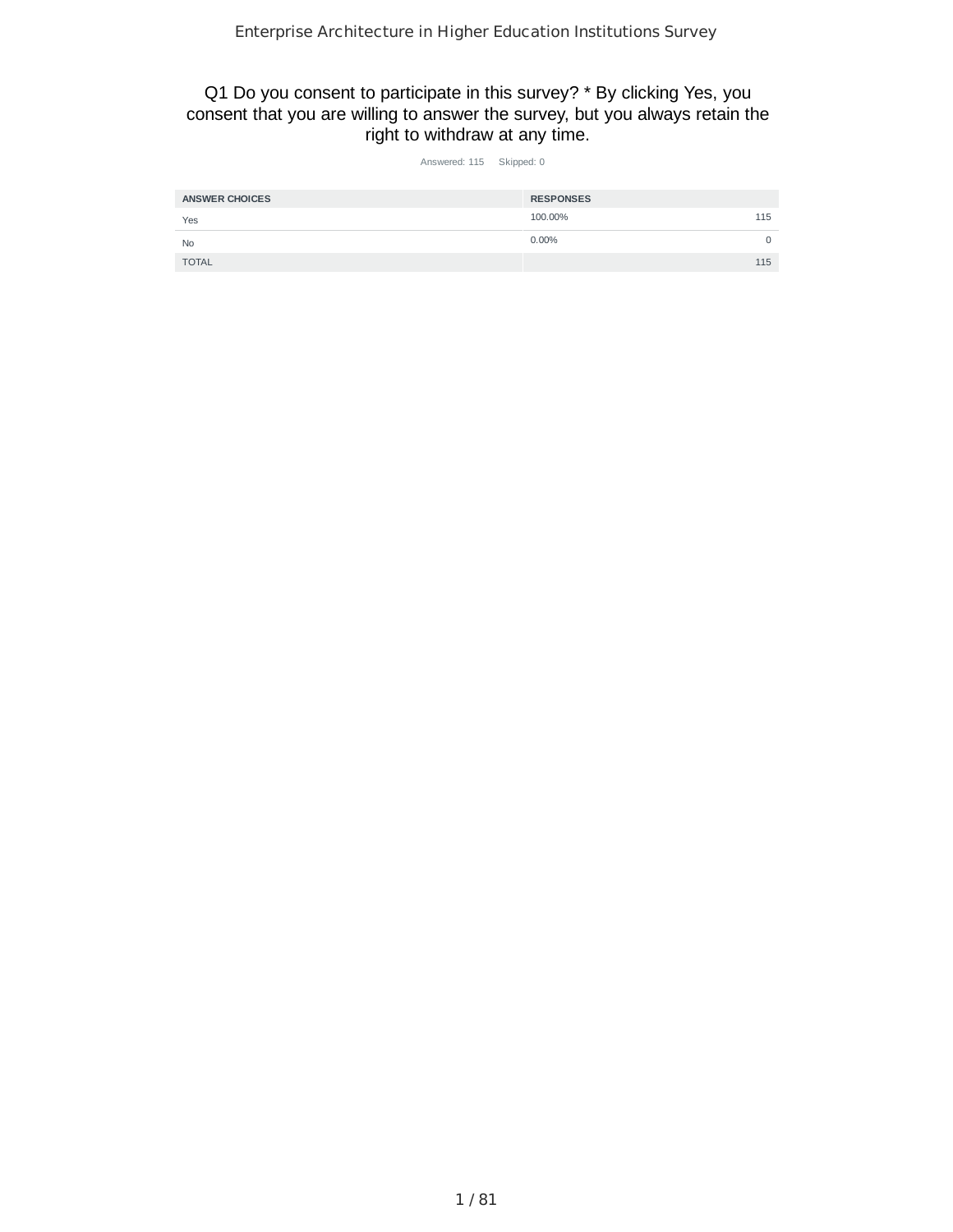# Enterprise Architecture in Higher Education Institutions Survey

## Q1 Do you consent to participate in this survey? * By clicking Yes, you consent that you are willing to answer the survey, but you always retain the right to withdraw at any time.

Answered: 115 Skipped: 0

| ANSWER CHOICES | RESPONSES | |
|---|---|---|
| Yes | 100.00% | 115 |
| No | 0.00% | 0 |
| TOTAL | | 115 |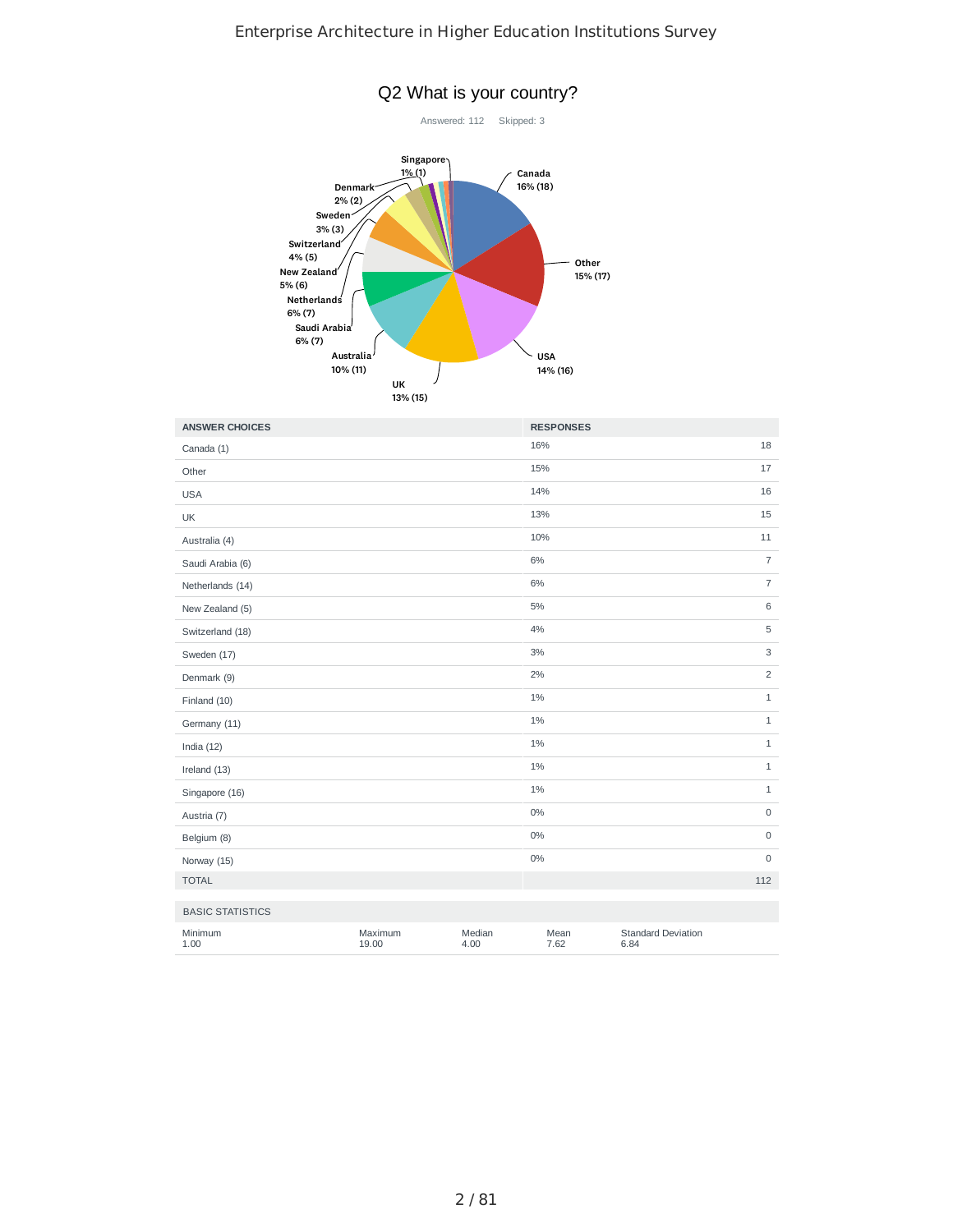## Q2 What is your country?

Answered: 112 Skipped: 3

| ANSWER CHOICES | RESPONSES | |
|---|---|---|
| Canada (1) | 16% | 18 |
| Other | 15% | 17 |
| USA | 14% | 16 |
| UK | 13% | 15 |
| Australia (4) | 10% | 11 |
| Saudi Arabia (6) | 6% | 7 |
| Netherlands (14) | 6% | 7 |
| New Zealand (5) | 5% | 6 |
| Switzerland (18) | 4% | 5 |
| Sweden (17) | 3% | 3 |
| Denmark (9) | 2% | 2 |
| Finland (10) | 1% | 1 |
| Germany (11) | 1% | 1 |
| India (12) | 1% | 1 |
| Ireland (13) | 1% | 1 |
| Singapore (16) | 1% | 1 |
| Austria (7) | 0% | 0 |
| Belgium (8) | 0% | 0 |
| Norway (15) | 0% | 0 |
| TOTAL | | 112 |

| BASIC STATISTICS | | | | |
|---|---|---|---|---|
| Minimum | Maximum | Median | Mean | Standard Deviation |
| 1.00 | 19.00 | 4.00 | 7.62 | 6.84 |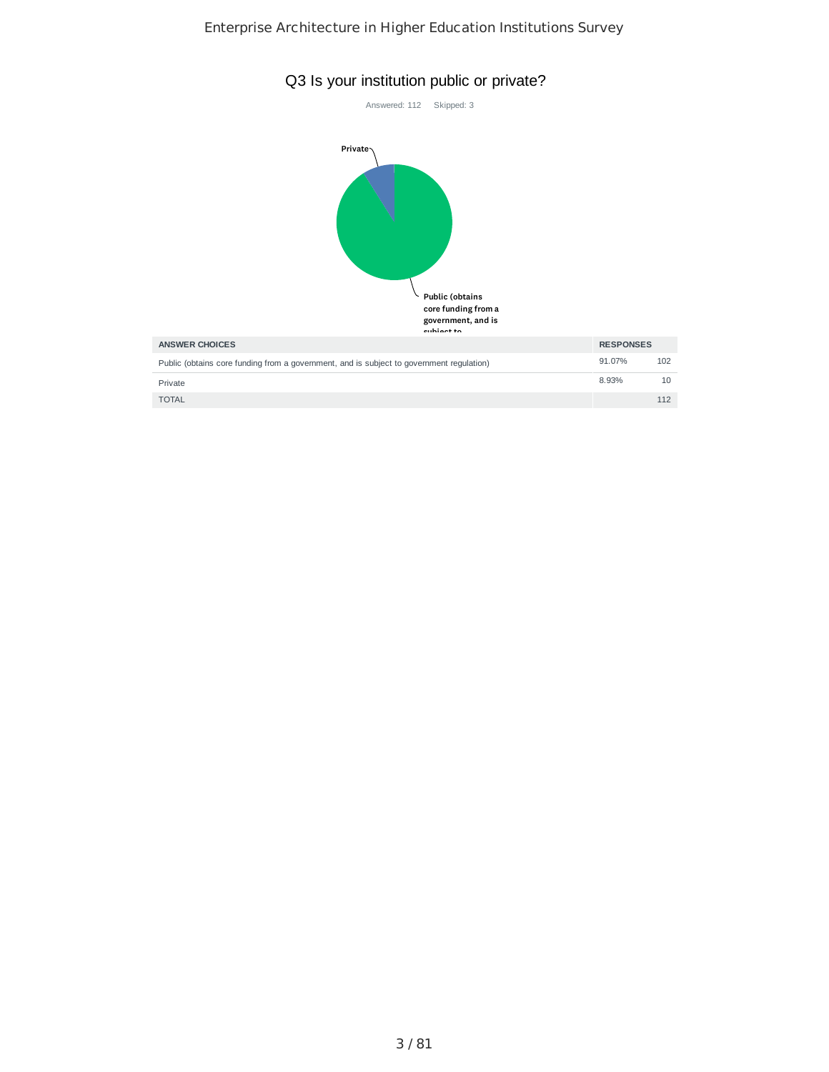## Q3 Is your institution public or private?

Answered: 112    Skipped: 3

| ANSWER CHOICES | RESPONSES | |
|---|---|---|
| Public (obtains core funding from a government, and is subject to government regulation) | 91.07% | 102 |
| Private | 8.93% | 10 |
| TOTAL | | 112 |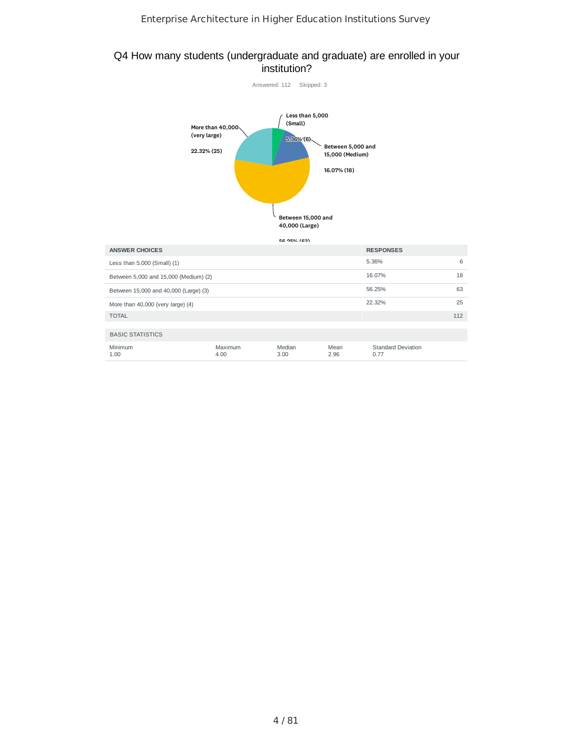## Q4 How many students (undergraduate and graduate) are enrolled in your institution?

Answered: 112    Skipped: 3

Less than 5,000 (Small) 5.36% (6)

Between 5,000 and 15,000 (Medium) 16.07% (18)

Between 15,000 and 40,000 (Large) 56.25% (63)

More than 40,000 (very large) 22.32% (25)

| ANSWER CHOICES | RESPONSES | |
|---|---|---|
| Less than 5,000 (Small) (1) | 5.36% | 6 |
| Between 5,000 and 15,000 (Medium) (2) | 16.07% | 18 |
| Between 15,000 and 40,000 (Large) (3) | 56.25% | 63 |
| More than 40,000 (very large) (4) | 22.32% | 25 |
| TOTAL | | 112 |

BASIC STATISTICS

| Minimum | Maximum | Median | Mean | Standard Deviation |
|---|---|---|---|---|
| 1.00 | 4.00 | 3.00 | 2.96 | 0.77 |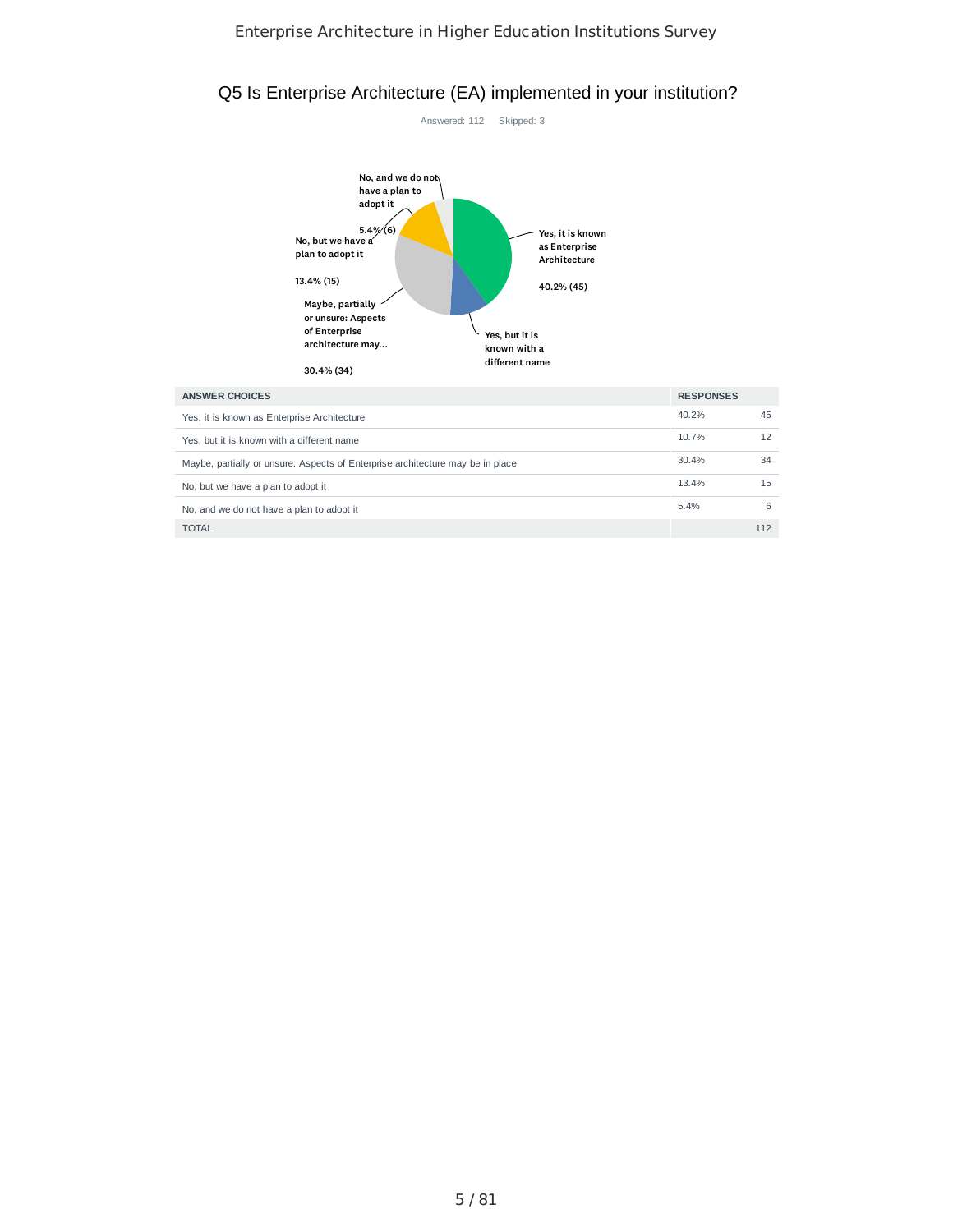## Q5 Is Enterprise Architecture (EA) implemented in your institution?

Answered: 112 Skipped: 3

| ANSWER CHOICES | RESPONSES | |
|---|---|---|
| Yes, it is known as Enterprise Architecture | 40.2% | 45 |
| Yes, but it is known with a different name | 10.7% | 12 |
| Maybe, partially or unsure: Aspects of Enterprise architecture may be in place | 30.4% | 34 |
| No, but we have a plan to adopt it | 13.4% | 15 |
| No, and we do not have a plan to adopt it | 5.4% | 6 |
| TOTAL | | 112 |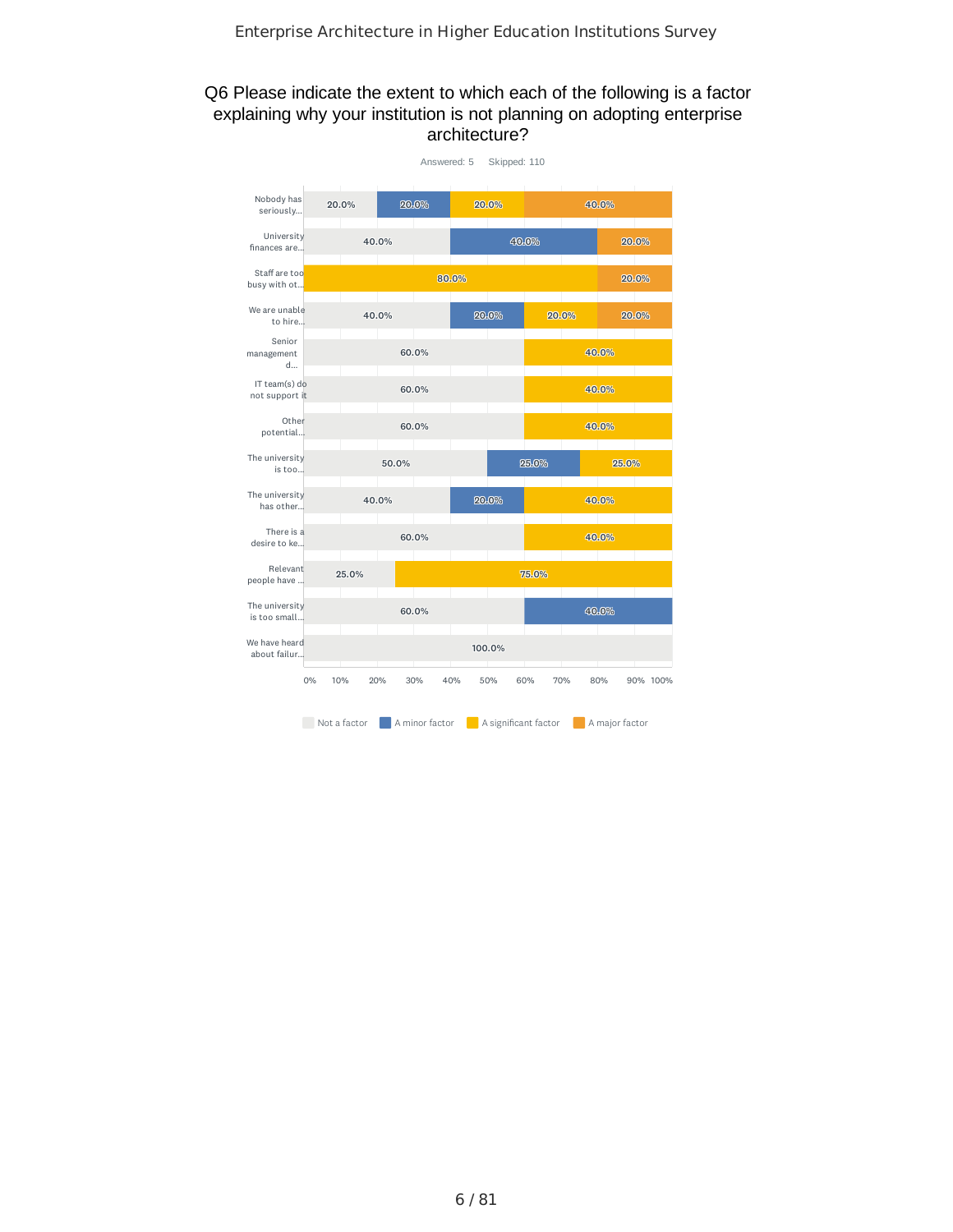## Q6 Please indicate the extent to which each of the following is a factor explaining why your institution is not planning on adopting enterprise architecture?

Answered: 5 Skipped: 110

| | Not a factor | A minor factor | A significant factor | A major factor |
|---|---|---|---|---|
| Nobody has seriously... | 20.0% | 20.0% | 20.0% | 40.0% |
| University finances are... | 40.0% | 40.0% | | 20.0% |
| Staff are too busy with ot... | | | 80.0% | 20.0% |
| We are unable to hire... | 40.0% | 20.0% | 20.0% | 20.0% |
| Senior management d... | 60.0% | | 40.0% | |
| IT team(s) do not support it | 60.0% | | 40.0% | |
| Other potential... | 60.0% | | 40.0% | |
| The university is too... | 50.0% | 25.0% | 25.0% | |
| The university has other... | 40.0% | 20.0% | 40.0% | |
| There is a desire to ke... | 60.0% | | 40.0% | |
| Relevant people have ... | 25.0% | | 75.0% | |
| The university is too small... | 60.0% | 40.0% | | |
| We have heard about failur... | 100.0% | | | |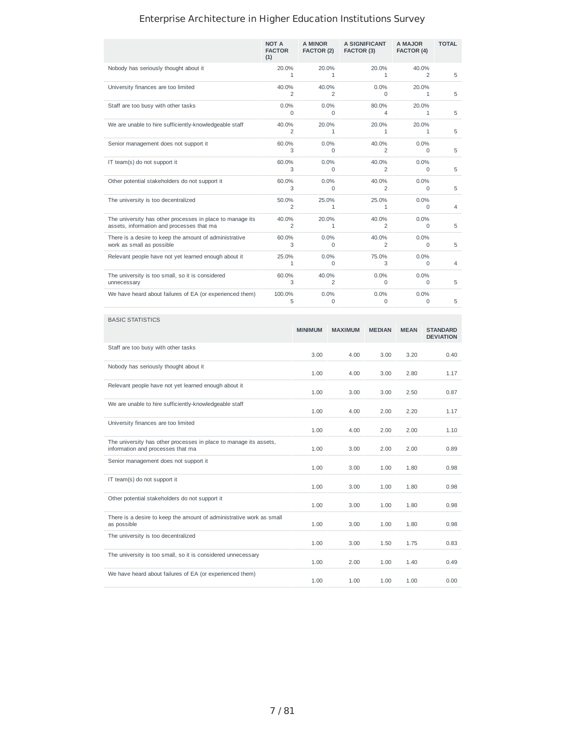# Enterprise Architecture in Higher Education Institutions Survey

| | NOT A FACTOR (1) | A MINOR FACTOR (2) | A SIGNIFICANT FACTOR (3) | A MAJOR FACTOR (4) | TOTAL |
|---|---|---|---|---|---|
| Nobody has seriously thought about it | 20.0%<br>1 | 20.0%<br>1 | 20.0%<br>1 | 40.0%<br>2 | 5 |
| University finances are too limited | 40.0%<br>2 | 40.0%<br>2 | 0.0%<br>0 | 20.0%<br>1 | 5 |
| Staff are too busy with other tasks | 0.0%<br>0 | 0.0%<br>0 | 80.0%<br>4 | 20.0%<br>1 | 5 |
| We are unable to hire sufficiently-knowledgeable staff | 40.0%<br>2 | 20.0%<br>1 | 20.0%<br>1 | 20.0%<br>1 | 5 |
| Senior management does not support it | 60.0%<br>3 | 0.0%<br>0 | 40.0%<br>2 | 0.0%<br>0 | 5 |
| IT team(s) do not support it | 60.0%<br>3 | 0.0%<br>0 | 40.0%<br>2 | 0.0%<br>0 | 5 |
| Other potential stakeholders do not support it | 60.0%<br>3 | 0.0%<br>0 | 40.0%<br>2 | 0.0%<br>0 | 5 |
| The university is too decentralized | 50.0%<br>2 | 25.0%<br>1 | 25.0%<br>1 | 0.0%<br>0 | 4 |
| The university has other processes in place to manage its assets, information and processes that ma | 40.0%<br>2 | 20.0%<br>1 | 40.0%<br>2 | 0.0%<br>0 | 5 |
| There is a desire to keep the amount of administrative work as small as possible | 60.0%<br>3 | 0.0%<br>0 | 40.0%<br>2 | 0.0%<br>0 | 5 |
| Relevant people have not yet learned enough about it | 25.0%<br>1 | 0.0%<br>0 | 75.0%<br>3 | 0.0%<br>0 | 4 |
| The university is too small, so it is considered unnecessary | 60.0%<br>3 | 40.0%<br>2 | 0.0%<br>0 | 0.0%<br>0 | 5 |
| We have heard about failures of EA (or experienced them) | 100.0%<br>5 | 0.0%<br>0 | 0.0%<br>0 | 0.0%<br>0 | 5 |

| BASIC STATISTICS | MINIMUM | MAXIMUM | MEDIAN | MEAN | STANDARD DEVIATION |
|---|---|---|---|---|---|
| Staff are too busy with other tasks | 3.00 | 4.00 | 3.00 | 3.20 | 0.40 |
| Nobody has seriously thought about it | 1.00 | 4.00 | 3.00 | 2.80 | 1.17 |
| Relevant people have not yet learned enough about it | 1.00 | 3.00 | 3.00 | 2.50 | 0.87 |
| We are unable to hire sufficiently-knowledgeable staff | 1.00 | 4.00 | 2.00 | 2.20 | 1.17 |
| University finances are too limited | 1.00 | 4.00 | 2.00 | 2.00 | 1.10 |
| The university has other processes in place to manage its assets, information and processes that ma | 1.00 | 3.00 | 2.00 | 2.00 | 0.89 |
| Senior management does not support it | 1.00 | 3.00 | 1.00 | 1.80 | 0.98 |
| IT team(s) do not support it | 1.00 | 3.00 | 1.00 | 1.80 | 0.98 |
| Other potential stakeholders do not support it | 1.00 | 3.00 | 1.00 | 1.80 | 0.98 |
| There is a desire to keep the amount of administrative work as small as possible | 1.00 | 3.00 | 1.00 | 1.80 | 0.98 |
| The university is too decentralized | 1.00 | 3.00 | 1.50 | 1.75 | 0.83 |
| The university is too small, so it is considered unnecessary | 1.00 | 2.00 | 1.00 | 1.40 | 0.49 |
| We have heard about failures of EA (or experienced them) | 1.00 | 1.00 | 1.00 | 1.00 | 0.00 |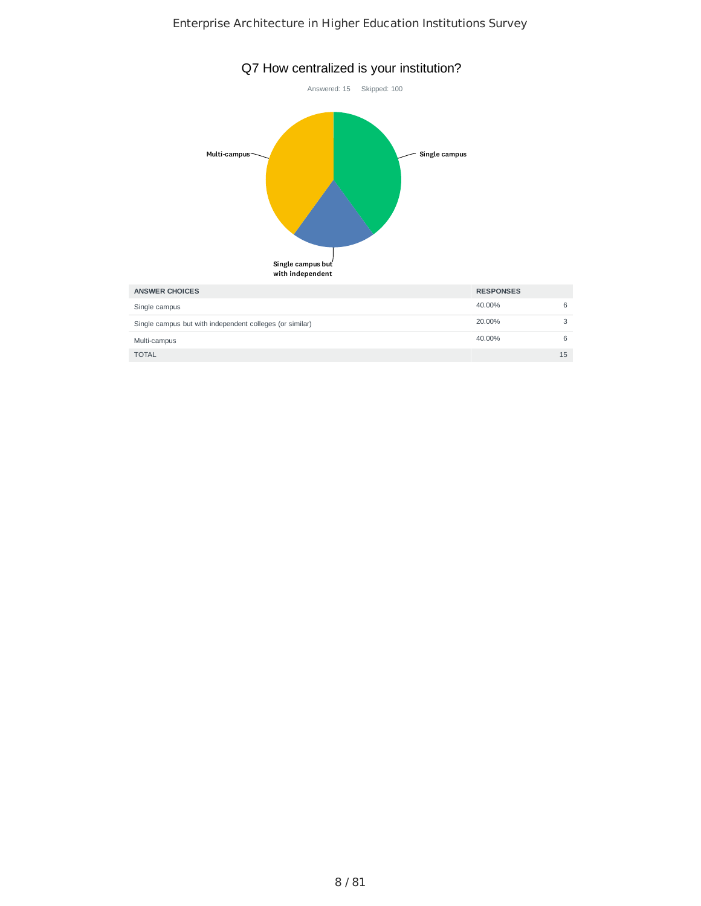## Q7 How centralized is your institution?

Answered: 15    Skipped: 100

| ANSWER CHOICES | RESPONSES | |
|---|---|---|
| Single campus | 40.00% | 6 |
| Single campus but with independent colleges (or similar) | 20.00% | 3 |
| Multi-campus | 40.00% | 6 |
| TOTAL | | 15 |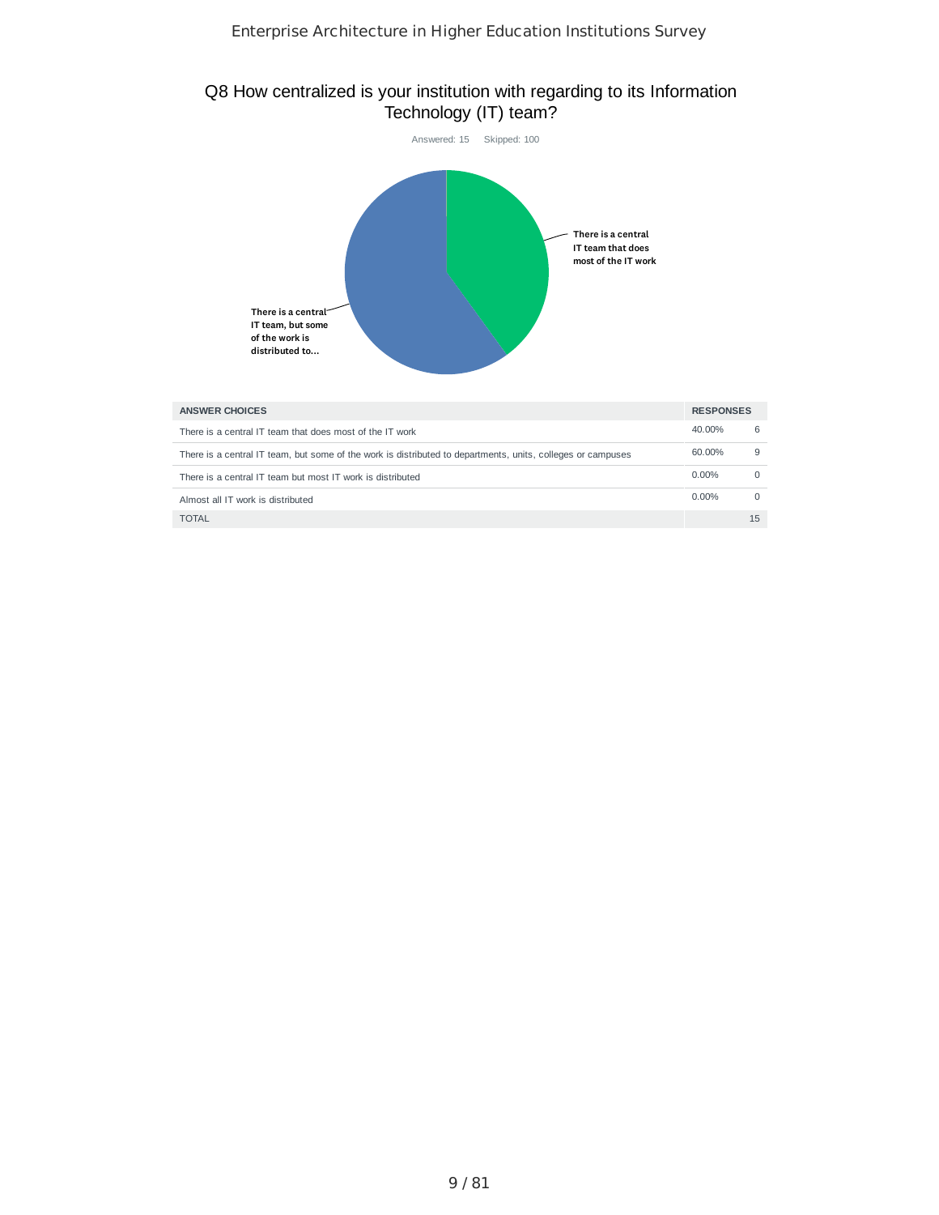## Q8 How centralized is your institution with regarding to its Information Technology (IT) team?

Answered: 15 Skipped: 100

There is a central IT team that does most of the IT work

There is a central IT team, but some of the work is distributed to...

| ANSWER CHOICES | RESPONSES | |
|---|---|---|
| There is a central IT team that does most of the IT work | 40.00% | 6 |
| There is a central IT team, but some of the work is distributed to departments, units, colleges or campuses | 60.00% | 9 |
| There is a central IT team but most IT work is distributed | 0.00% | 0 |
| Almost all IT work is distributed | 0.00% | 0 |
| TOTAL | | 15 |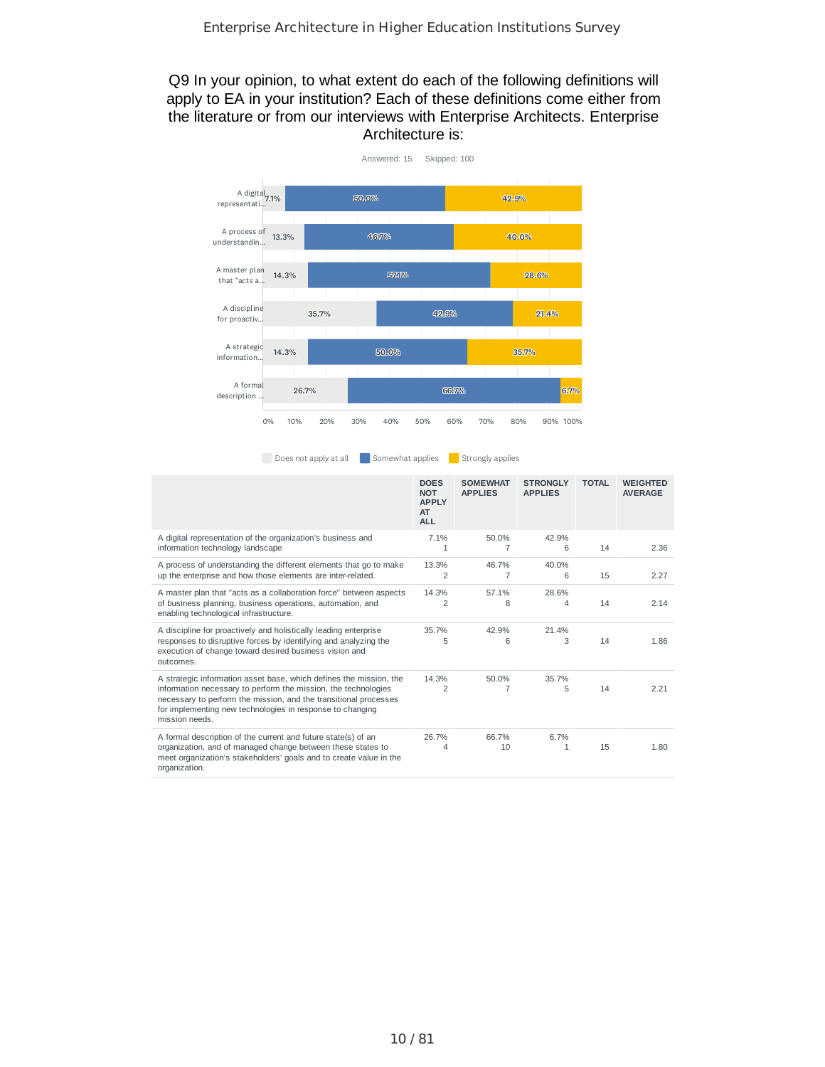## Q9 In your opinion, to what extent do each of the following definitions will apply to EA in your institution? Each of these definitions come either from the literature or from our interviews with Enterprise Architects. Enterprise Architecture is:

Answered: 15 Skipped: 100

| | DOES NOT APPLY AT ALL | SOMEWHAT APPLIES | STRONGLY APPLIES | TOTAL | WEIGHTED AVERAGE |
|---|---|---|---|---|---|
| A digital representation of the organization's business and information technology landscape | 7.1% 1 | 50.0% 7 | 42.9% 6 | 14 | 2.36 |
| A process of understanding the different elements that go to make up the enterprise and how those elements are inter-related. | 13.3% 2 | 46.7% 7 | 40.0% 6 | 15 | 2.27 |
| A master plan that "acts as a collaboration force" between aspects of business planning, business operations, automation, and enabling technological infrastructure. | 14.3% 2 | 57.1% 8 | 28.6% 4 | 14 | 2.14 |
| A discipline for proactively and holistically leading enterprise responses to disruptive forces by identifying and analyzing the execution of change toward desired business vision and outcomes. | 35.7% 5 | 42.9% 6 | 21.4% 3 | 14 | 1.86 |
| A strategic information asset base, which defines the mission, the information necessary to perform the mission, the technologies necessary to perform the mission, and the transitional processes for implementing new technologies in response to changing mission needs. | 14.3% 2 | 50.0% 7 | 35.7% 5 | 14 | 2.21 |
| A formal description of the current and future state(s) of an organization, and of managed change between these states to meet organization's stakeholders' goals and to create value in the organization. | 26.7% 4 | 66.7% 10 | 6.7% 1 | 15 | 1.80 |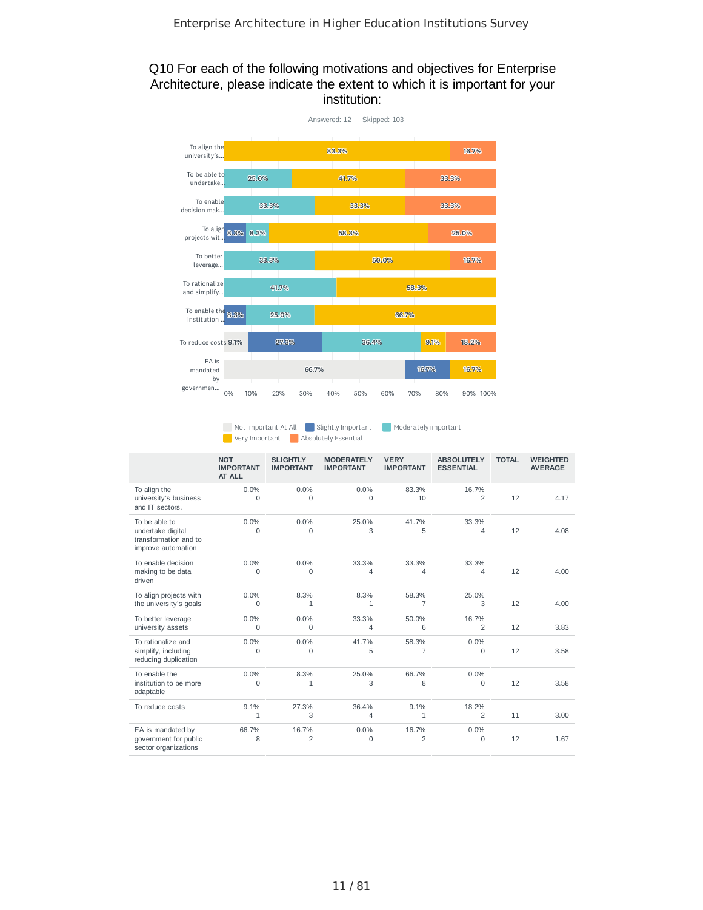## Q10 For each of the following motivations and objectives for Enterprise Architecture, please indicate the extent to which it is important for your institution:

Answered: 12 Skipped: 103

| | NOT IMPORTANT AT ALL | SLIGHTLY IMPORTANT | MODERATELY IMPORTANT | VERY IMPORTANT | ABSOLUTELY ESSENTIAL | TOTAL | WEIGHTED AVERAGE |
|---|---|---|---|---|---|---|---|
| To align the university's business and IT sectors. | 0.0% 0 | 0.0% 0 | 0.0% 0 | 83.3% 10 | 16.7% 2 | 12 | 4.17 |
| To be able to undertake digital transformation and to improve automation | 0.0% 0 | 0.0% 0 | 25.0% 3 | 41.7% 5 | 33.3% 4 | 12 | 4.08 |
| To enable decision making to be data driven | 0.0% 0 | 0.0% 0 | 33.3% 4 | 33.3% 4 | 33.3% 4 | 12 | 4.00 |
| To align projects with the university's goals | 0.0% 0 | 8.3% 1 | 8.3% 1 | 58.3% 7 | 25.0% 3 | 12 | 4.00 |
| To better leverage university assets | 0.0% 0 | 0.0% 0 | 33.3% 4 | 50.0% 6 | 16.7% 2 | 12 | 3.83 |
| To rationalize and simplify, including reducing duplication | 0.0% 0 | 0.0% 0 | 41.7% 5 | 58.3% 7 | 0.0% 0 | 12 | 3.58 |
| To enable the institution to be more adaptable | 0.0% 0 | 8.3% 1 | 25.0% 3 | 66.7% 8 | 0.0% 0 | 12 | 3.58 |
| To reduce costs | 9.1% 1 | 27.3% 3 | 36.4% 4 | 9.1% 1 | 18.2% 2 | 11 | 3.00 |
| EA is mandated by government for public sector organizations | 66.7% 8 | 16.7% 2 | 0.0% 0 | 16.7% 2 | 0.0% 0 | 12 | 1.67 |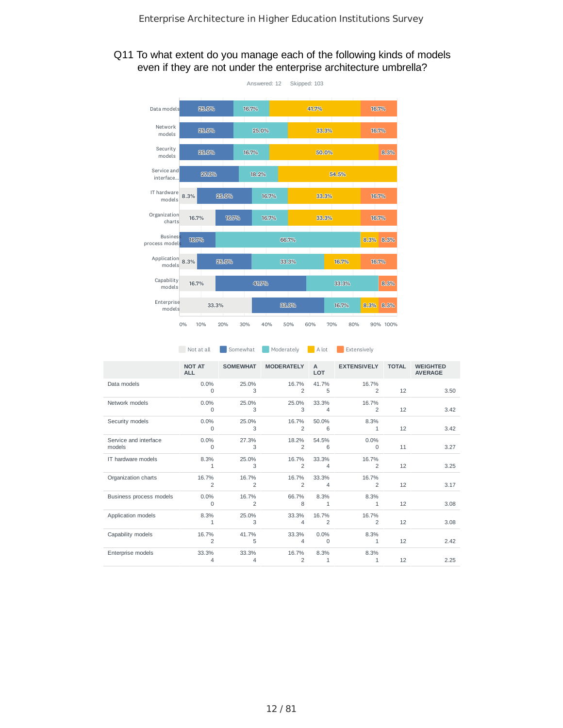## Q11 To what extent do you manage each of the following kinds of models even if they are not under the enterprise architecture umbrella?

Answered: 12    Skipped: 103

| | NOT AT ALL | SOMEWHAT | MODERATELY | A LOT | EXTENSIVELY | TOTAL | WEIGHTED AVERAGE |
|---|---|---|---|---|---|---|---|
| Data models | 0.0% 0 | 25.0% 3 | 16.7% 2 | 41.7% 5 | 16.7% 2 | 12 | 3.50 |
| Network models | 0.0% 0 | 25.0% 3 | 25.0% 3 | 33.3% 4 | 16.7% 2 | 12 | 3.42 |
| Security models | 0.0% 0 | 25.0% 3 | 16.7% 2 | 50.0% 6 | 8.3% 1 | 12 | 3.42 |
| Service and interface models | 0.0% 0 | 27.3% 3 | 18.2% 2 | 54.5% 6 | 0.0% 0 | 11 | 3.27 |
| IT hardware models | 8.3% 1 | 25.0% 3 | 16.7% 2 | 33.3% 4 | 16.7% 2 | 12 | 3.25 |
| Organization charts | 16.7% 2 | 16.7% 2 | 16.7% 2 | 33.3% 4 | 16.7% 2 | 12 | 3.17 |
| Business process models | 0.0% 0 | 16.7% 2 | 66.7% 8 | 8.3% 1 | 8.3% 1 | 12 | 3.08 |
| Application models | 8.3% 1 | 25.0% 3 | 33.3% 4 | 16.7% 2 | 16.7% 2 | 12 | 3.08 |
| Capability models | 16.7% 2 | 41.7% 5 | 33.3% 4 | 0.0% 0 | 8.3% 1 | 12 | 2.42 |
| Enterprise models | 33.3% 4 | 33.3% 4 | 16.7% 2 | 8.3% 1 | 8.3% 1 | 12 | 2.25 |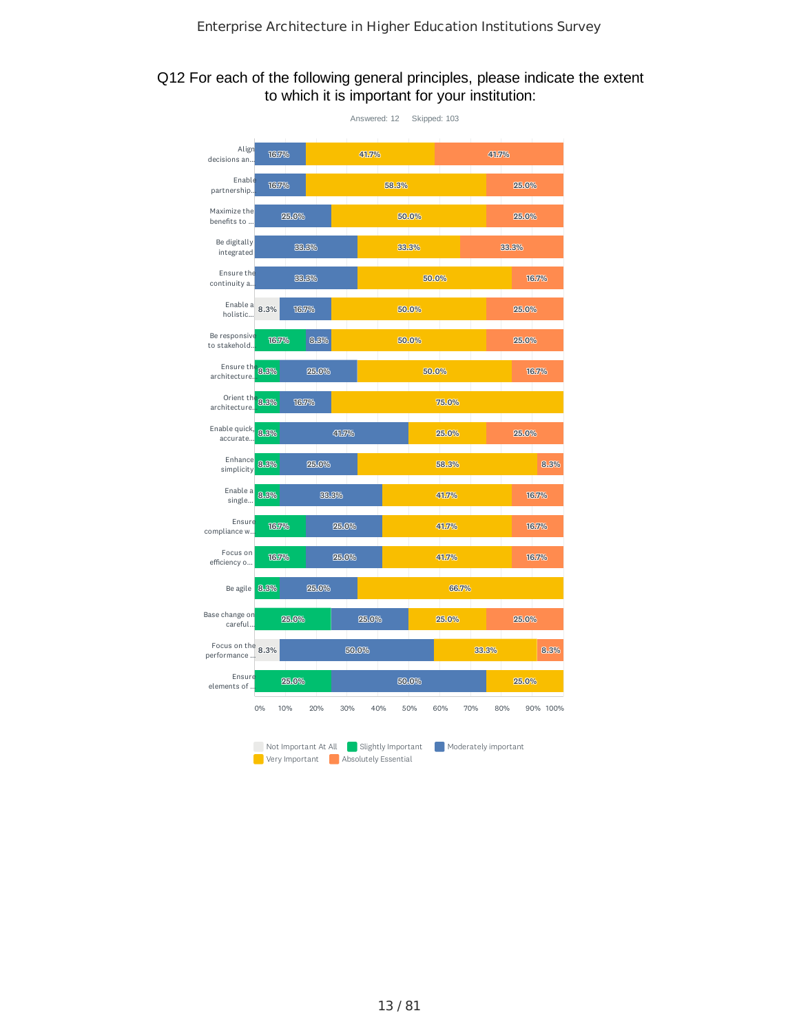## Q12 For each of the following general principles, please indicate the extent to which it is important for your institution:

Answered: 12 Skipped: 103

| Principle | Not Important At All | Slightly Important | Moderately important | Very Important | Absolutely Essential |
|---|---|---|---|---|---|
| Align decisions an... | | | 16.7% | 41.7% | 41.7% |
| Enable partnership... | | | 16.7% | 58.3% | 25.0% |
| Maximize the benefits to ... | | | 25.0% | 50.0% | 25.0% |
| Be digitally integrated | | | 33.3% | 33.3% | 33.3% |
| Ensure the continuity a... | | | 33.3% | 50.0% | 16.7% |
| Enable a holistic... | 8.3% | | 16.7% | 50.0% | 25.0% |
| Be responsive to stakehold... | | 16.7% | 8.3% | 50.0% | 25.0% |
| Ensure the architecture... | | 8.3% | 25.0% | 50.0% | 16.7% |
| Orient the architecture... | | 8.3% | 16.7% | 75.0% | |
| Enable quick, accurate... | | 8.3% | 41.7% | 25.0% | 25.0% |
| Enhance simplicity | | 8.3% | 25.0% | 58.3% | 8.3% |
| Enable a single... | | 8.3% | 33.3% | 41.7% | 16.7% |
| Ensure compliance w... | | 16.7% | 25.0% | 41.7% | 16.7% |
| Focus on efficiency o... | | 16.7% | 25.0% | 41.7% | 16.7% |
| Be agile | | 8.3% | 25.0% | 66.7% | |
| Base change on careful... | | 25.0% | 25.0% | 25.0% | 25.0% |
| Focus on the performance ... | 8.3% | | 50.0% | 33.3% | 8.3% |
| Ensure elements of ... | | 25.0% | 50.0% | 25.0% | |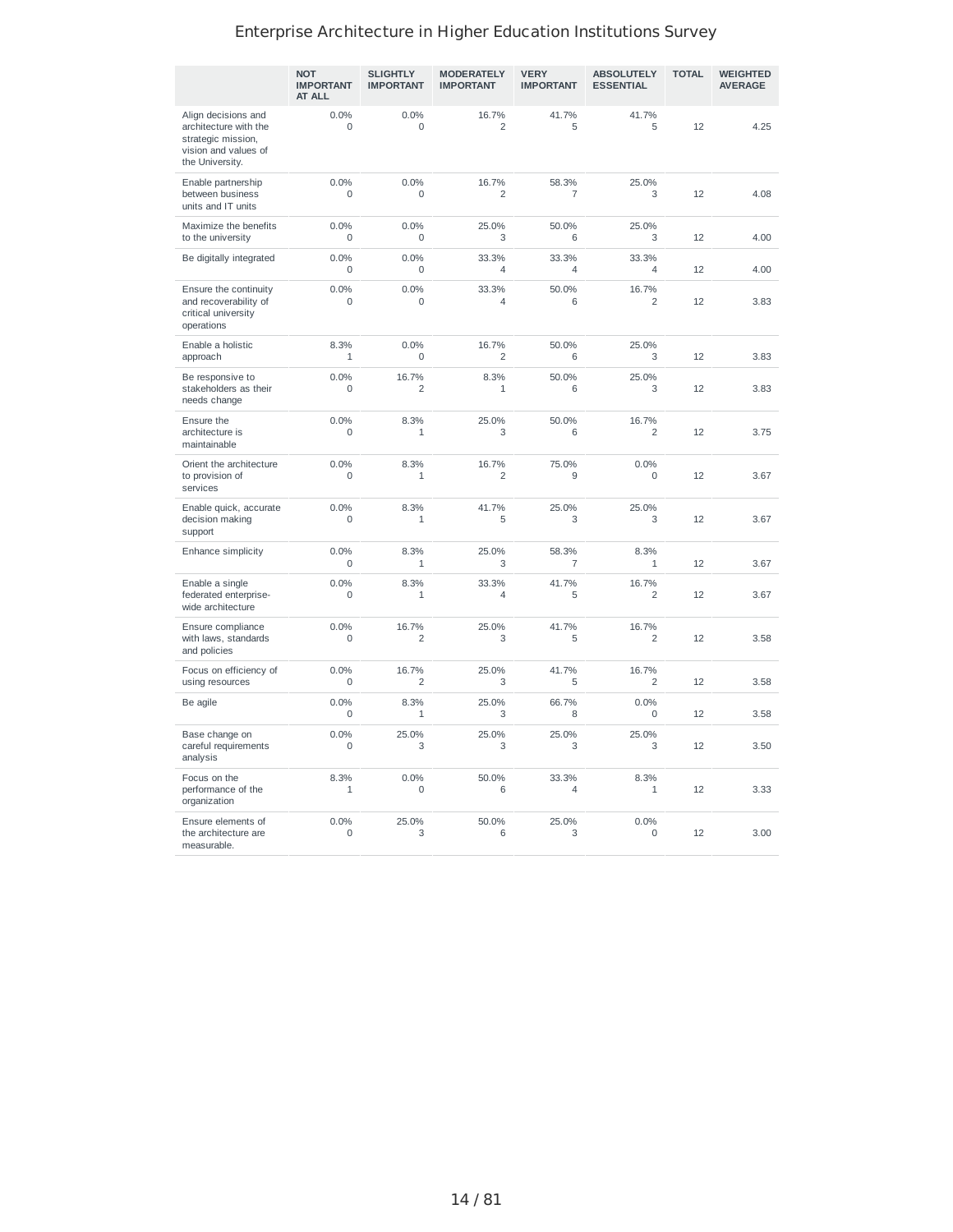| | NOT IMPORTANT AT ALL | SLIGHTLY IMPORTANT | MODERATELY IMPORTANT | VERY IMPORTANT | ABSOLUTELY ESSENTIAL | TOTAL | WEIGHTED AVERAGE |
|---|---|---|---|---|---|---|---|
| Align decisions and architecture with the strategic mission, vision and values of the University. | 0.0% 0 | 0.0% 0 | 16.7% 2 | 41.7% 5 | 41.7% 5 | 12 | 4.25 |
| Enable partnership between business units and IT units | 0.0% 0 | 0.0% 0 | 16.7% 2 | 58.3% 7 | 25.0% 3 | 12 | 4.08 |
| Maximize the benefits to the university | 0.0% 0 | 0.0% 0 | 25.0% 3 | 50.0% 6 | 25.0% 3 | 12 | 4.00 |
| Be digitally integrated | 0.0% 0 | 0.0% 0 | 33.3% 4 | 33.3% 4 | 33.3% 4 | 12 | 4.00 |
| Ensure the continuity and recoverability of critical university operations | 0.0% 0 | 0.0% 0 | 33.3% 4 | 50.0% 6 | 16.7% 2 | 12 | 3.83 |
| Enable a holistic approach | 8.3% 1 | 0.0% 0 | 16.7% 2 | 50.0% 6 | 25.0% 3 | 12 | 3.83 |
| Be responsive to stakeholders as their needs change | 0.0% 0 | 16.7% 2 | 8.3% 1 | 50.0% 6 | 25.0% 3 | 12 | 3.83 |
| Ensure the architecture is maintainable | 0.0% 0 | 8.3% 1 | 25.0% 3 | 50.0% 6 | 16.7% 2 | 12 | 3.75 |
| Orient the architecture to provision of services | 0.0% 0 | 8.3% 1 | 16.7% 2 | 75.0% 9 | 0.0% 0 | 12 | 3.67 |
| Enable quick, accurate decision making support | 0.0% 0 | 8.3% 1 | 41.7% 5 | 25.0% 3 | 25.0% 3 | 12 | 3.67 |
| Enhance simplicity | 0.0% 0 | 8.3% 1 | 25.0% 3 | 58.3% 7 | 8.3% 1 | 12 | 3.67 |
| Enable a single federated enterprise-wide architecture | 0.0% 0 | 8.3% 1 | 33.3% 4 | 41.7% 5 | 16.7% 2 | 12 | 3.67 |
| Ensure compliance with laws, standards and policies | 0.0% 0 | 16.7% 2 | 25.0% 3 | 41.7% 5 | 16.7% 2 | 12 | 3.58 |
| Focus on efficiency of using resources | 0.0% 0 | 16.7% 2 | 25.0% 3 | 41.7% 5 | 16.7% 2 | 12 | 3.58 |
| Be agile | 0.0% 0 | 8.3% 1 | 25.0% 3 | 66.7% 8 | 0.0% 0 | 12 | 3.58 |
| Base change on careful requirements analysis | 0.0% 0 | 25.0% 3 | 25.0% 3 | 25.0% 3 | 25.0% 3 | 12 | 3.50 |
| Focus on the performance of the organization | 8.3% 1 | 0.0% 0 | 50.0% 6 | 33.3% 4 | 8.3% 1 | 12 | 3.33 |
| Ensure elements of the architecture are measurable. | 0.0% 0 | 25.0% 3 | 50.0% 6 | 25.0% 3 | 0.0% 0 | 12 | 3.00 |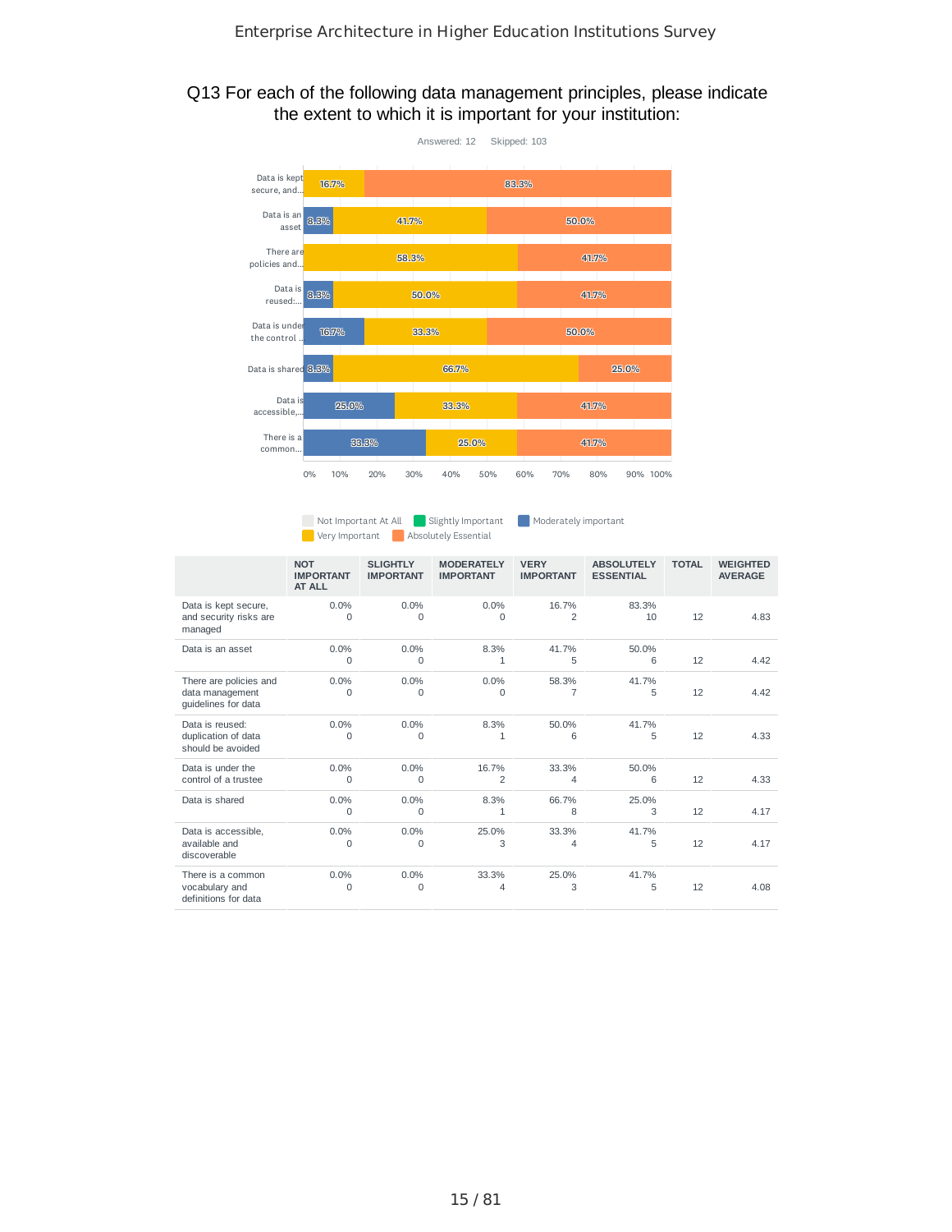## Q13 For each of the following data management principles, please indicate the extent to which it is important for your institution:

Answered: 12 Skipped: 103

| | NOT IMPORTANT AT ALL | SLIGHTLY IMPORTANT | MODERATELY IMPORTANT | VERY IMPORTANT | ABSOLUTELY ESSENTIAL | TOTAL | WEIGHTED AVERAGE |
|---|---|---|---|---|---|---|---|
| Data is kept secure, and security risks are managed | 0.0% 0 | 0.0% 0 | 0.0% 0 | 16.7% 2 | 83.3% 10 | 12 | 4.83 |
| Data is an asset | 0.0% 0 | 0.0% 0 | 8.3% 1 | 41.7% 5 | 50.0% 6 | 12 | 4.42 |
| There are policies and data management guidelines for data | 0.0% 0 | 0.0% 0 | 0.0% 0 | 58.3% 7 | 41.7% 5 | 12 | 4.42 |
| Data is reused: duplication of data should be avoided | 0.0% 0 | 0.0% 0 | 8.3% 1 | 50.0% 6 | 41.7% 5 | 12 | 4.33 |
| Data is under the control of a trustee | 0.0% 0 | 0.0% 0 | 16.7% 2 | 33.3% 4 | 50.0% 6 | 12 | 4.33 |
| Data is shared | 0.0% 0 | 0.0% 0 | 8.3% 1 | 66.7% 8 | 25.0% 3 | 12 | 4.17 |
| Data is accessible, available and discoverable | 0.0% 0 | 0.0% 0 | 25.0% 3 | 33.3% 4 | 41.7% 5 | 12 | 4.17 |
| There is a common vocabulary and definitions for data | 0.0% 0 | 0.0% 0 | 33.3% 4 | 25.0% 3 | 41.7% 5 | 12 | 4.08 |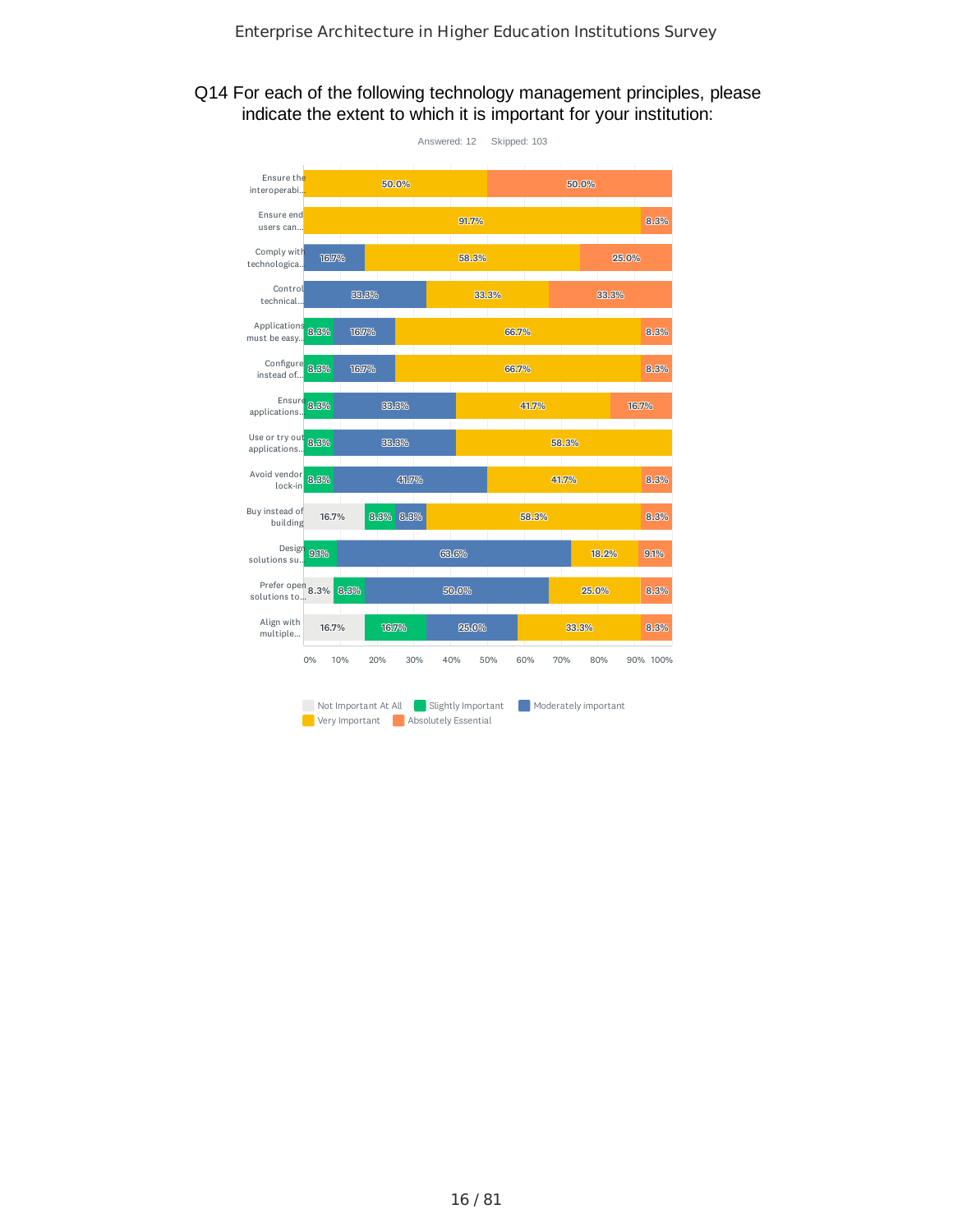## Q14 For each of the following technology management principles, please indicate the extent to which it is important for your institution:

Answered: 12 Skipped: 103

| Principle | Not Important At All | Slightly Important | Moderately important | Very Important | Absolutely Essential |
|---|---|---|---|---|---|
| Ensure the interoperabi... | | | | 50.0% | 50.0% |
| Ensure end users can... | | | | 91.7% | 8.3% |
| Comply with technologica... | | | 16.7% | 58.3% | 25.0% |
| Control technical... | | | 33.3% | 33.3% | 33.3% |
| Applications must be easy... | | 8.3% | 16.7% | 66.7% | 8.3% |
| Configure instead of... | | 8.3% | 16.7% | 66.7% | 8.3% |
| Ensure applications... | | 8.3% | 33.3% | 41.7% | 16.7% |
| Use or try out applications... | | 8.3% | 33.3% | 58.3% | |
| Avoid vendor lock-in | | 8.3% | 41.7% | 41.7% | 8.3% |
| Buy instead of building | 16.7% | 8.3% | 8.3% | 58.3% | 8.3% |
| Design solutions su... | | 9.1% | 63.6% | 18.2% | 9.1% |
| Prefer open solutions to... | 8.3% | 8.3% | 50.0% | 25.0% | 8.3% |
| Align with multiple... | 16.7% | 16.7% | 25.0% | 33.3% | 8.3% |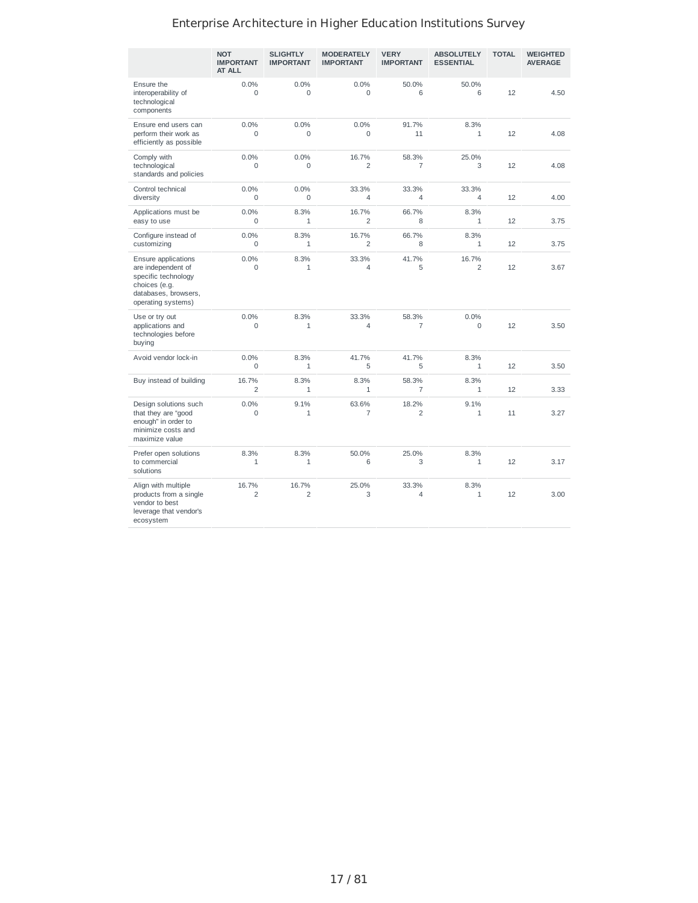| | NOT IMPORTANT AT ALL | SLIGHTLY IMPORTANT | MODERATELY IMPORTANT | VERY IMPORTANT | ABSOLUTELY ESSENTIAL | TOTAL | WEIGHTED AVERAGE |
|---|---|---|---|---|---|---|---|
| Ensure the interoperability of technological components | 0.0%<br>0 | 0.0%<br>0 | 0.0%<br>0 | 50.0%<br>6 | 50.0%<br>6 | 12 | 4.50 |
| Ensure end users can perform their work as efficiently as possible | 0.0%<br>0 | 0.0%<br>0 | 0.0%<br>0 | 91.7%<br>11 | 8.3%<br>1 | 12 | 4.08 |
| Comply with technological standards and policies | 0.0%<br>0 | 0.0%<br>0 | 16.7%<br>2 | 58.3%<br>7 | 25.0%<br>3 | 12 | 4.08 |
| Control technical diversity | 0.0%<br>0 | 0.0%<br>0 | 33.3%<br>4 | 33.3%<br>4 | 33.3%<br>4 | 12 | 4.00 |
| Applications must be easy to use | 0.0%<br>0 | 8.3%<br>1 | 16.7%<br>2 | 66.7%<br>8 | 8.3%<br>1 | 12 | 3.75 |
| Configure instead of customizing | 0.0%<br>0 | 8.3%<br>1 | 16.7%<br>2 | 66.7%<br>8 | 8.3%<br>1 | 12 | 3.75 |
| Ensure applications are independent of specific technology choices (e.g. databases, browsers, operating systems) | 0.0%<br>0 | 8.3%<br>1 | 33.3%<br>4 | 41.7%<br>5 | 16.7%<br>2 | 12 | 3.67 |
| Use or try out applications and technologies before buying | 0.0%<br>0 | 8.3%<br>1 | 33.3%<br>4 | 58.3%<br>7 | 0.0%<br>0 | 12 | 3.50 |
| Avoid vendor lock-in | 0.0%<br>0 | 8.3%<br>1 | 41.7%<br>5 | 41.7%<br>5 | 8.3%<br>1 | 12 | 3.50 |
| Buy instead of building | 16.7%<br>2 | 8.3%<br>1 | 8.3%<br>1 | 58.3%<br>7 | 8.3%<br>1 | 12 | 3.33 |
| Design solutions such that they are "good enough" in order to minimize costs and maximize value | 0.0%<br>0 | 9.1%<br>1 | 63.6%<br>7 | 18.2%<br>2 | 9.1%<br>1 | 11 | 3.27 |
| Prefer open solutions to commercial solutions | 8.3%<br>1 | 8.3%<br>1 | 50.0%<br>6 | 25.0%<br>3 | 8.3%<br>1 | 12 | 3.17 |
| Align with multiple products from a single vendor to best leverage that vendor's ecosystem | 16.7%<br>2 | 16.7%<br>2 | 25.0%<br>3 | 33.3%<br>4 | 8.3%<br>1 | 12 | 3.00 |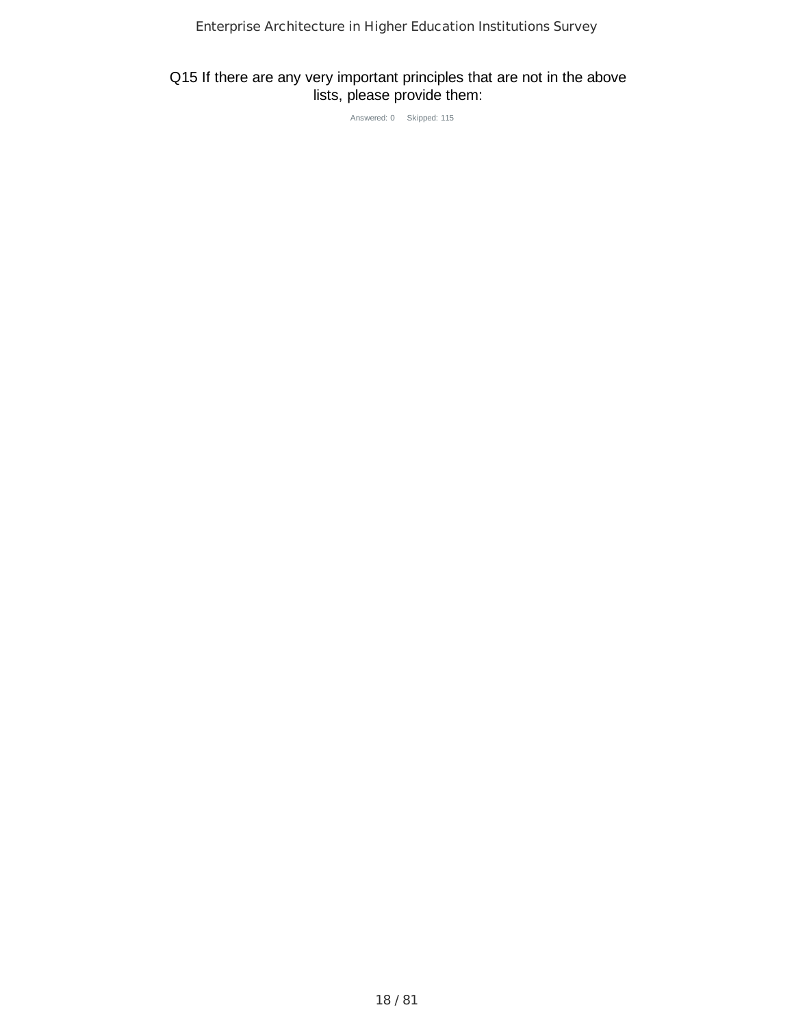## Q15 If there are any very important principles that are not in the above lists, please provide them:

Answered: 0 Skipped: 115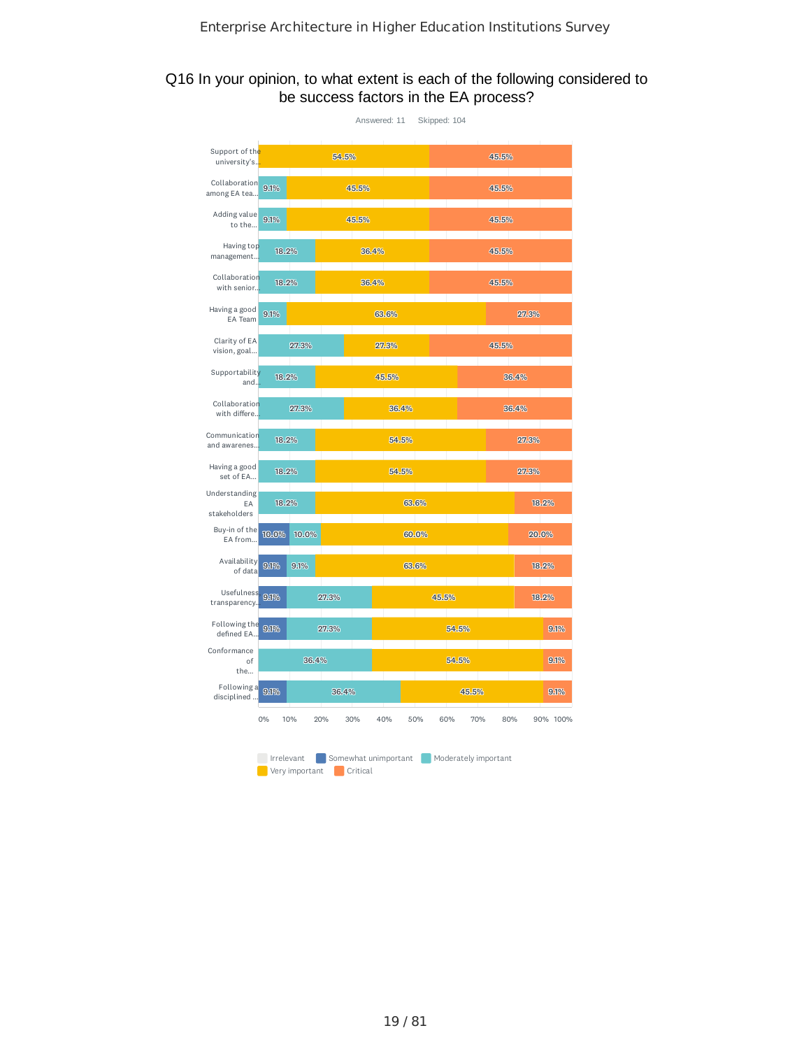## Q16 In your opinion, to what extent is each of the following considered to be success factors in the EA process?

Answered: 11 Skipped: 104

| | Irrelevant | Somewhat unimportant | Moderately important | Very important | Critical |
|---|---|---|---|---|---|
| Support of the university's... | | | | 54.5% | 45.5% |
| Collaboration among EA tea... | | | 9.1% | 45.5% | 45.5% |
| Adding value to the... | | | 9.1% | 45.5% | 45.5% |
| Having top management... | | | 18.2% | 36.4% | 45.5% |
| Collaboration with senior... | | | 18.2% | 36.4% | 45.5% |
| Having a good EA Team | | | 9.1% | 63.6% | 27.3% |
| Clarity of EA vision, goal... | | | 27.3% | 27.3% | 45.5% |
| Supportability and... | | | 18.2% | 45.5% | 36.4% |
| Collaboration with differe... | | | 27.3% | 36.4% | 36.4% |
| Communication and awarenes... | | | 18.2% | 54.5% | 27.3% |
| Having a good set of EA... | | | 18.2% | 54.5% | 27.3% |
| Understanding EA stakeholders | | | 18.2% | 63.6% | 18.2% |
| Buy-in of the EA from... | | 10.0% | 10.0% | 60.0% | 20.0% |
| Availability of data | | 9.1% | 9.1% | 63.6% | 18.2% |
| Usefulness transparency... | | 9.1% | 27.3% | 45.5% | 18.2% |
| Following the defined EA... | | 9.1% | 27.3% | 54.5% | 9.1% |
| Conformance of the... | | | 36.4% | 54.5% | 9.1% |
| Following a disciplined ... | | 9.1% | 36.4% | 45.5% | 9.1% |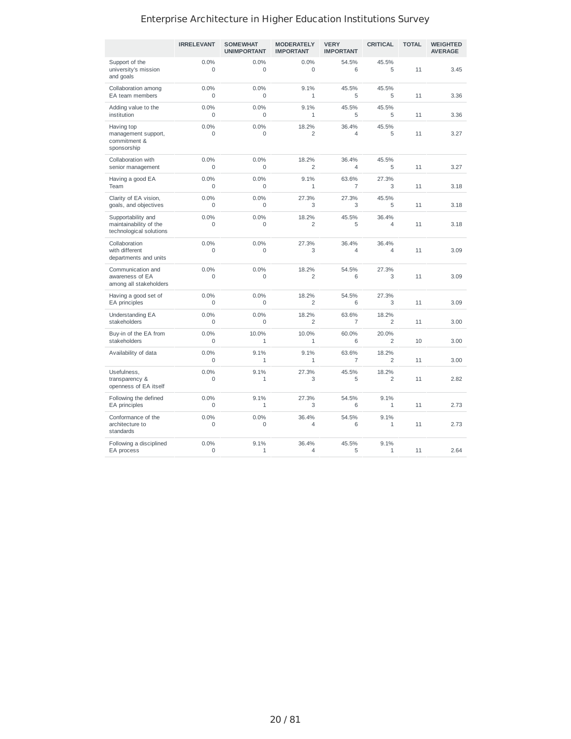| | IRRELEVANT | SOMEWHAT UNIMPORTANT | MODERATELY IMPORTANT | VERY IMPORTANT | CRITICAL | TOTAL | WEIGHTED AVERAGE |
|---|---|---|---|---|---|---|---|
| Support of the university's mission and goals | 0.0% 0 | 0.0% 0 | 0.0% 0 | 54.5% 6 | 45.5% 5 | 11 | 3.45 |
| Collaboration among EA team members | 0.0% 0 | 0.0% 0 | 9.1% 1 | 45.5% 5 | 45.5% 5 | 11 | 3.36 |
| Adding value to the institution | 0.0% 0 | 0.0% 0 | 9.1% 1 | 45.5% 5 | 45.5% 5 | 11 | 3.36 |
| Having top management support, commitment & sponsorship | 0.0% 0 | 0.0% 0 | 18.2% 2 | 36.4% 4 | 45.5% 5 | 11 | 3.27 |
| Collaboration with senior management | 0.0% 0 | 0.0% 0 | 18.2% 2 | 36.4% 4 | 45.5% 5 | 11 | 3.27 |
| Having a good EA Team | 0.0% 0 | 0.0% 0 | 9.1% 1 | 63.6% 7 | 27.3% 3 | 11 | 3.18 |
| Clarity of EA vision, goals, and objectives | 0.0% 0 | 0.0% 0 | 27.3% 3 | 27.3% 3 | 45.5% 5 | 11 | 3.18 |
| Supportability and maintainability of the technological solutions | 0.0% 0 | 0.0% 0 | 18.2% 2 | 45.5% 5 | 36.4% 4 | 11 | 3.18 |
| Collaboration with different departments and units | 0.0% 0 | 0.0% 0 | 27.3% 3 | 36.4% 4 | 36.4% 4 | 11 | 3.09 |
| Communication and awareness of EA among all stakeholders | 0.0% 0 | 0.0% 0 | 18.2% 2 | 54.5% 6 | 27.3% 3 | 11 | 3.09 |
| Having a good set of EA principles | 0.0% 0 | 0.0% 0 | 18.2% 2 | 54.5% 6 | 27.3% 3 | 11 | 3.09 |
| Understanding EA stakeholders | 0.0% 0 | 0.0% 0 | 18.2% 2 | 63.6% 7 | 18.2% 2 | 11 | 3.00 |
| Buy-in of the EA from stakeholders | 0.0% 0 | 10.0% 1 | 10.0% 1 | 60.0% 6 | 20.0% 2 | 10 | 3.00 |
| Availability of data | 0.0% 0 | 9.1% 1 | 9.1% 1 | 63.6% 7 | 18.2% 2 | 11 | 3.00 |
| Usefulness, transparency & openness of EA itself | 0.0% 0 | 9.1% 1 | 27.3% 3 | 45.5% 5 | 18.2% 2 | 11 | 2.82 |
| Following the defined EA principles | 0.0% 0 | 9.1% 1 | 27.3% 3 | 54.5% 6 | 9.1% 1 | 11 | 2.73 |
| Conformance of the architecture to standards | 0.0% 0 | 0.0% 0 | 36.4% 4 | 54.5% 6 | 9.1% 1 | 11 | 2.73 |
| Following a disciplined EA process | 0.0% 0 | 9.1% 1 | 36.4% 4 | 45.5% 5 | 9.1% 1 | 11 | 2.64 |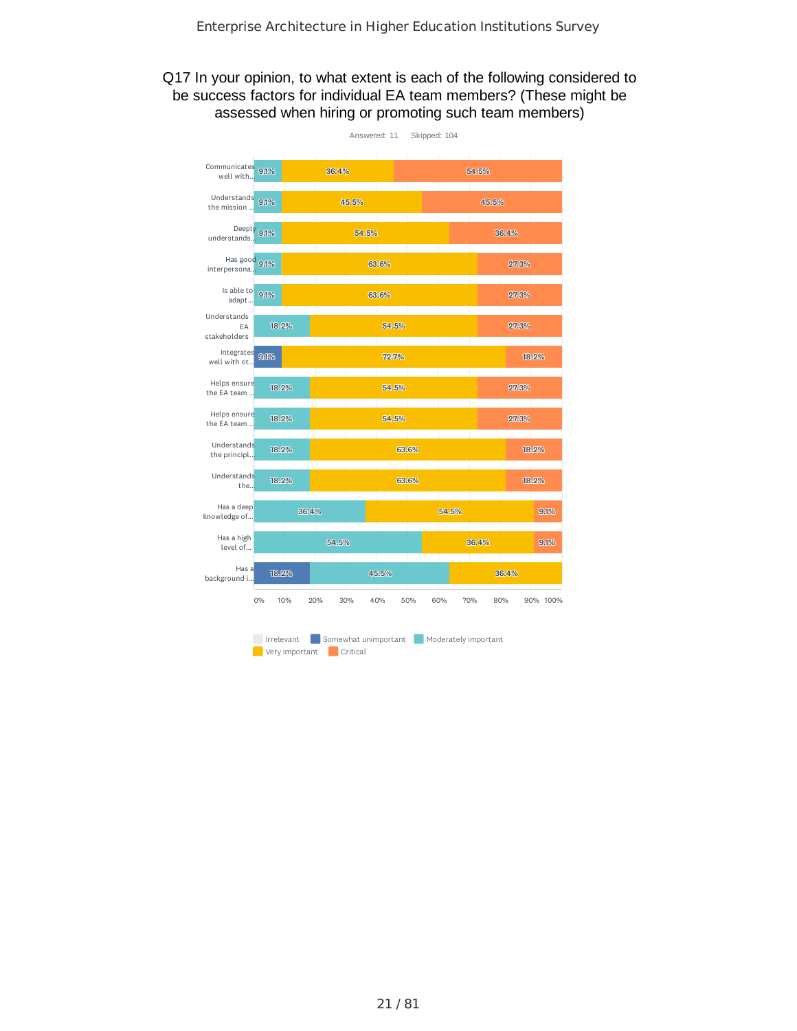## Q17 In your opinion, to what extent is each of the following considered to be success factors for individual EA team members? (These might be assessed when hiring or promoting such team members)

Answered: 11 Skipped: 104

| | Irrelevant | Somewhat unimportant | Moderately important | Very important | Critical |
|---|---|---|---|---|---|
| Communicates well with... | | | 9.1% | 36.4% | 54.5% |
| Understands the mission ... | | | 9.1% | 45.5% | 45.5% |
| Deeply understands... | | | 9.1% | 54.5% | 36.4% |
| Has good interpersona... | | | 9.1% | 63.6% | 27.3% |
| Is able to adapt... | | | 9.1% | 63.6% | 27.3% |
| Understands EA stakeholders | | | 18.2% | 54.5% | 27.3% |
| Integrates well with ot... | | 9.1% | | 72.7% | 18.2% |
| Helps ensure the EA team ... | | | 18.2% | 54.5% | 27.3% |
| Helps ensure the EA team ... | | | 18.2% | 54.5% | 27.3% |
| Understands the principl... | | | 18.2% | 63.6% | 18.2% |
| Understands the... | | | 18.2% | 63.6% | 18.2% |
| Has a deep knowledge of... | | | 36.4% | 54.5% | 9.1% |
| Has a high level of... | | | 54.5% | 36.4% | 9.1% |
| Has a background i... | | 18.2% | 45.5% | 36.4% | |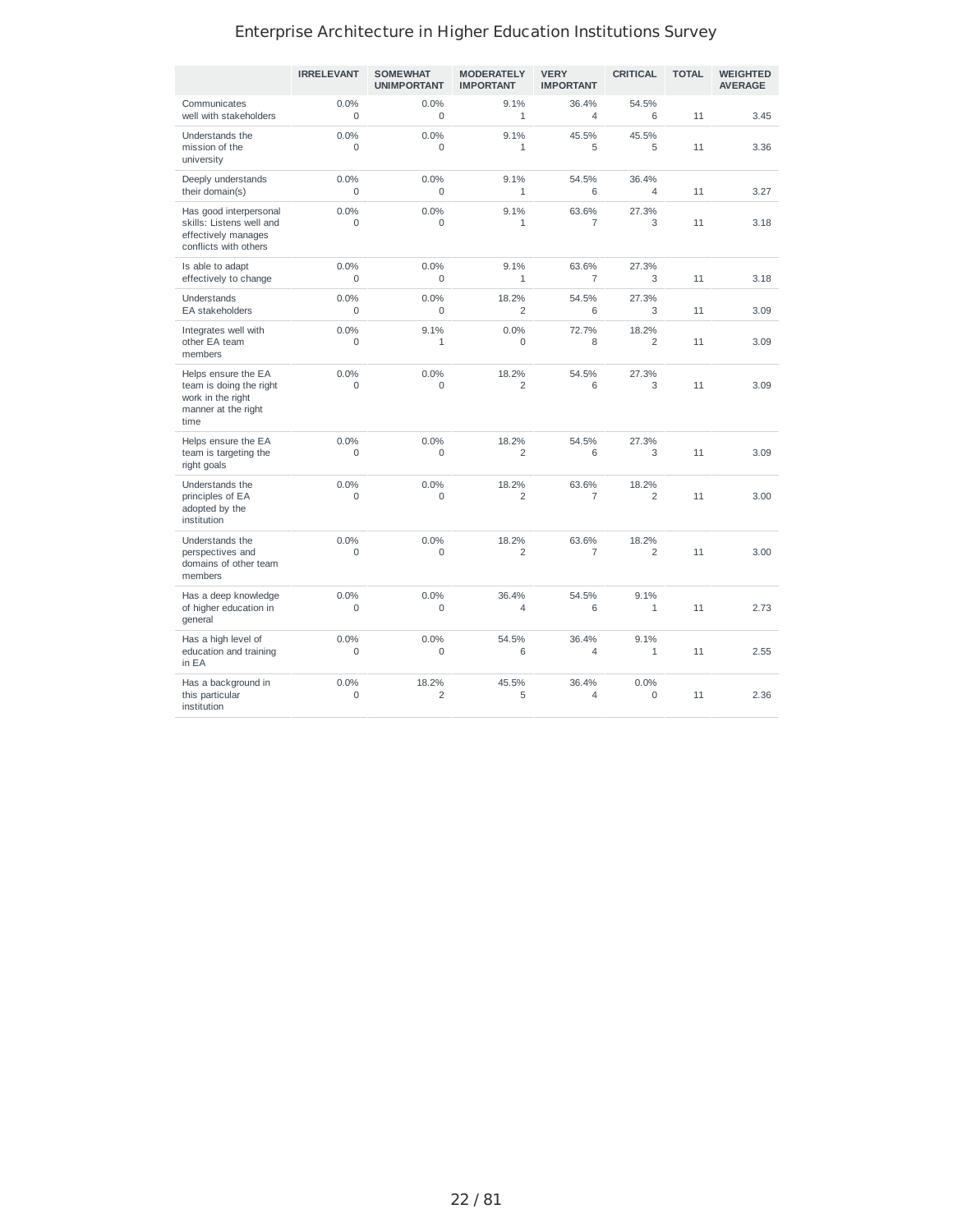|  | IRRELEVANT | SOMEWHAT UNIMPORTANT | MODERATELY IMPORTANT | VERY IMPORTANT | CRITICAL | TOTAL | WEIGHTED AVERAGE |
|---|---|---|---|---|---|---|---|
| Communicates well with stakeholders | 0.0%<br>0 | 0.0%<br>0 | 9.1%<br>1 | 36.4%<br>4 | 54.5%<br>6 | 11 | 3.45 |
| Understands the mission of the university | 0.0%<br>0 | 0.0%<br>0 | 9.1%<br>1 | 45.5%<br>5 | 45.5%<br>5 | 11 | 3.36 |
| Deeply understands their domain(s) | 0.0%<br>0 | 0.0%<br>0 | 9.1%<br>1 | 54.5%<br>6 | 36.4%<br>4 | 11 | 3.27 |
| Has good interpersonal skills: Listens well and effectively manages conflicts with others | 0.0%<br>0 | 0.0%<br>0 | 9.1%<br>1 | 63.6%<br>7 | 27.3%<br>3 | 11 | 3.18 |
| Is able to adapt effectively to change | 0.0%<br>0 | 0.0%<br>0 | 9.1%<br>1 | 63.6%<br>7 | 27.3%<br>3 | 11 | 3.18 |
| Understands EA stakeholders | 0.0%<br>0 | 0.0%<br>0 | 18.2%<br>2 | 54.5%<br>6 | 27.3%<br>3 | 11 | 3.09 |
| Integrates well with other EA team members | 0.0%<br>0 | 9.1%<br>1 | 0.0%<br>0 | 72.7%<br>8 | 18.2%<br>2 | 11 | 3.09 |
| Helps ensure the EA team is doing the right work in the right manner at the right time | 0.0%<br>0 | 0.0%<br>0 | 18.2%<br>2 | 54.5%<br>6 | 27.3%<br>3 | 11 | 3.09 |
| Helps ensure the EA team is targeting the right goals | 0.0%<br>0 | 0.0%<br>0 | 18.2%<br>2 | 54.5%<br>6 | 27.3%<br>3 | 11 | 3.09 |
| Understands the principles of EA adopted by the institution | 0.0%<br>0 | 0.0%<br>0 | 18.2%<br>2 | 63.6%<br>7 | 18.2%<br>2 | 11 | 3.00 |
| Understands the perspectives and domains of other team members | 0.0%<br>0 | 0.0%<br>0 | 18.2%<br>2 | 63.6%<br>7 | 18.2%<br>2 | 11 | 3.00 |
| Has a deep knowledge of higher education in general | 0.0%<br>0 | 0.0%<br>0 | 36.4%<br>4 | 54.5%<br>6 | 9.1%<br>1 | 11 | 2.73 |
| Has a high level of education and training in EA | 0.0%<br>0 | 0.0%<br>0 | 54.5%<br>6 | 36.4%<br>4 | 9.1%<br>1 | 11 | 2.55 |
| Has a background in this particular institution | 0.0%<br>0 | 18.2%<br>2 | 45.5%<br>5 | 36.4%<br>4 | 0.0%<br>0 | 11 | 2.36 |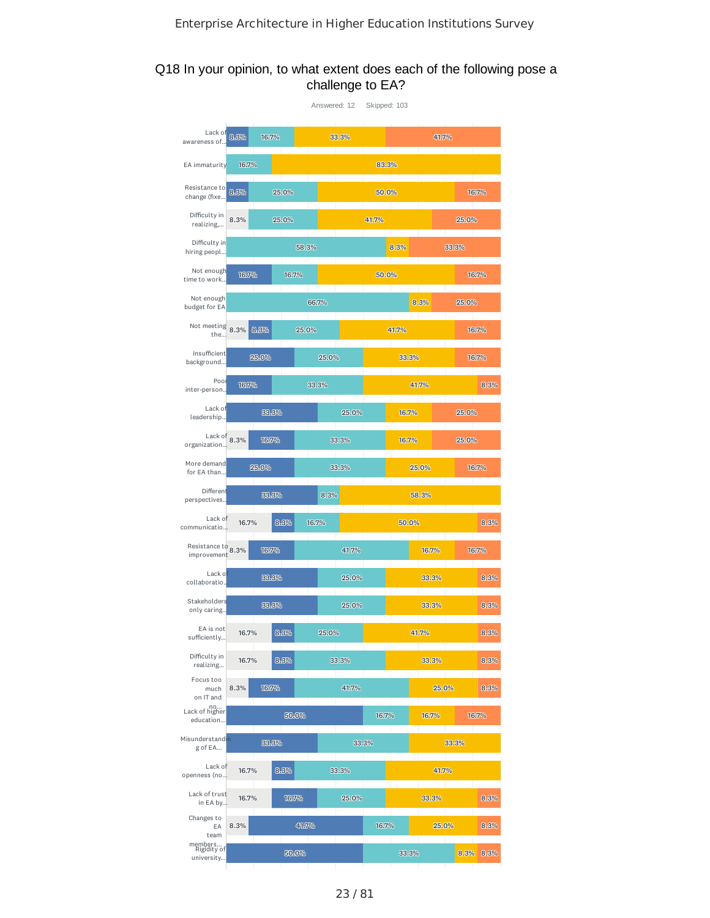# Q18 In your opinion, to what extent does each of the following pose a challenge to EA?

Answered: 12 Skipped: 103

| | | | | | |
|---|---|---|---|---|---|
| Lack of awareness of... | | 8.3% | 16.7% | 33.3% | 41.7% |
| EA immaturity | | | 16.7% | 83.3% | |
| Resistance to change (fixe... | | 8.3% | 25.0% | 50.0% | 16.7% |
| Difficulty in realizing,... | 8.3% | | 25.0% | 41.7% | 25.0% |
| Difficulty in hiring peopl... | | | 58.3% | 8.3% | 33.3% |
| Not enough time to work... | | 16.7% | 16.7% | 50.0% | 16.7% |
| Not enough budget for EA | | | 66.7% | 8.3% | 25.0% |
| Not meeting the... | 8.3% | 8.3% | 25.0% | 41.7% | 16.7% |
| Insufficient background... | | 25.0% | 25.0% | 33.3% | 16.7% |
| Poor inter-person... | | 16.7% | 33.3% | 41.7% | 8.3% |
| Lack of leadership... | | 33.3% | 25.0% | 16.7% | 25.0% |
| Lack of organization... | 8.3% | 16.7% | 33.3% | 16.7% | 25.0% |
| More demand for EA than... | | 25.0% | 33.3% | 25.0% | 16.7% |
| Different perspectives... | | 33.3% | 8.3% | 58.3% | |
| Lack of communicatio... | 16.7% | 8.3% | 16.7% | 50.0% | 8.3% |
| Resistance to improvement | 8.3% | 16.7% | 41.7% | 16.7% | 16.7% |
| Lack of collaboratio... | | 33.3% | 25.0% | 33.3% | 8.3% |
| Stakeholders only caring... | | 33.3% | 25.0% | 33.3% | 8.3% |
| EA is not sufficiently... | 16.7% | 8.3% | 25.0% | 41.7% | 8.3% |
| Difficulty in realizing... | 16.7% | 8.3% | 33.3% | 33.3% | 8.3% |
| Focus too much on IT and no... | 8.3% | 16.7% | 41.7% | 25.0% | 8.3% |
| Lack of higher education... | | 50.0% | 16.7% | 16.7% | 16.7% |
| Misunderstanding of EA... | | 33.3% | 33.3% | 33.3% | |
| Lack of openness (no... | 16.7% | 8.3% | 33.3% | 41.7% | |
| Lack of trust in EA by... | 16.7% | 16.7% | 25.0% | 33.3% | 8.3% |
| Changes to EA team members... | 8.3% | 41.7% | 16.7% | 25.0% | 8.3% |
| Rigidity of university... | | 50.0% | 33.3% | 8.3% | 8.3% |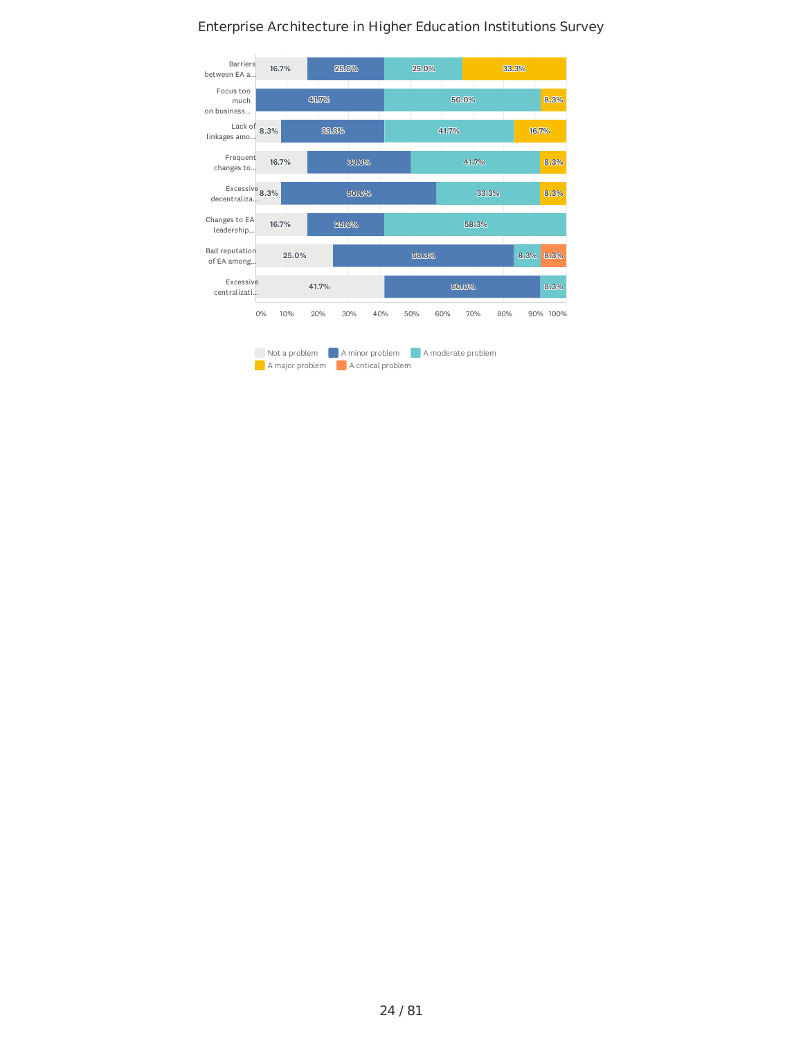# Enterprise Architecture in Higher Education Institutions Survey

| | Not a problem | A minor problem | A moderate problem | A major problem | A critical problem |
|---|---|---|---|---|---|
| Barriers between EA a... | 16.7% | 25.0% | 25.0% | 33.3% | |
| Focus too much on business... | | 41.7% | 50.0% | 8.3% | |
| Lack of linkages amo... | 8.3% | 33.3% | 41.7% | 16.7% | |
| Frequent changes to... | 16.7% | 33.3% | 41.7% | 8.3% | |
| Excessive decentraliza... | 8.3% | 50.0% | 33.3% | 8.3% | |
| Changes to EA leadership... | 16.7% | 25.0% | 58.3% | | |
| Bad reputation of EA among... | 25.0% | 58.3% | 8.3% | | 8.3% |
| Excessive centralizati... | 41.7% | 50.0% | 8.3% | | |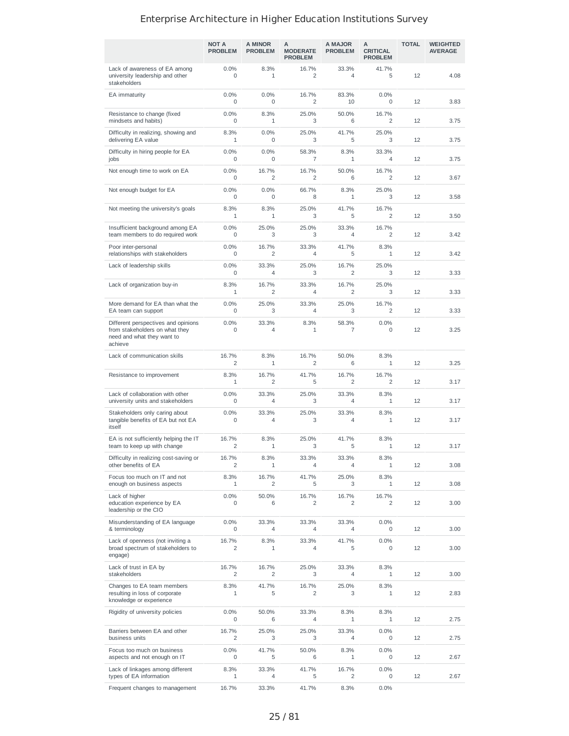# Enterprise Architecture in Higher Education Institutions Survey

| | NOT A PROBLEM | A MINOR PROBLEM | A MODERATE PROBLEM | A MAJOR PROBLEM | A CRITICAL PROBLEM | TOTAL | WEIGHTED AVERAGE |
|---|---|---|---|---|---|---|---|
| Lack of awareness of EA among university leadership and other stakeholders | 0.0%<br>0 | 8.3%<br>1 | 16.7%<br>2 | 33.3%<br>4 | 41.7%<br>5 | 12 | 4.08 |
| EA immaturity | 0.0%<br>0 | 0.0%<br>0 | 16.7%<br>2 | 83.3%<br>10 | 0.0%<br>0 | 12 | 3.83 |
| Resistance to change (fixed mindsets and habits) | 0.0%<br>0 | 8.3%<br>1 | 25.0%<br>3 | 50.0%<br>6 | 16.7%<br>2 | 12 | 3.75 |
| Difficulty in realizing, showing and delivering EA value | 8.3%<br>1 | 0.0%<br>0 | 25.0%<br>3 | 41.7%<br>5 | 25.0%<br>3 | 12 | 3.75 |
| Difficulty in hiring people for EA jobs | 0.0%<br>0 | 0.0%<br>0 | 58.3%<br>7 | 8.3%<br>1 | 33.3%<br>4 | 12 | 3.75 |
| Not enough time to work on EA | 0.0%<br>0 | 16.7%<br>2 | 16.7%<br>2 | 50.0%<br>6 | 16.7%<br>2 | 12 | 3.67 |
| Not enough budget for EA | 0.0%<br>0 | 0.0%<br>0 | 66.7%<br>8 | 8.3%<br>1 | 25.0%<br>3 | 12 | 3.58 |
| Not meeting the university's goals | 8.3%<br>1 | 8.3%<br>1 | 25.0%<br>3 | 41.7%<br>5 | 16.7%<br>2 | 12 | 3.50 |
| Insufficient background among EA team members to do required work | 0.0%<br>0 | 25.0%<br>3 | 25.0%<br>3 | 33.3%<br>4 | 16.7%<br>2 | 12 | 3.42 |
| Poor inter-personal relationships with stakeholders | 0.0%<br>0 | 16.7%<br>2 | 33.3%<br>4 | 41.7%<br>5 | 8.3%<br>1 | 12 | 3.42 |
| Lack of leadership skills | 0.0%<br>0 | 33.3%<br>4 | 25.0%<br>3 | 16.7%<br>2 | 25.0%<br>3 | 12 | 3.33 |
| Lack of organization buy-in | 8.3%<br>1 | 16.7%<br>2 | 33.3%<br>4 | 16.7%<br>2 | 25.0%<br>3 | 12 | 3.33 |
| More demand for EA than what the EA team can support | 0.0%<br>0 | 25.0%<br>3 | 33.3%<br>4 | 25.0%<br>3 | 16.7%<br>2 | 12 | 3.33 |
| Different perspectives and opinions from stakeholders on what they need and what they want to achieve | 0.0%<br>0 | 33.3%<br>4 | 8.3%<br>1 | 58.3%<br>7 | 0.0%<br>0 | 12 | 3.25 |
| Lack of communication skills | 16.7%<br>2 | 8.3%<br>1 | 16.7%<br>2 | 50.0%<br>6 | 8.3%<br>1 | 12 | 3.25 |
| Resistance to improvement | 8.3%<br>1 | 16.7%<br>2 | 41.7%<br>5 | 16.7%<br>2 | 16.7%<br>2 | 12 | 3.17 |
| Lack of collaboration with other university units and stakeholders | 0.0%<br>0 | 33.3%<br>4 | 25.0%<br>3 | 33.3%<br>4 | 8.3%<br>1 | 12 | 3.17 |
| Stakeholders only caring about tangible benefits of EA but not EA itself | 0.0%<br>0 | 33.3%<br>4 | 25.0%<br>3 | 33.3%<br>4 | 8.3%<br>1 | 12 | 3.17 |
| EA is not sufficiently helping the IT team to keep up with change | 16.7%<br>2 | 8.3%<br>1 | 25.0%<br>3 | 41.7%<br>5 | 8.3%<br>1 | 12 | 3.17 |
| Difficulty in realizing cost-saving or other benefits of EA | 16.7%<br>2 | 8.3%<br>1 | 33.3%<br>4 | 33.3%<br>4 | 8.3%<br>1 | 12 | 3.08 |
| Focus too much on IT and not enough on business aspects | 8.3%<br>1 | 16.7%<br>2 | 41.7%<br>5 | 25.0%<br>3 | 8.3%<br>1 | 12 | 3.08 |
| Lack of higher education experience by EA leadership or the CIO | 0.0%<br>0 | 50.0%<br>6 | 16.7%<br>2 | 16.7%<br>2 | 16.7%<br>2 | 12 | 3.00 |
| Misunderstanding of EA language & terminology | 0.0%<br>0 | 33.3%<br>4 | 33.3%<br>4 | 33.3%<br>4 | 0.0%<br>0 | 12 | 3.00 |
| Lack of openness (not inviting a broad spectrum of stakeholders to engage) | 16.7%<br>2 | 8.3%<br>1 | 33.3%<br>4 | 41.7%<br>5 | 0.0%<br>0 | 12 | 3.00 |
| Lack of trust in EA by stakeholders | 16.7%<br>2 | 16.7%<br>2 | 25.0%<br>3 | 33.3%<br>4 | 8.3%<br>1 | 12 | 3.00 |
| Changes to EA team members resulting in loss of corporate knowledge or experience | 8.3%<br>1 | 41.7%<br>5 | 16.7%<br>2 | 25.0%<br>3 | 8.3%<br>1 | 12 | 2.83 |
| Rigidity of university policies | 0.0%<br>0 | 50.0%<br>6 | 33.3%<br>4 | 8.3%<br>1 | 8.3%<br>1 | 12 | 2.75 |
| Barriers between EA and other business units | 16.7%<br>2 | 25.0%<br>3 | 25.0%<br>3 | 33.3%<br>4 | 0.0%<br>0 | 12 | 2.75 |
| Focus too much on business aspects and not enough on IT | 0.0%<br>0 | 41.7%<br>5 | 50.0%<br>6 | 8.3%<br>1 | 0.0%<br>0 | 12 | 2.67 |
| Lack of linkages among different types of EA information | 8.3%<br>1 | 33.3%<br>4 | 41.7%<br>5 | 16.7%<br>2 | 0.0%<br>0 | 12 | 2.67 |
| Frequent changes to management | 16.7% | 33.3% | 41.7% | 8.3% | 0.0% | | |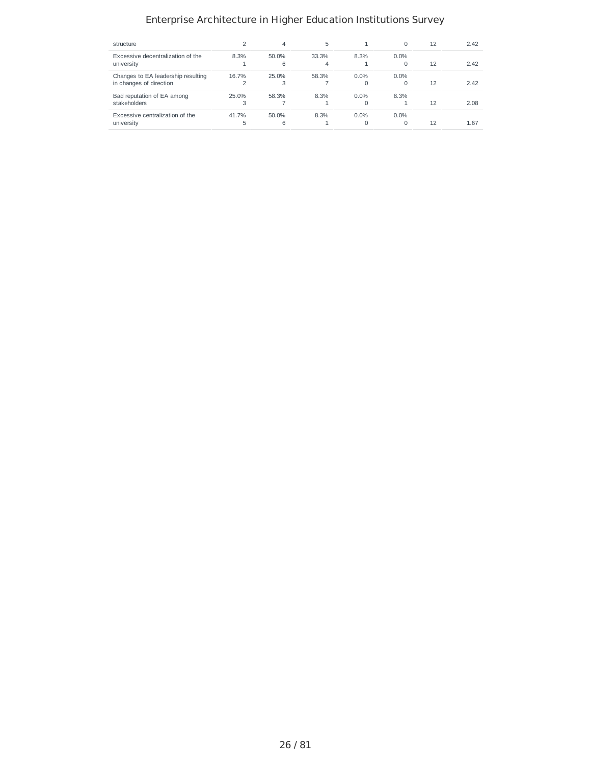| | | | | | | | |
|---|---|---|---|---|---|---|---|
| structure | 2 | 4 | 5 | 1 | 0 | 12 | 2.42 |
| Excessive decentralization of the university | 8.3%<br>1 | 50.0%<br>6 | 33.3%<br>4 | 8.3%<br>1 | 0.0%<br>0 | 12 | 2.42 |
| Changes to EA leadership resulting in changes of direction | 16.7%<br>2 | 25.0%<br>3 | 58.3%<br>7 | 0.0%<br>0 | 0.0%<br>0 | 12 | 2.42 |
| Bad reputation of EA among stakeholders | 25.0%<br>3 | 58.3%<br>7 | 8.3%<br>1 | 0.0%<br>0 | 8.3%<br>1 | 12 | 2.08 |
| Excessive centralization of the university | 41.7%<br>5 | 50.0%<br>6 | 8.3%<br>1 | 0.0%<br>0 | 0.0%<br>0 | 12 | 1.67 |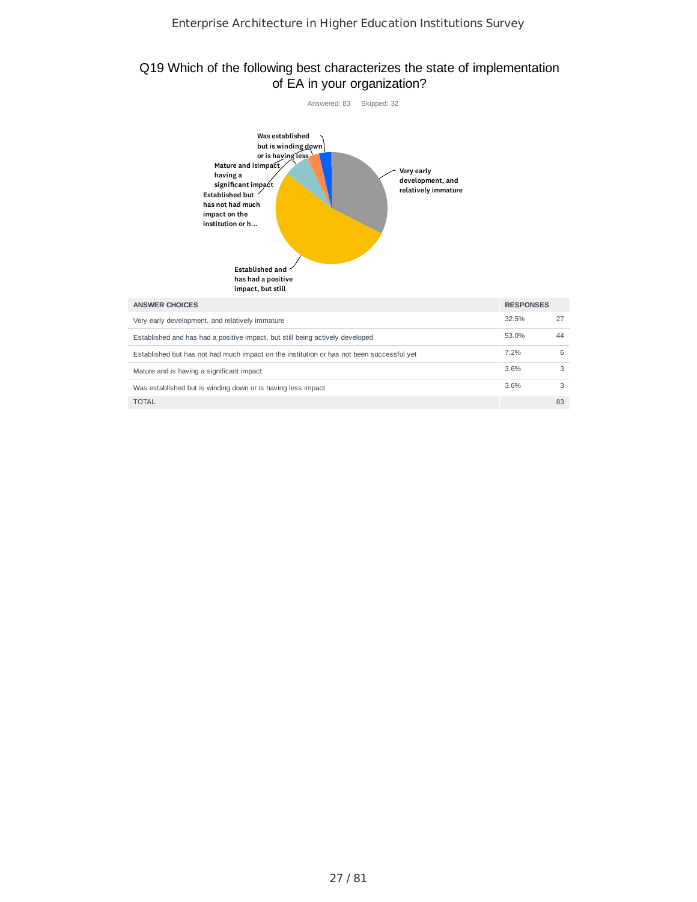## Q19 Which of the following best characterizes the state of implementation of EA in your organization?

Answered: 83 Skipped: 32

| ANSWER CHOICES | RESPONSES | |
|---|---|---|
| Very early development, and relatively immature | 32.5% | 27 |
| Established and has had a positive impact, but still being actively developed | 53.0% | 44 |
| Established but has not had much impact on the institution or has not been successful yet | 7.2% | 6 |
| Mature and is having a significant impact | 3.6% | 3 |
| Was established but is winding down or is having less impact | 3.6% | 3 |
| TOTAL | | 83 |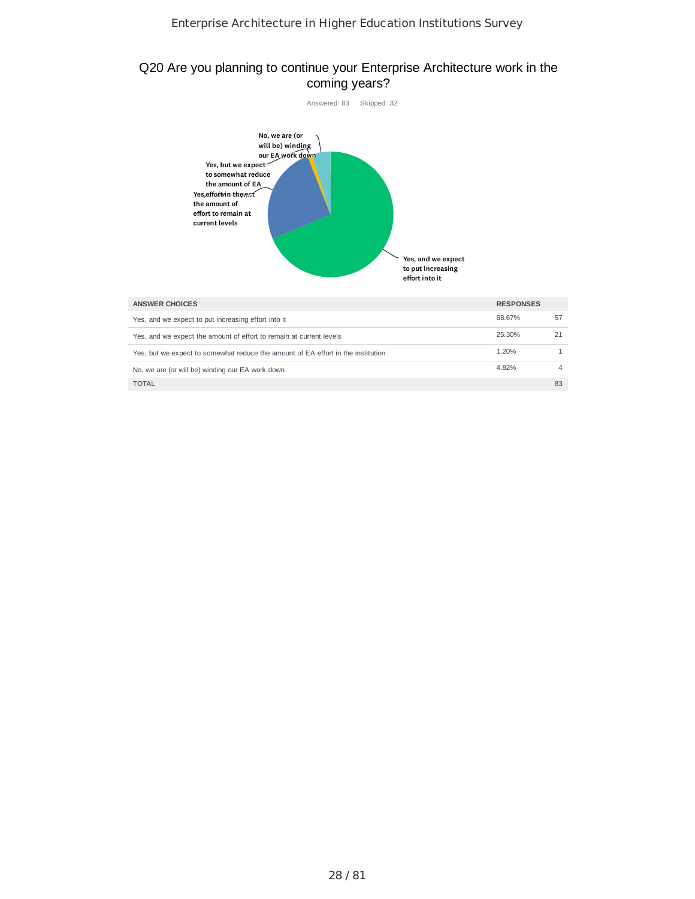## Q20 Are you planning to continue your Enterprise Architecture work in the coming years?

Answered: 83 Skipped: 32

| ANSWER CHOICES | RESPONSES | |
|---|---|---|
| Yes, and we expect to put increasing effort into it | 68.67% | 57 |
| Yes, and we expect the amount of effort to remain at current levels | 25.30% | 21 |
| Yes, but we expect to somewhat reduce the amount of EA effort in the institution | 1.20% | 1 |
| No, we are (or will be) winding our EA work down | 4.82% | 4 |
| TOTAL | | 83 |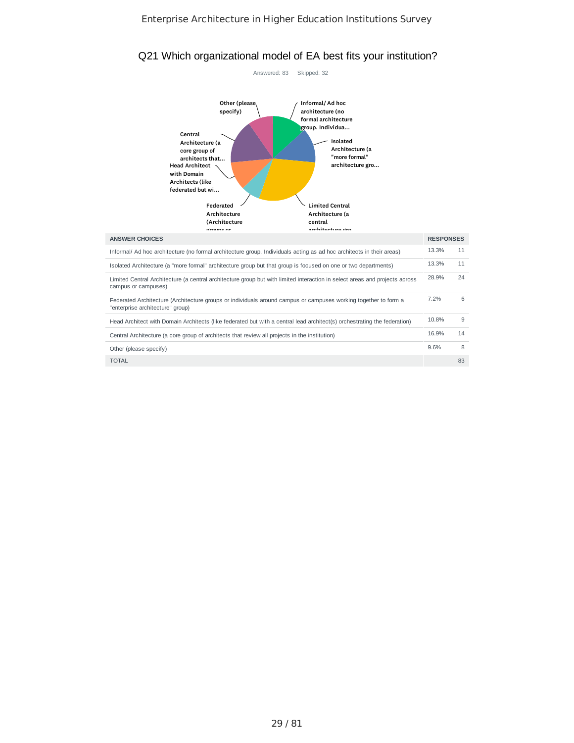## Q21 Which organizational model of EA best fits your institution?

Answered: 83 Skipped: 32

| ANSWER CHOICES | RESPONSES | |
|---|---|---|
| Informal/ Ad hoc architecture (no formal architecture group. Individuals acting as ad hoc architects in their areas) | 13.3% | 11 |
| Isolated Architecture (a "more formal" architecture group but that group is focused on one or two departments) | 13.3% | 11 |
| Limited Central Architecture (a central architecture group but with limited interaction in select areas and projects across campus or campuses) | 28.9% | 24 |
| Federated Architecture (Architecture groups or individuals around campus or campuses working together to form a "enterprise architecture" group) | 7.2% | 6 |
| Head Architect with Domain Architects (like federated but with a central lead architect(s) orchestrating the federation) | 10.8% | 9 |
| Central Architecture (a core group of architects that review all projects in the institution) | 16.9% | 14 |
| Other (please specify) | 9.6% | 8 |
| TOTAL | | 83 |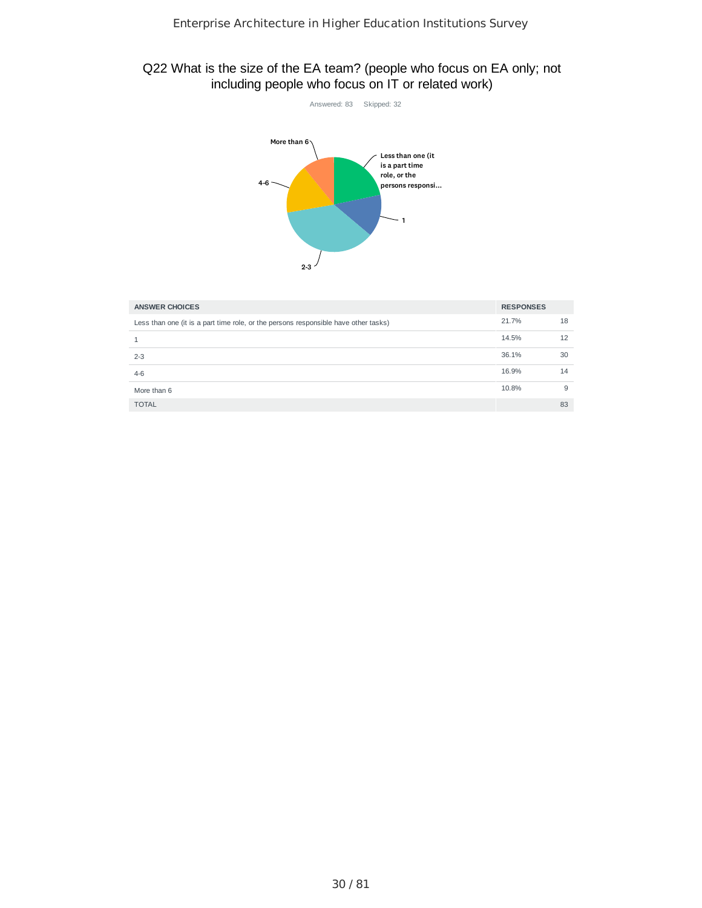## Q22 What is the size of the EA team? (people who focus on EA only; not including people who focus on IT or related work)

Answered: 83 Skipped: 32

| ANSWER CHOICES | RESPONSES | |
|---|---|---|
| Less than one (it is a part time role, or the persons responsible have other tasks) | 21.7% | 18 |
| 1 | 14.5% | 12 |
| 2-3 | 36.1% | 30 |
| 4-6 | 16.9% | 14 |
| More than 6 | 10.8% | 9 |
| TOTAL | | 83 |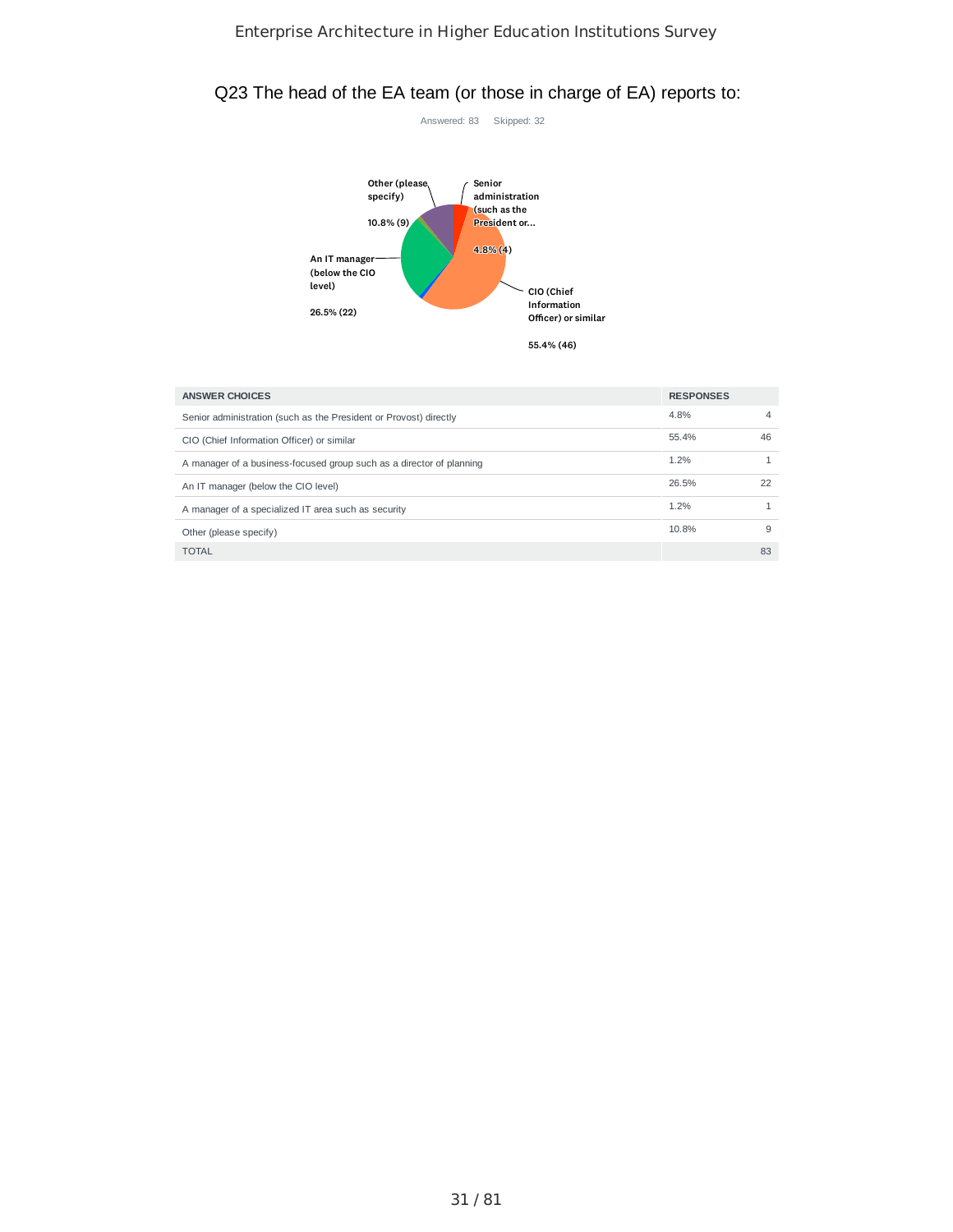## Q23 The head of the EA team (or those in charge of EA) reports to:

Answered: 83 Skipped: 32

| ANSWER CHOICES | RESPONSES | |
|---|---|---|
| Senior administration (such as the President or Provost) directly | 4.8% | 4 |
| CIO (Chief Information Officer) or similar | 55.4% | 46 |
| A manager of a business-focused group such as a director of planning | 1.2% | 1 |
| An IT manager (below the CIO level) | 26.5% | 22 |
| A manager of a specialized IT area such as security | 1.2% | 1 |
| Other (please specify) | 10.8% | 9 |
| TOTAL | | 83 |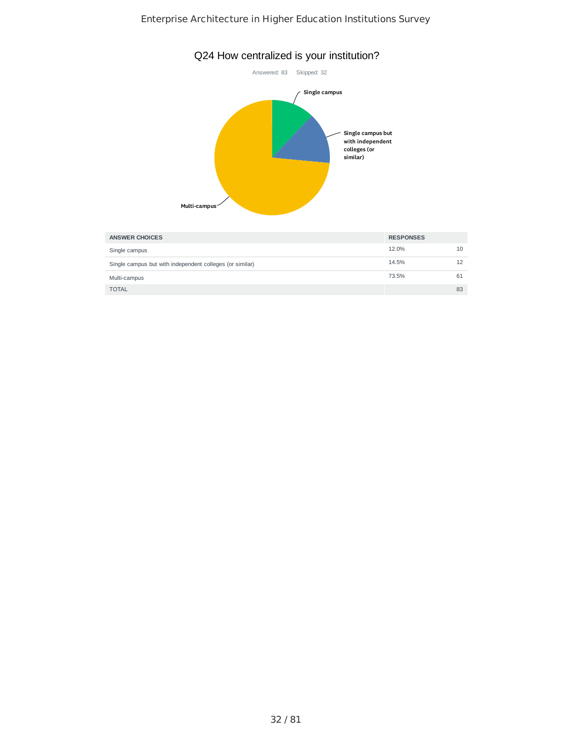## Q24 How centralized is your institution?

Answered: 83    Skipped: 32

| ANSWER CHOICES | RESPONSES | |
|---|---|---|
| Single campus | 12.0% | 10 |
| Single campus but with independent colleges (or similar) | 14.5% | 12 |
| Multi-campus | 73.5% | 61 |
| TOTAL | | 83 |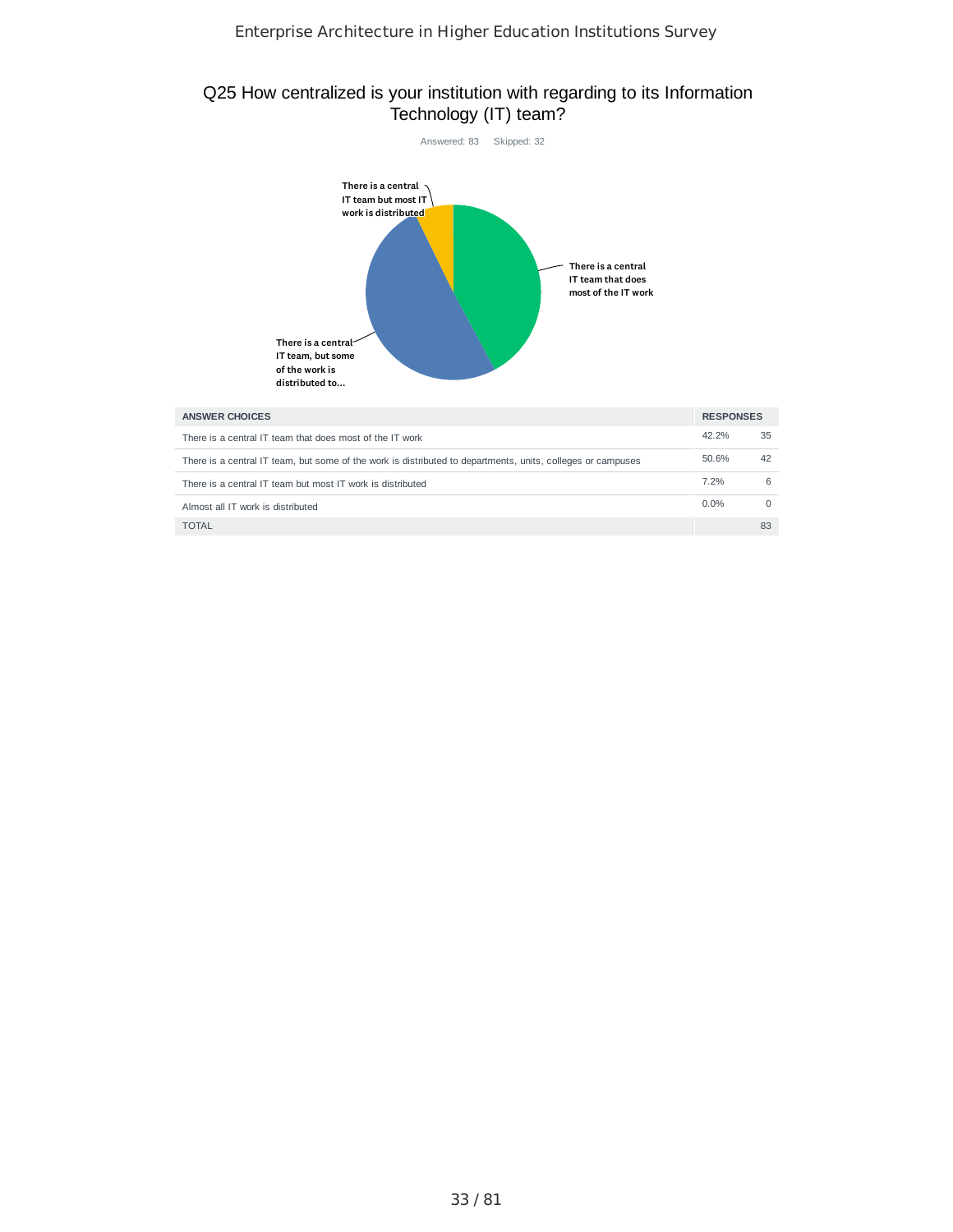## Q25 How centralized is your institution with regarding to its Information Technology (IT) team?

Answered: 83 Skipped: 32

| ANSWER CHOICES | RESPONSES | |
|---|---|---|
| There is a central IT team that does most of the IT work | 42.2% | 35 |
| There is a central IT team, but some of the work is distributed to departments, units, colleges or campuses | 50.6% | 42 |
| There is a central IT team but most IT work is distributed | 7.2% | 6 |
| Almost all IT work is distributed | 0.0% | 0 |
| TOTAL | | 83 |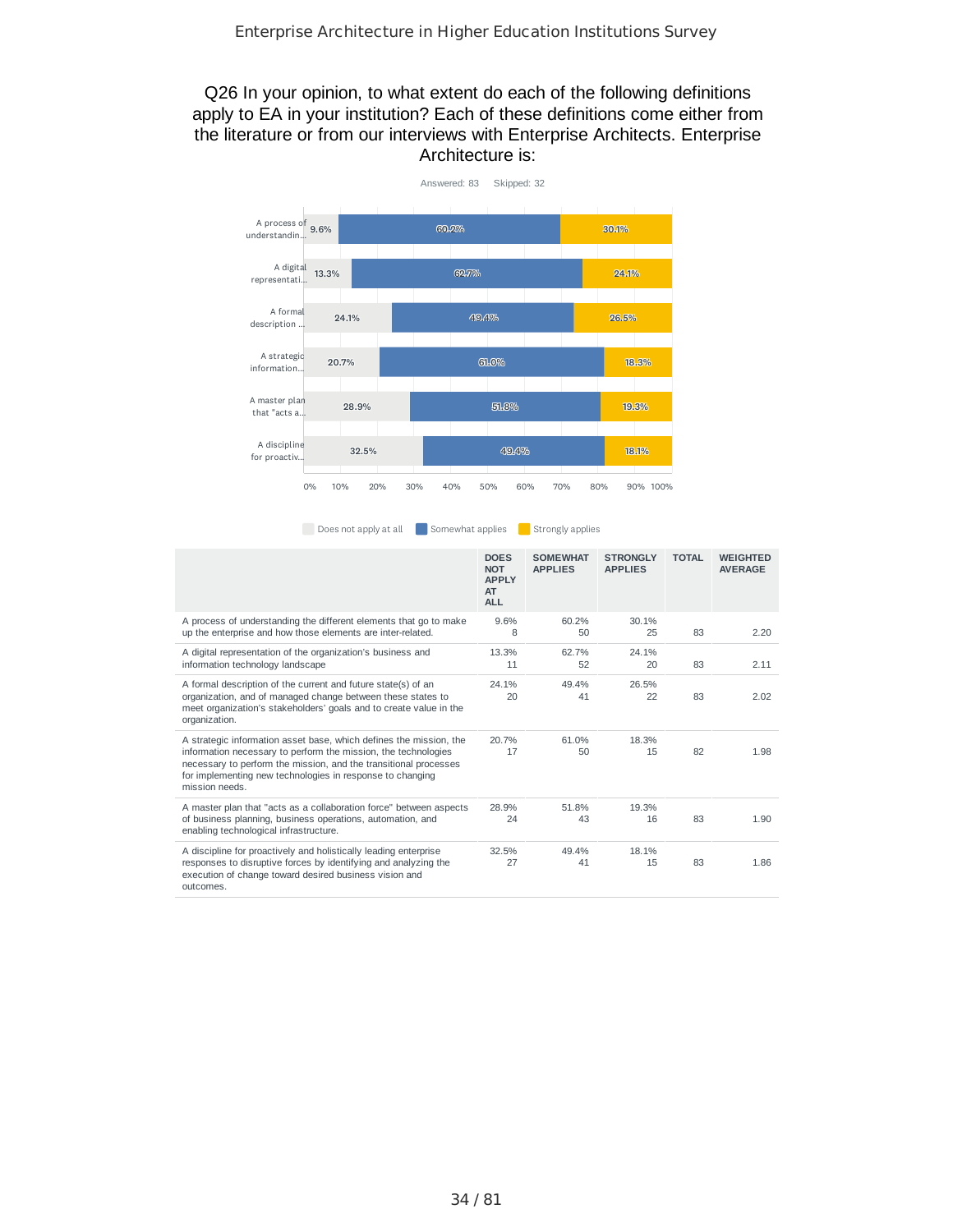## Q26 In your opinion, to what extent do each of the following definitions apply to EA in your institution? Each of these definitions come either from the literature or from our interviews with Enterprise Architects. Enterprise Architecture is:

Answered: 83 Skipped: 32

| | DOES NOT APPLY AT ALL | SOMEWHAT APPLIES | STRONGLY APPLIES | TOTAL | WEIGHTED AVERAGE |
|---|---|---|---|---|---|
| A process of understanding the different elements that go to make up the enterprise and how those elements are inter-related. | 9.6%<br>8 | 60.2%<br>50 | 30.1%<br>25 | 83 | 2.20 |
| A digital representation of the organization's business and information technology landscape | 13.3%<br>11 | 62.7%<br>52 | 24.1%<br>20 | 83 | 2.11 |
| A formal description of the current and future state(s) of an organization, and of managed change between these states to meet organization's stakeholders' goals and to create value in the organization. | 24.1%<br>20 | 49.4%<br>41 | 26.5%<br>22 | 83 | 2.02 |
| A strategic information asset base, which defines the mission, the information necessary to perform the mission, the technologies necessary to perform the mission, and the transitional processes for implementing new technologies in response to changing mission needs. | 20.7%<br>17 | 61.0%<br>50 | 18.3%<br>15 | 82 | 1.98 |
| A master plan that "acts as a collaboration force" between aspects of business planning, business operations, automation, and enabling technological infrastructure. | 28.9%<br>24 | 51.8%<br>43 | 19.3%<br>16 | 83 | 1.90 |
| A discipline for proactively and holistically leading enterprise responses to disruptive forces by identifying and analyzing the execution of change toward desired business vision and outcomes. | 32.5%<br>27 | 49.4%<br>41 | 18.1%<br>15 | 83 | 1.86 |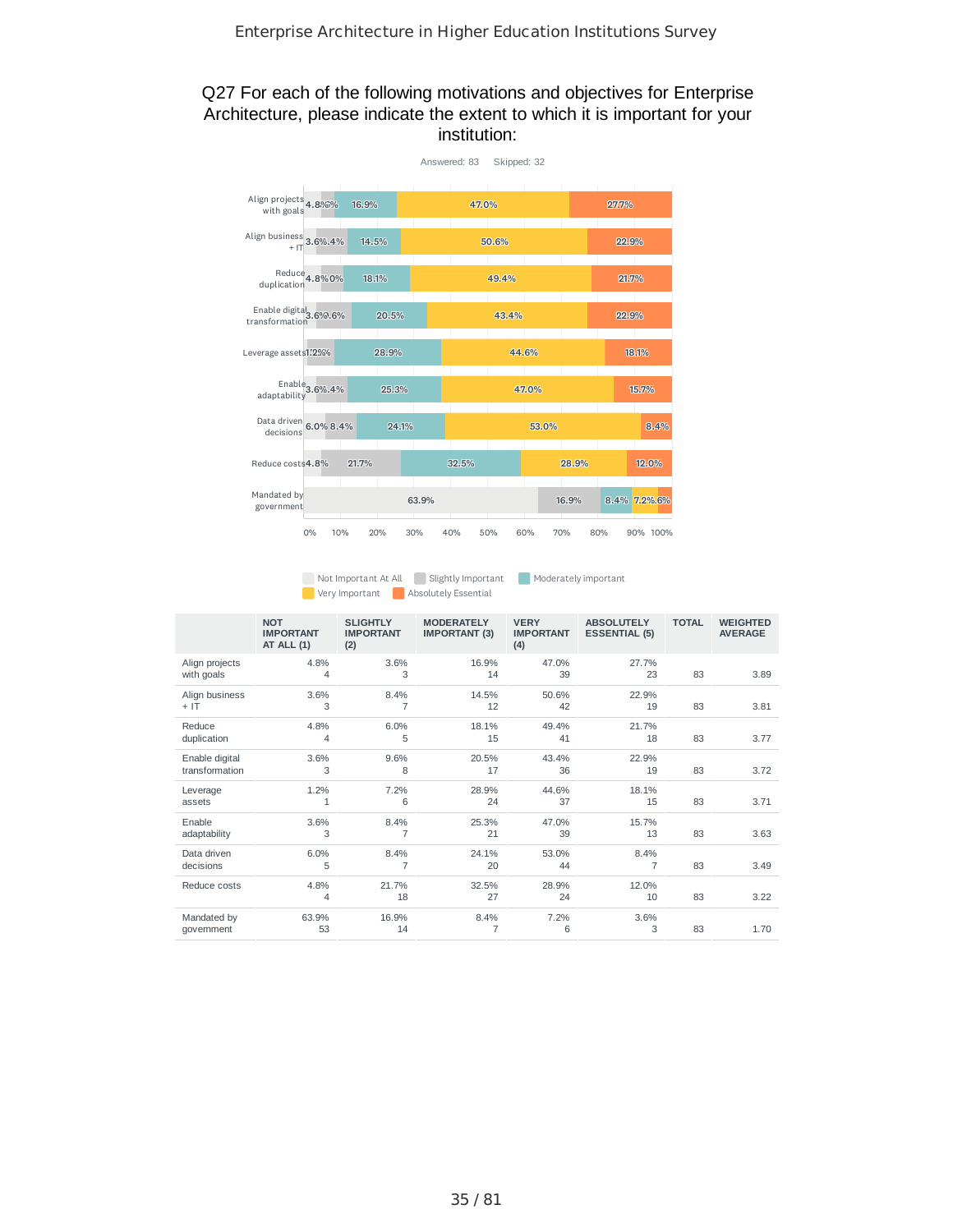## Q27 For each of the following motivations and objectives for Enterprise Architecture, please indicate the extent to which it is important for your institution:

Answered: 83 Skipped: 32

| | NOT IMPORTANT AT ALL (1) | SLIGHTLY IMPORTANT (2) | MODERATELY IMPORTANT (3) | VERY IMPORTANT (4) | ABSOLUTELY ESSENTIAL (5) | TOTAL | WEIGHTED AVERAGE |
|---|---|---|---|---|---|---|---|
| Align projects with goals | 4.8%<br>4 | 3.6%<br>3 | 16.9%<br>14 | 47.0%<br>39 | 27.7%<br>23 | 83 | 3.89 |
| Align business + IT | 3.6%<br>3 | 8.4%<br>7 | 14.5%<br>12 | 50.6%<br>42 | 22.9%<br>19 | 83 | 3.81 |
| Reduce duplication | 4.8%<br>4 | 6.0%<br>5 | 18.1%<br>15 | 49.4%<br>41 | 21.7%<br>18 | 83 | 3.77 |
| Enable digital transformation | 3.6%<br>3 | 9.6%<br>8 | 20.5%<br>17 | 43.4%<br>36 | 22.9%<br>19 | 83 | 3.72 |
| Leverage assets | 1.2%<br>1 | 7.2%<br>6 | 28.9%<br>24 | 44.6%<br>37 | 18.1%<br>15 | 83 | 3.71 |
| Enable adaptability | 3.6%<br>3 | 8.4%<br>7 | 25.3%<br>21 | 47.0%<br>39 | 15.7%<br>13 | 83 | 3.63 |
| Data driven decisions | 6.0%<br>5 | 8.4%<br>7 | 24.1%<br>20 | 53.0%<br>44 | 8.4%<br>7 | 83 | 3.49 |
| Reduce costs | 4.8%<br>4 | 21.7%<br>18 | 32.5%<br>27 | 28.9%<br>24 | 12.0%<br>10 | 83 | 3.22 |
| Mandated by government | 63.9%<br>53 | 16.9%<br>14 | 8.4%<br>7 | 7.2%<br>6 | 3.6%<br>3 | 83 | 1.70 |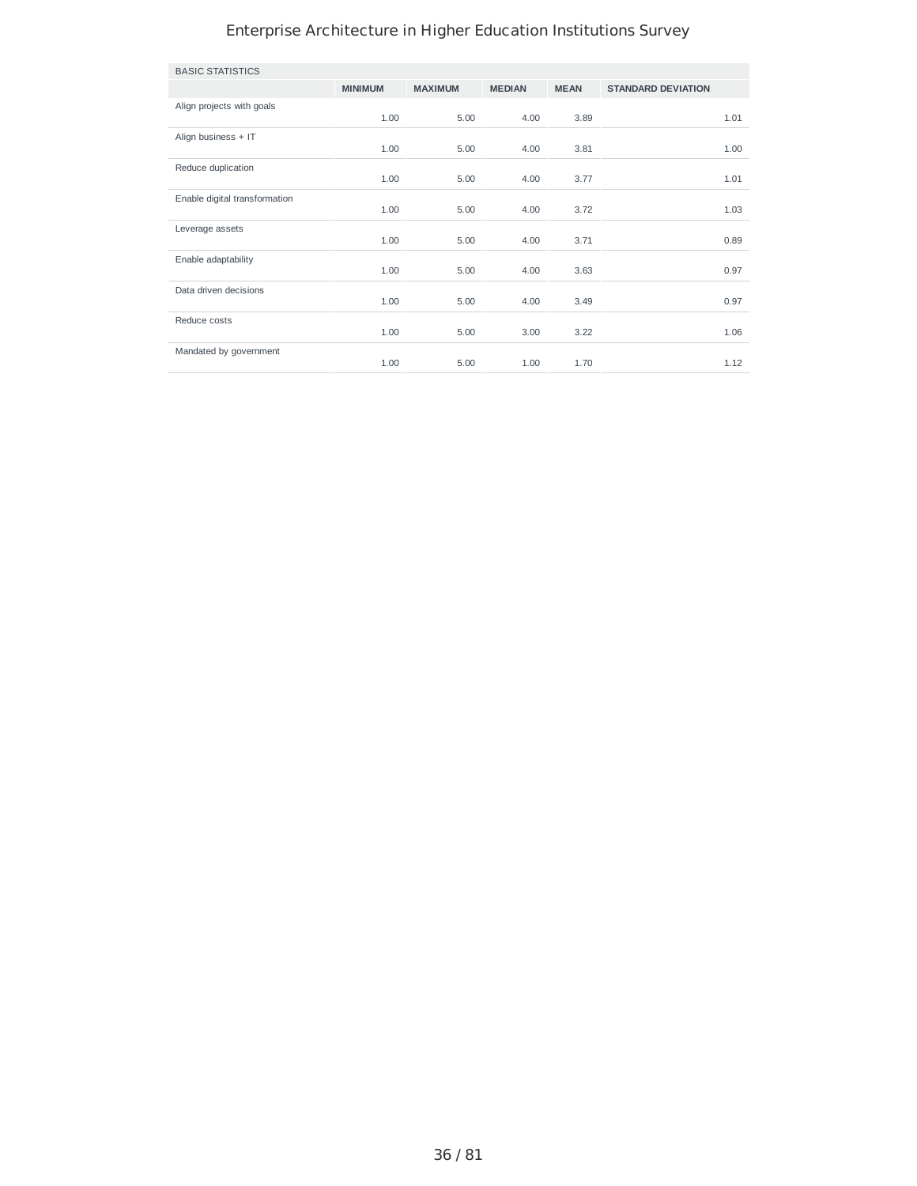| BASIC STATISTICS | | | | | |
| --- | --- | --- | --- | --- | --- |
| | MINIMUM | MAXIMUM | MEDIAN | MEAN | STANDARD DEVIATION |
| Align projects with goals | 1.00 | 5.00 | 4.00 | 3.89 | 1.01 |
| Align business + IT | 1.00 | 5.00 | 4.00 | 3.81 | 1.00 |
| Reduce duplication | 1.00 | 5.00 | 4.00 | 3.77 | 1.01 |
| Enable digital transformation | 1.00 | 5.00 | 4.00 | 3.72 | 1.03 |
| Leverage assets | 1.00 | 5.00 | 4.00 | 3.71 | 0.89 |
| Enable adaptability | 1.00 | 5.00 | 4.00 | 3.63 | 0.97 |
| Data driven decisions | 1.00 | 5.00 | 4.00 | 3.49 | 0.97 |
| Reduce costs | 1.00 | 5.00 | 3.00 | 3.22 | 1.06 |
| Mandated by government | 1.00 | 5.00 | 1.00 | 1.70 | 1.12 |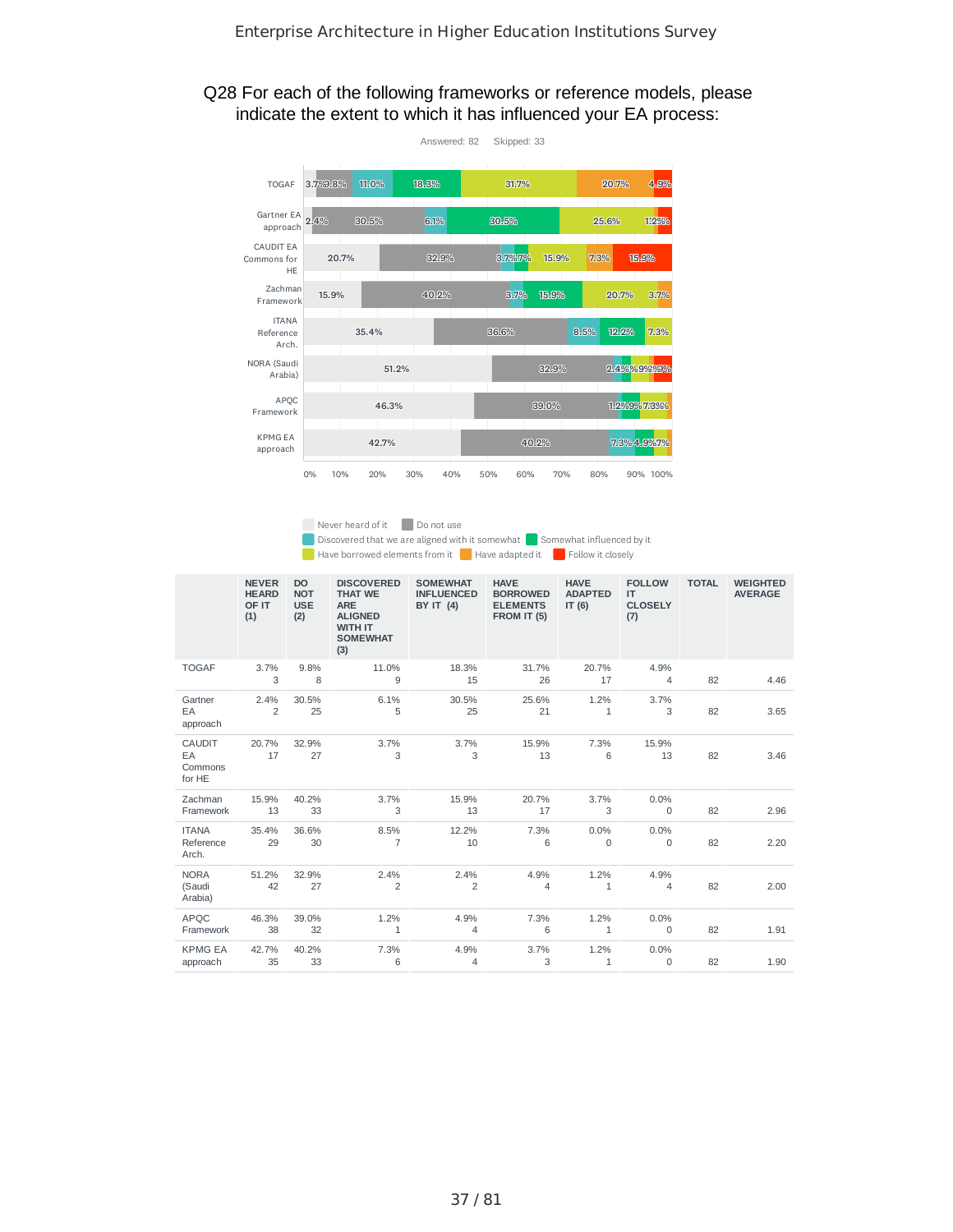## Q28 For each of the following frameworks or reference models, please indicate the extent to which it has influenced your EA process:

Answered: 82 Skipped: 33

| | NEVER HEARD OF IT (1) | DO NOT USE (2) | DISCOVERED THAT WE ARE ALIGNED WITH IT SOMEWHAT (3) | SOMEWHAT INFLUENCED BY IT (4) | HAVE BORROWED ELEMENTS FROM IT (5) | HAVE ADAPTED IT (6) | FOLLOW IT CLOSELY (7) | TOTAL | WEIGHTED AVERAGE |
|---|---|---|---|---|---|---|---|---|---|
| TOGAF | 3.7%<br>3 | 9.8%<br>8 | 11.0%<br>9 | 18.3%<br>15 | 31.7%<br>26 | 20.7%<br>17 | 4.9%<br>4 | 82 | 4.46 |
| Gartner EA approach | 2.4%<br>2 | 30.5%<br>25 | 6.1%<br>5 | 30.5%<br>25 | 25.6%<br>21 | 1.2%<br>1 | 3.7%<br>3 | 82 | 3.65 |
| CAUDIT EA Commons for HE | 20.7%<br>17 | 32.9%<br>27 | 3.7%<br>3 | 3.7%<br>3 | 15.9%<br>13 | 7.3%<br>6 | 15.9%<br>13 | 82 | 3.46 |
| Zachman Framework | 15.9%<br>13 | 40.2%<br>33 | 3.7%<br>3 | 15.9%<br>13 | 20.7%<br>17 | 3.7%<br>3 | 0.0%<br>0 | 82 | 2.96 |
| ITANA Reference Arch. | 35.4%<br>29 | 36.6%<br>30 | 8.5%<br>7 | 12.2%<br>10 | 7.3%<br>6 | 0.0%<br>0 | 0.0%<br>0 | 82 | 2.20 |
| NORA (Saudi Arabia) | 51.2%<br>42 | 32.9%<br>27 | 2.4%<br>2 | 2.4%<br>2 | 4.9%<br>4 | 1.2%<br>1 | 4.9%<br>4 | 82 | 2.00 |
| APQC Framework | 46.3%<br>38 | 39.0%<br>32 | 1.2%<br>1 | 4.9%<br>4 | 7.3%<br>6 | 1.2%<br>1 | 0.0%<br>0 | 82 | 1.91 |
| KPMG EA approach | 42.7%<br>35 | 40.2%<br>33 | 7.3%<br>6 | 4.9%<br>4 | 3.7%<br>3 | 1.2%<br>1 | 0.0%<br>0 | 82 | 1.90 |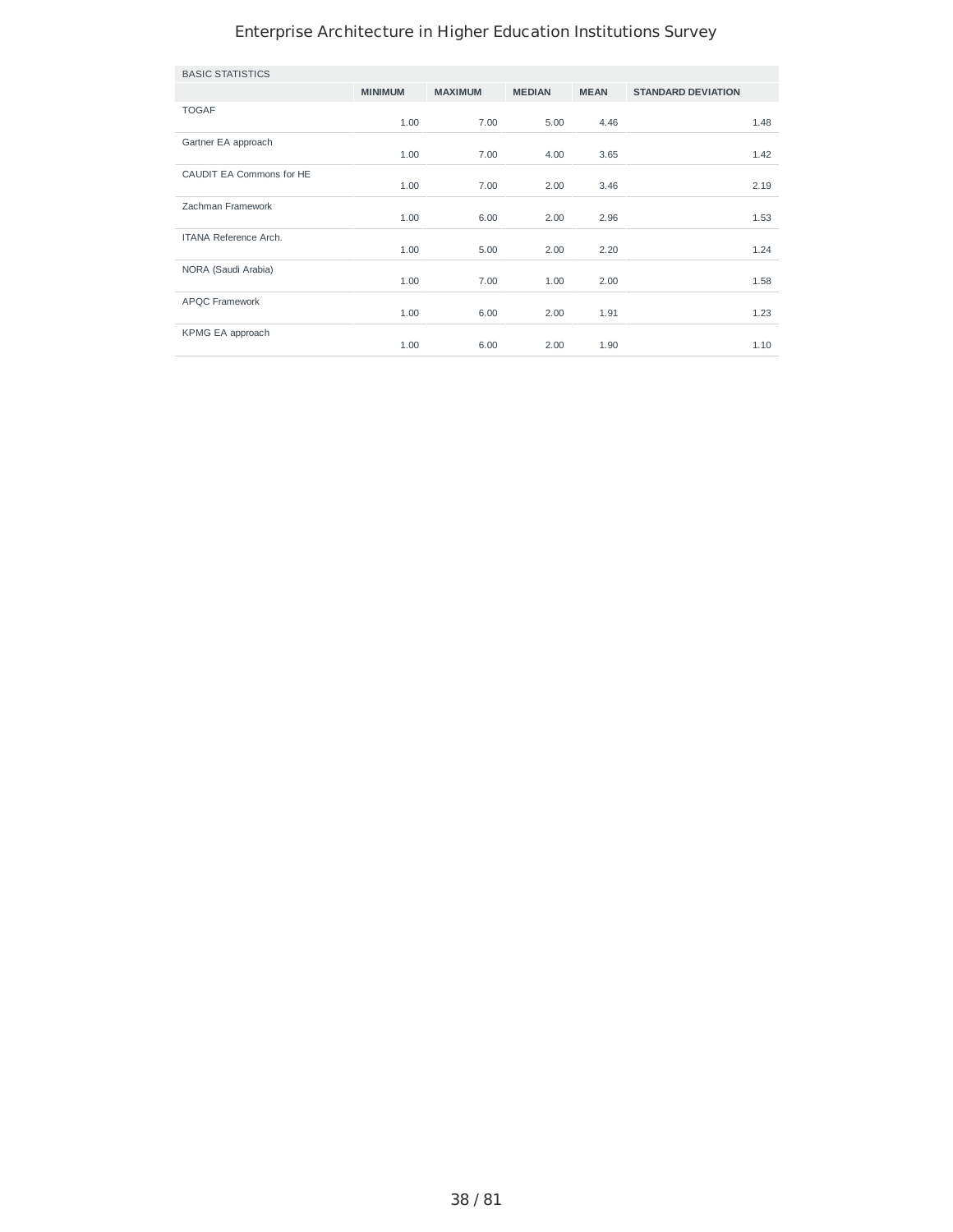| BASIC STATISTICS | | | | | |
|---|---|---|---|---|---|
| | MINIMUM | MAXIMUM | MEDIAN | MEAN | STANDARD DEVIATION |
| TOGAF | 1.00 | 7.00 | 5.00 | 4.46 | 1.48 |
| Gartner EA approach | 1.00 | 7.00 | 4.00 | 3.65 | 1.42 |
| CAUDIT EA Commons for HE | 1.00 | 7.00 | 2.00 | 3.46 | 2.19 |
| Zachman Framework | 1.00 | 6.00 | 2.00 | 2.96 | 1.53 |
| ITANA Reference Arch. | 1.00 | 5.00 | 2.00 | 2.20 | 1.24 |
| NORA (Saudi Arabia) | 1.00 | 7.00 | 1.00 | 2.00 | 1.58 |
| APQC Framework | 1.00 | 6.00 | 2.00 | 1.91 | 1.23 |
| KPMG EA approach | 1.00 | 6.00 | 2.00 | 1.90 | 1.10 |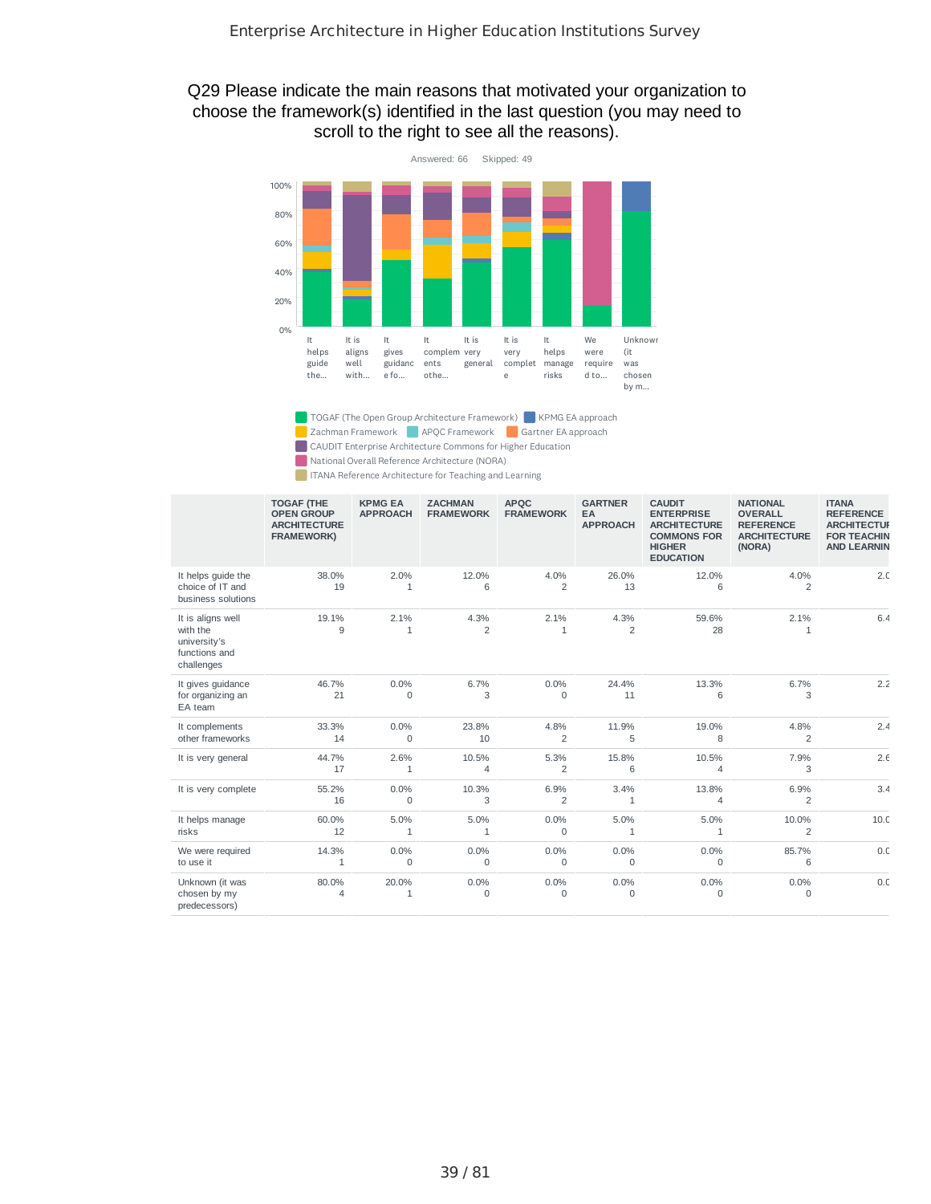Enterprise Architecture in Higher Education Institutions Survey

## Q29 Please indicate the main reasons that motivated your organization to choose the framework(s) identified in the last question (you may need to scroll to the right to see all the reasons).

Answered: 66 Skipped: 49

| | TOGAF (THE OPEN GROUP ARCHITECTURE FRAMEWORK) | KPMG EA APPROACH | ZACHMAN FRAMEWORK | APQC FRAMEWORK | GARTNER EA APPROACH | CAUDIT ENTERPRISE ARCHITECTURE COMMONS FOR HIGHER EDUCATION | NATIONAL OVERALL REFERENCE ARCHITECTURE (NORA) | ITANA REFERENCE ARCHITECTUR FOR TEACHIN AND LEARNIN |
|---|---|---|---|---|---|---|---|---|
| It helps guide the choice of IT and business solutions | 38.0% 19 | 2.0% 1 | 12.0% 6 | 4.0% 2 | 26.0% 13 | 12.0% 6 | 4.0% 2 | 2.0 |
| It is aligns well with the university's functions and challenges | 19.1% 9 | 2.1% 1 | 4.3% 2 | 2.1% 1 | 4.3% 2 | 59.6% 28 | 2.1% 1 | 6.4 |
| It gives guidance for organizing an EA team | 46.7% 21 | 0.0% 0 | 6.7% 3 | 0.0% 0 | 24.4% 11 | 13.3% 6 | 6.7% 3 | 2.2 |
| It complements other frameworks | 33.3% 14 | 0.0% 0 | 23.8% 10 | 4.8% 2 | 11.9% 5 | 19.0% 8 | 4.8% 2 | 2.4 |
| It is very general | 44.7% 17 | 2.6% 1 | 10.5% 4 | 5.3% 2 | 15.8% 6 | 10.5% 4 | 7.9% 3 | 2.6 |
| It is very complete | 55.2% 16 | 0.0% 0 | 10.3% 3 | 6.9% 2 | 3.4% 1 | 13.8% 4 | 6.9% 2 | 3.4 |
| It helps manage risks | 60.0% 12 | 5.0% 1 | 5.0% 1 | 0.0% 0 | 5.0% 1 | 5.0% 1 | 10.0% 2 | 10.0 |
| We were required to use it | 14.3% 1 | 0.0% 0 | 0.0% 0 | 0.0% 0 | 0.0% 0 | 0.0% 0 | 85.7% 6 | 0.0 |
| Unknown (it was chosen by my predecessors) | 80.0% 4 | 20.0% 1 | 0.0% 0 | 0.0% 0 | 0.0% 0 | 0.0% 0 | 0.0% 0 | 0.0 |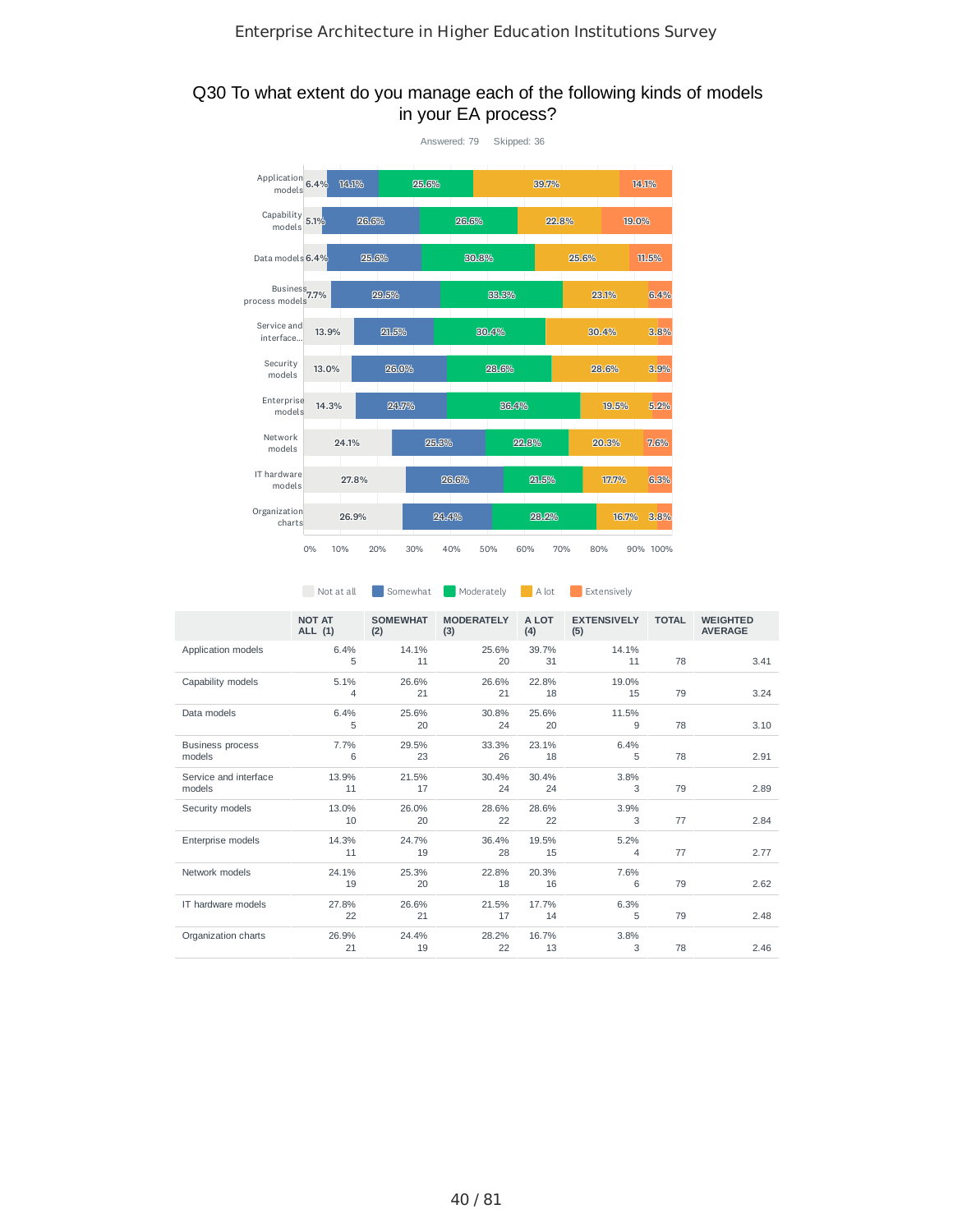# Q30 To what extent do you manage each of the following kinds of models in your EA process?

Answered: 79 Skipped: 36

|  | NOT AT ALL (1) | SOMEWHAT (2) | MODERATELY (3) | A LOT (4) | EXTENSIVELY (5) | TOTAL | WEIGHTED AVERAGE |
|---|---|---|---|---|---|---|---|
| Application models | 6.4% 5 | 14.1% 11 | 25.6% 20 | 39.7% 31 | 14.1% 11 | 78 | 3.41 |
| Capability models | 5.1% 4 | 26.6% 21 | 26.6% 21 | 22.8% 18 | 19.0% 15 | 79 | 3.24 |
| Data models | 6.4% 5 | 25.6% 20 | 30.8% 24 | 25.6% 20 | 11.5% 9 | 78 | 3.10 |
| Business process models | 7.7% 6 | 29.5% 23 | 33.3% 26 | 23.1% 18 | 6.4% 5 | 78 | 2.91 |
| Service and interface models | 13.9% 11 | 21.5% 17 | 30.4% 24 | 30.4% 24 | 3.8% 3 | 79 | 2.89 |
| Security models | 13.0% 10 | 26.0% 20 | 28.6% 22 | 28.6% 22 | 3.9% 3 | 77 | 2.84 |
| Enterprise models | 14.3% 11 | 24.7% 19 | 36.4% 28 | 19.5% 15 | 5.2% 4 | 77 | 2.77 |
| Network models | 24.1% 19 | 25.3% 20 | 22.8% 18 | 20.3% 16 | 7.6% 6 | 79 | 2.62 |
| IT hardware models | 27.8% 22 | 26.6% 21 | 21.5% 17 | 17.7% 14 | 6.3% 5 | 79 | 2.48 |
| Organization charts | 26.9% 21 | 24.4% 19 | 28.2% 22 | 16.7% 13 | 3.8% 3 | 78 | 2.46 |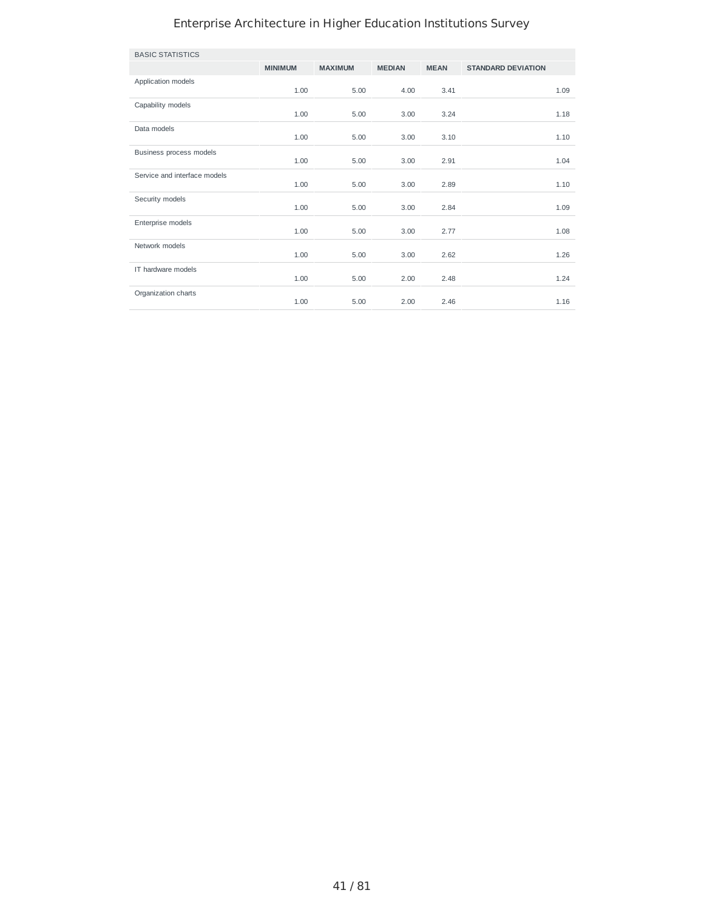| BASIC STATISTICS | | | | | |
|---|---|---|---|---|---|
| | MINIMUM | MAXIMUM | MEDIAN | MEAN | STANDARD DEVIATION |
| Application models | 1.00 | 5.00 | 4.00 | 3.41 | 1.09 |
| Capability models | 1.00 | 5.00 | 3.00 | 3.24 | 1.18 |
| Data models | 1.00 | 5.00 | 3.00 | 3.10 | 1.10 |
| Business process models | 1.00 | 5.00 | 3.00 | 2.91 | 1.04 |
| Service and interface models | 1.00 | 5.00 | 3.00 | 2.89 | 1.10 |
| Security models | 1.00 | 5.00 | 3.00 | 2.84 | 1.09 |
| Enterprise models | 1.00 | 5.00 | 3.00 | 2.77 | 1.08 |
| Network models | 1.00 | 5.00 | 3.00 | 2.62 | 1.26 |
| IT hardware models | 1.00 | 5.00 | 2.00 | 2.48 | 1.24 |
| Organization charts | 1.00 | 5.00 | 2.00 | 2.46 | 1.16 |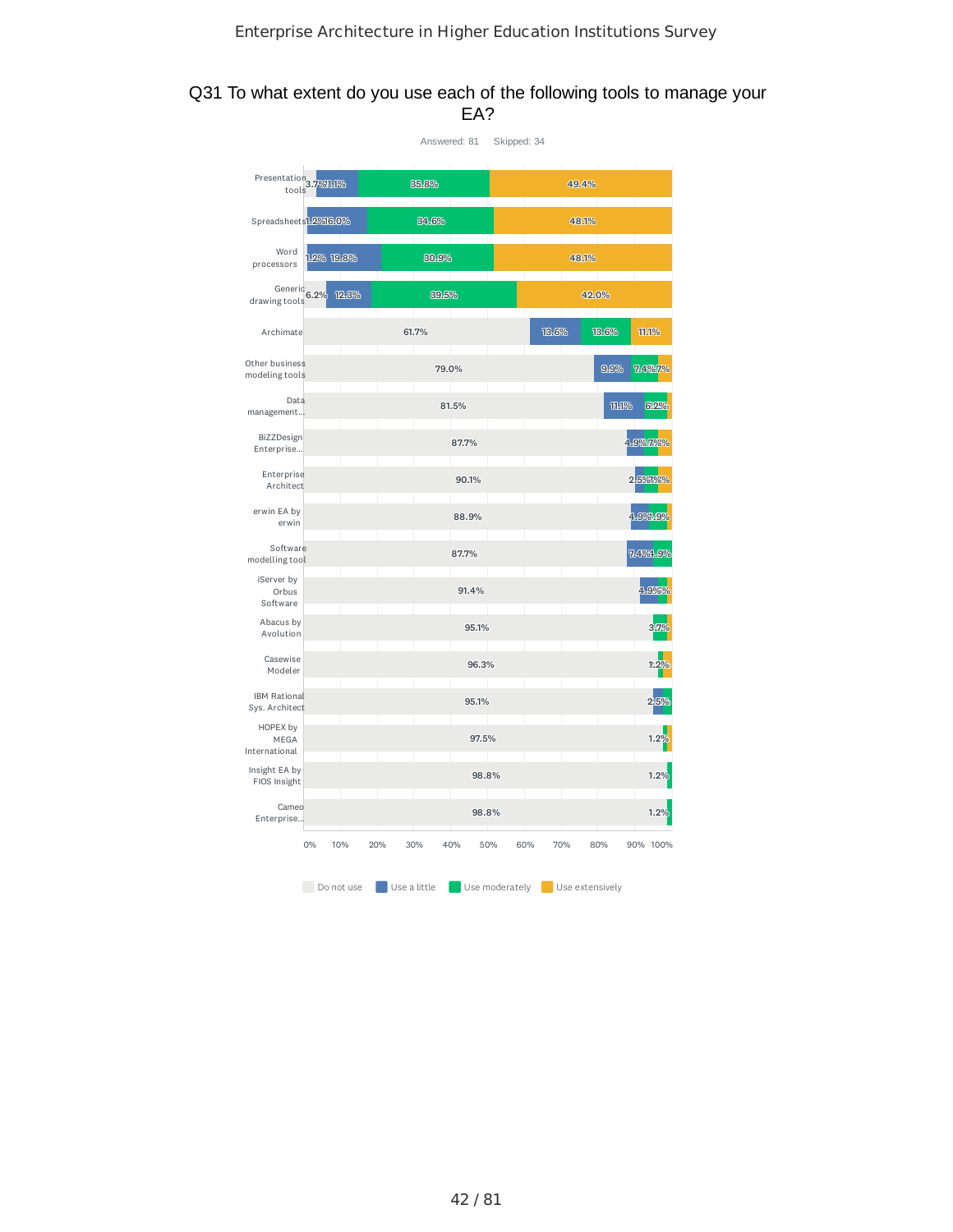## Q31 To what extent do you use each of the following tools to manage your EA?

Answered: 81 Skipped: 34

| Tool | Do not use | Use a little | Use moderately | Use extensively |
|---|---|---|---|---|
| Presentation tools | 3.7% | 11.1% | 35.8% | 49.4% |
| Spreadsheets | 1.2% | 16.0% | 34.6% | 48.1% |
| Word processors | 1.2% | 19.8% | 30.9% | 48.1% |
| Generic drawing tools | 6.2% | 12.3% | 39.5% | 42.0% |
| Archimate | 61.7% | 13.6% | 13.6% | 11.1% |
| Other business modeling tools | 79.0% | 9.9% | 7.4% | 3.7% |
| Data management... | 81.5% | 11.1% | 6.2% | |
| BiZZDesign Enterprise... | 87.7% | 4.9% | 3.7% | 3.7% |
| Enterprise Architect | 90.1% | 2.5% | 3.7% | 3.7% |
| erwin EA by erwin | 88.9% | 4.9% | 4.9% | |
| Software modelling tool | 87.7% | 7.4% | 4.9% | |
| iServer by Orbus Software | 91.4% | 4.9% | | |
| Abacus by Avolution | 95.1% | | 3.7% | |
| Casewise Modeler | 96.3% | | 1.2% | |
| IBM Rational Sys. Architect | 95.1% | 2.5% | | |
| HOPEX by MEGA International | 97.5% | | 1.2% | |
| Insight EA by FIOS Insight | 98.8% | | 1.2% | |
| Cameo Enterprise... | 98.8% | | 1.2% | |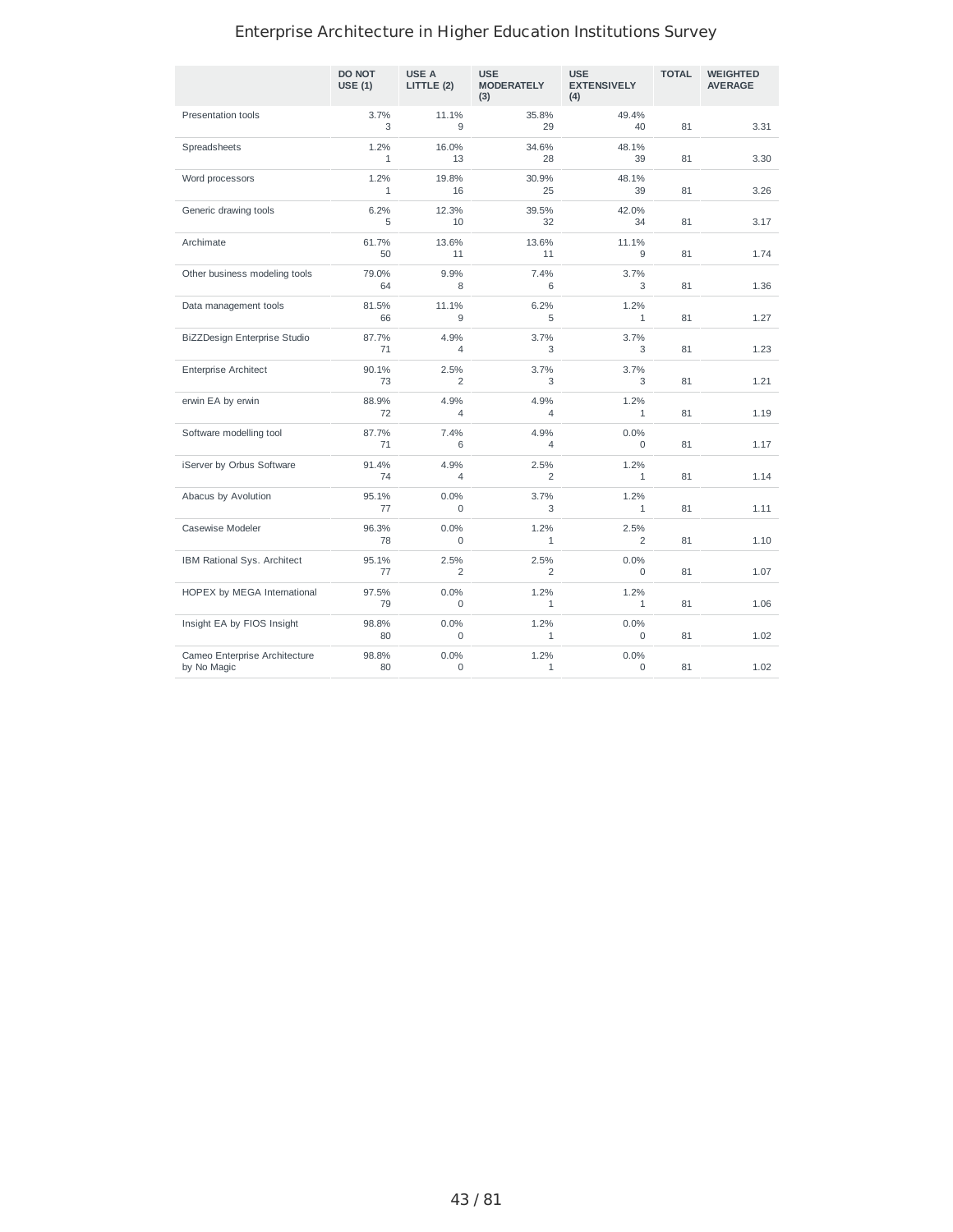| | DO NOT USE (1) | USE A LITTLE (2) | USE MODERATELY (3) | USE EXTENSIVELY (4) | TOTAL | WEIGHTED AVERAGE |
|---|---|---|---|---|---|---|
| Presentation tools | 3.7%<br>3 | 11.1%<br>9 | 35.8%<br>29 | 49.4%<br>40 | 81 | 3.31 |
| Spreadsheets | 1.2%<br>1 | 16.0%<br>13 | 34.6%<br>28 | 48.1%<br>39 | 81 | 3.30 |
| Word processors | 1.2%<br>1 | 19.8%<br>16 | 30.9%<br>25 | 48.1%<br>39 | 81 | 3.26 |
| Generic drawing tools | 6.2%<br>5 | 12.3%<br>10 | 39.5%<br>32 | 42.0%<br>34 | 81 | 3.17 |
| Archimate | 61.7%<br>50 | 13.6%<br>11 | 13.6%<br>11 | 11.1%<br>9 | 81 | 1.74 |
| Other business modeling tools | 79.0%<br>64 | 9.9%<br>8 | 7.4%<br>6 | 3.7%<br>3 | 81 | 1.36 |
| Data management tools | 81.5%<br>66 | 11.1%<br>9 | 6.2%<br>5 | 1.2%<br>1 | 81 | 1.27 |
| BiZZDesign Enterprise Studio | 87.7%<br>71 | 4.9%<br>4 | 3.7%<br>3 | 3.7%<br>3 | 81 | 1.23 |
| Enterprise Architect | 90.1%<br>73 | 2.5%<br>2 | 3.7%<br>3 | 3.7%<br>3 | 81 | 1.21 |
| erwin EA by erwin | 88.9%<br>72 | 4.9%<br>4 | 4.9%<br>4 | 1.2%<br>1 | 81 | 1.19 |
| Software modelling tool | 87.7%<br>71 | 7.4%<br>6 | 4.9%<br>4 | 0.0%<br>0 | 81 | 1.17 |
| iServer by Orbus Software | 91.4%<br>74 | 4.9%<br>4 | 2.5%<br>2 | 1.2%<br>1 | 81 | 1.14 |
| Abacus by Avolution | 95.1%<br>77 | 0.0%<br>0 | 3.7%<br>3 | 1.2%<br>1 | 81 | 1.11 |
| Casewise Modeler | 96.3%<br>78 | 0.0%<br>0 | 1.2%<br>1 | 2.5%<br>2 | 81 | 1.10 |
| IBM Rational Sys. Architect | 95.1%<br>77 | 2.5%<br>2 | 2.5%<br>2 | 0.0%<br>0 | 81 | 1.07 |
| HOPEX by MEGA International | 97.5%<br>79 | 0.0%<br>0 | 1.2%<br>1 | 1.2%<br>1 | 81 | 1.06 |
| Insight EA by FIOS Insight | 98.8%<br>80 | 0.0%<br>0 | 1.2%<br>1 | 0.0%<br>0 | 81 | 1.02 |
| Cameo Enterprise Architecture by No Magic | 98.8%<br>80 | 0.0%<br>0 | 1.2%<br>1 | 0.0%<br>0 | 81 | 1.02 |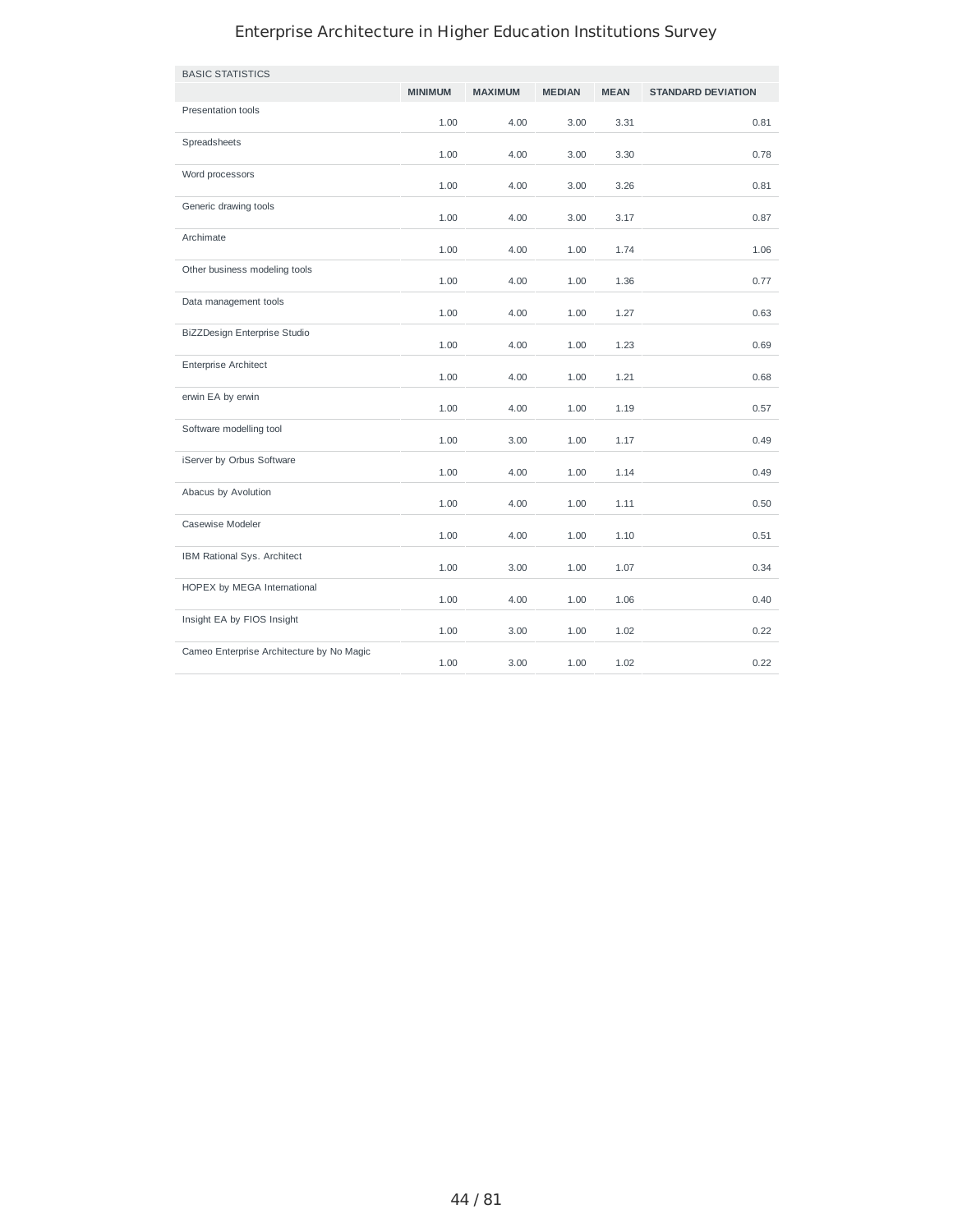| BASIC STATISTICS | | | | | |
|---|---|---|---|---|---|
| | MINIMUM | MAXIMUM | MEDIAN | MEAN | STANDARD DEVIATION |
| Presentation tools | 1.00 | 4.00 | 3.00 | 3.31 | 0.81 |
| Spreadsheets | 1.00 | 4.00 | 3.00 | 3.30 | 0.78 |
| Word processors | 1.00 | 4.00 | 3.00 | 3.26 | 0.81 |
| Generic drawing tools | 1.00 | 4.00 | 3.00 | 3.17 | 0.87 |
| Archimate | 1.00 | 4.00 | 1.00 | 1.74 | 1.06 |
| Other business modeling tools | 1.00 | 4.00 | 1.00 | 1.36 | 0.77 |
| Data management tools | 1.00 | 4.00 | 1.00 | 1.27 | 0.63 |
| BiZZDesign Enterprise Studio | 1.00 | 4.00 | 1.00 | 1.23 | 0.69 |
| Enterprise Architect | 1.00 | 4.00 | 1.00 | 1.21 | 0.68 |
| erwin EA by erwin | 1.00 | 4.00 | 1.00 | 1.19 | 0.57 |
| Software modelling tool | 1.00 | 3.00 | 1.00 | 1.17 | 0.49 |
| iServer by Orbus Software | 1.00 | 4.00 | 1.00 | 1.14 | 0.49 |
| Abacus by Avolution | 1.00 | 4.00 | 1.00 | 1.11 | 0.50 |
| Casewise Modeler | 1.00 | 4.00 | 1.00 | 1.10 | 0.51 |
| IBM Rational Sys. Architect | 1.00 | 3.00 | 1.00 | 1.07 | 0.34 |
| HOPEX by MEGA International | 1.00 | 4.00 | 1.00 | 1.06 | 0.40 |
| Insight EA by FIOS Insight | 1.00 | 3.00 | 1.00 | 1.02 | 0.22 |
| Cameo Enterprise Architecture by No Magic | 1.00 | 3.00 | 1.00 | 1.02 | 0.22 |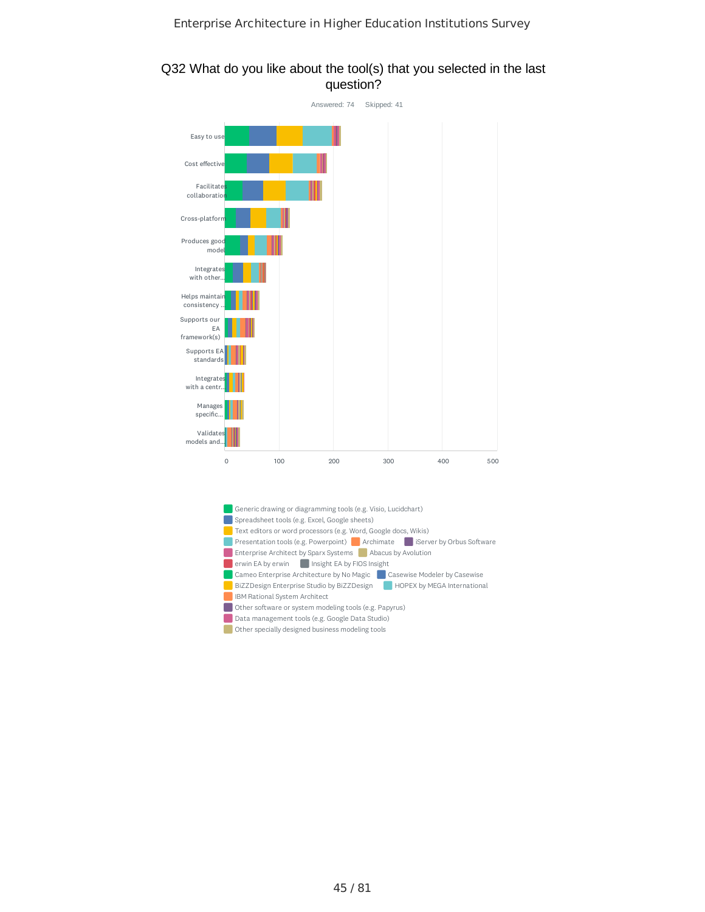## Q32 What do you like about the tool(s) that you selected in the last question?

Answered: 74 Skipped: 41

Easy to use

Cost effective

Facilitates collaboration

Cross-platform

Produces good model

Integrates with other...

Helps maintain consistency ...

Supports our EA framework(s)

Supports EA standards

Integrates with a centr...

Manages specific...

Validates models and...

0 100 200 300 400 500

- Generic drawing or diagramming tools (e.g. Visio, Lucidchart)
- Spreadsheet tools (e.g. Excel, Google sheets)
- Text editors or word processors (e.g. Word, Google docs, Wikis)
- Presentation tools (e.g. Powerpoint)
- Archimate
- iServer by Orbus Software
- Enterprise Architect by Sparx Systems
- Abacus by Avolution
- erwin EA by erwin
- Insight EA by FIOS Insight
- Cameo Enterprise Architecture by No Magic
- Casewise Modeler by Casewise
- BiZZDesign Enterprise Studio by BiZZDesign
- HOPEX by MEGA International
- IBM Rational System Architect
- Other software or system modeling tools (e.g. Papyrus)
- Data management tools (e.g. Google Data Studio)
- Other specially designed business modeling tools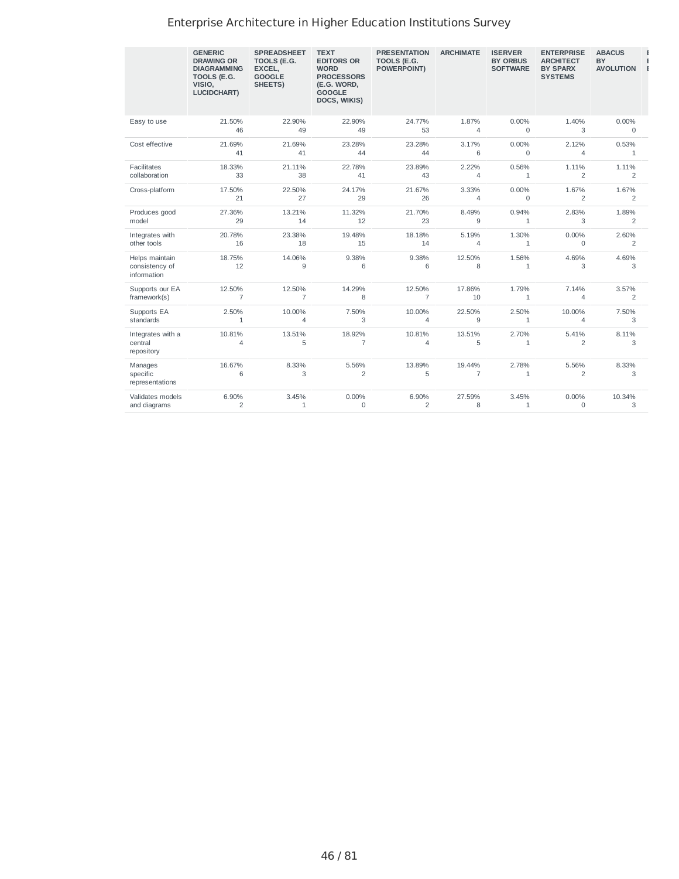# Enterprise Architecture in Higher Education Institutions Survey

| | GENERIC DRAWING OR DIAGRAMMING TOOLS (E.G. VISIO, LUCIDCHART) | SPREADSHEET TOOLS (E.G. EXCEL, GOOGLE SHEETS) | TEXT EDITORS OR WORD PROCESSORS (E.G. WORD, GOOGLE DOCS, WIKIS) | PRESENTATION TOOLS (E.G. POWERPOINT) | ARCHIMATE | ISERVER BY ORBUS SOFTWARE | ENTERPRISE ARCHITECT BY SPARX SYSTEMS | ABACUS BY AVOLUTION |
|---|---|---|---|---|---|---|---|---|
| Easy to use | 21.50% 46 | 22.90% 49 | 22.90% 49 | 24.77% 53 | 1.87% 4 | 0.00% 0 | 1.40% 3 | 0.00% 0 |
| Cost effective | 21.69% 41 | 21.69% 41 | 23.28% 44 | 23.28% 44 | 3.17% 6 | 0.00% 0 | 2.12% 4 | 0.53% 1 |
| Facilitates collaboration | 18.33% 33 | 21.11% 38 | 22.78% 41 | 23.89% 43 | 2.22% 4 | 0.56% 1 | 1.11% 2 | 1.11% 2 |
| Cross-platform | 17.50% 21 | 22.50% 27 | 24.17% 29 | 21.67% 26 | 3.33% 4 | 0.00% 0 | 1.67% 2 | 1.67% 2 |
| Produces good model | 27.36% 29 | 13.21% 14 | 11.32% 12 | 21.70% 23 | 8.49% 9 | 0.94% 1 | 2.83% 3 | 1.89% 2 |
| Integrates with other tools | 20.78% 16 | 23.38% 18 | 19.48% 15 | 18.18% 14 | 5.19% 4 | 1.30% 1 | 0.00% 0 | 2.60% 2 |
| Helps maintain consistency of information | 18.75% 12 | 14.06% 9 | 9.38% 6 | 9.38% 6 | 12.50% 8 | 1.56% 1 | 4.69% 3 | 4.69% 3 |
| Supports our EA framework(s) | 12.50% 7 | 12.50% 7 | 14.29% 8 | 12.50% 7 | 17.86% 10 | 1.79% 1 | 7.14% 4 | 3.57% 2 |
| Supports EA standards | 2.50% 1 | 10.00% 4 | 7.50% 3 | 10.00% 4 | 22.50% 9 | 2.50% 1 | 10.00% 4 | 7.50% 3 |
| Integrates with a central repository | 10.81% 4 | 13.51% 5 | 18.92% 7 | 10.81% 4 | 13.51% 5 | 2.70% 1 | 5.41% 2 | 8.11% 3 |
| Manages specific representations | 16.67% 6 | 8.33% 3 | 5.56% 2 | 13.89% 5 | 19.44% 7 | 2.78% 1 | 5.56% 2 | 8.33% 3 |
| Validates models and diagrams | 6.90% 2 | 3.45% 1 | 0.00% 0 | 6.90% 2 | 27.59% 8 | 3.45% 1 | 0.00% 0 | 10.34% 3 |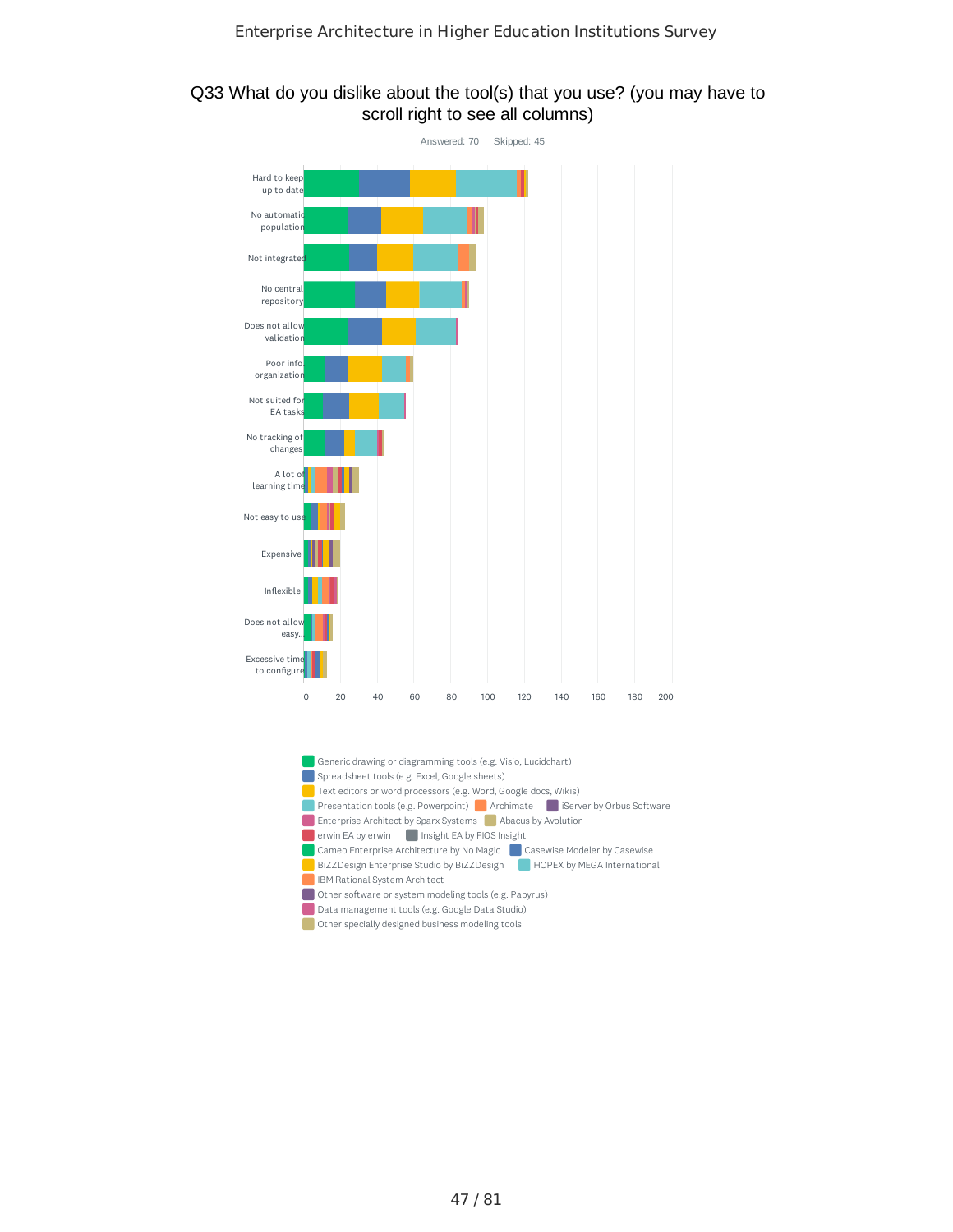# Q33 What do you dislike about the tool(s) that you use? (you may have to scroll right to see all columns)

Answered: 70    Skipped: 45

Hard to keep up to date

No automatic population

Not integrated

No central repository

Does not allow validation

Poor info. organization

Not suited for EA tasks

No tracking of changes

A lot of learning time

Not easy to use

Expensive

Inflexible

Does not allow easy...

Excessive time to configure

0 20 40 60 80 100 120 140 160 180 200

- Generic drawing or diagramming tools (e.g. Visio, Lucidchart)
- Spreadsheet tools (e.g. Excel, Google sheets)
- Text editors or word processors (e.g. Word, Google docs, Wikis)
- Presentation tools (e.g. Powerpoint)
- Archimate
- iServer by Orbus Software
- Enterprise Architect by Sparx Systems
- Abacus by Avolution
- erwin EA by erwin
- Insight EA by FIOS Insight
- Cameo Enterprise Architecture by No Magic
- Casewise Modeler by Casewise
- BiZZDesign Enterprise Studio by BiZZDesign
- HOPEX by MEGA International
- IBM Rational System Architect
- Other software or system modeling tools (e.g. Papyrus)
- Data management tools (e.g. Google Data Studio)
- Other specially designed business modeling tools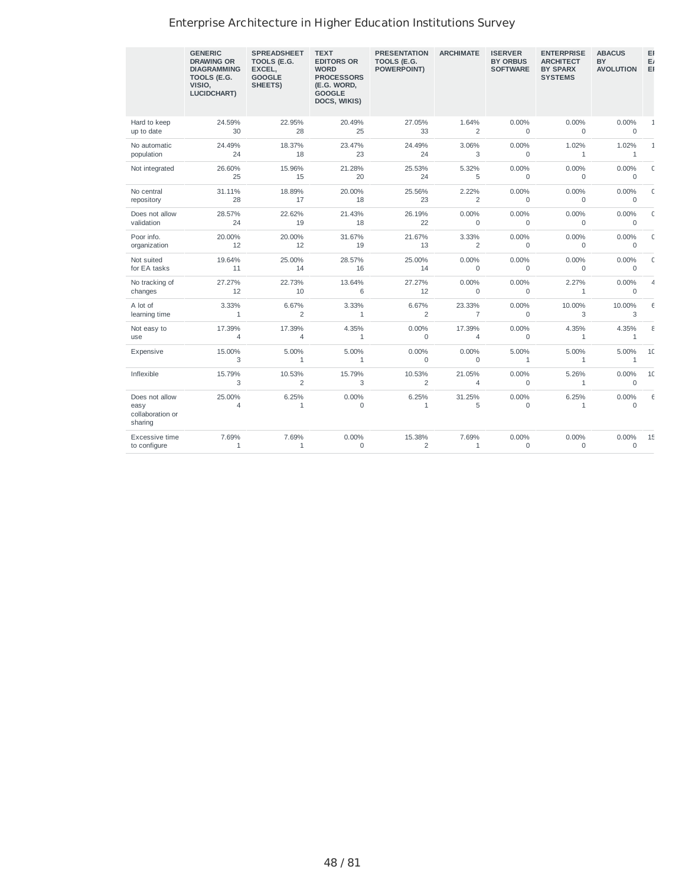| | GENERIC DRAWING OR DIAGRAMMING TOOLS (E.G. VISIO, LUCIDCHART) | SPREADSHEET TOOLS (E.G. EXCEL, GOOGLE SHEETS) | TEXT EDITORS OR WORD PROCESSORS (E.G. WORD, GOOGLE DOCS, WIKIS) | PRESENTATION TOOLS (E.G. POWERPOINT) | ARCHIMATE | ISERVER BY ORBUS SOFTWARE | ENTERPRISE ARCHITECT BY SPARX SYSTEMS | ABACUS BY AVOLUTION |
|---|---|---|---|---|---|---|---|---|
| Hard to keep up to date | 24.59% 30 | 22.95% 28 | 20.49% 25 | 27.05% 33 | 1.64% 2 | 0.00% 0 | 0.00% 0 | 0.00% 0 |
| No automatic population | 24.49% 24 | 18.37% 18 | 23.47% 23 | 24.49% 24 | 3.06% 3 | 0.00% 0 | 1.02% 1 | 1.02% 1 |
| Not integrated | 26.60% 25 | 15.96% 15 | 21.28% 20 | 25.53% 24 | 5.32% 5 | 0.00% 0 | 0.00% 0 | 0.00% 0 |
| No central repository | 31.11% 28 | 18.89% 17 | 20.00% 18 | 25.56% 23 | 2.22% 2 | 0.00% 0 | 0.00% 0 | 0.00% 0 |
| Does not allow validation | 28.57% 24 | 22.62% 19 | 21.43% 18 | 26.19% 22 | 0.00% 0 | 0.00% 0 | 0.00% 0 | 0.00% 0 |
| Poor info. organization | 20.00% 12 | 20.00% 12 | 31.67% 19 | 21.67% 13 | 3.33% 2 | 0.00% 0 | 0.00% 0 | 0.00% 0 |
| Not suited for EA tasks | 19.64% 11 | 25.00% 14 | 28.57% 16 | 25.00% 14 | 0.00% 0 | 0.00% 0 | 0.00% 0 | 0.00% 0 |
| No tracking of changes | 27.27% 12 | 22.73% 10 | 13.64% 6 | 27.27% 12 | 0.00% 0 | 0.00% 0 | 2.27% 1 | 0.00% 0 |
| A lot of learning time | 3.33% 1 | 6.67% 2 | 3.33% 1 | 6.67% 2 | 23.33% 7 | 0.00% 0 | 10.00% 3 | 10.00% 3 |
| Not easy to use | 17.39% 4 | 17.39% 4 | 4.35% 1 | 0.00% 0 | 17.39% 4 | 0.00% 0 | 4.35% 1 | 4.35% 1 |
| Expensive | 15.00% 3 | 5.00% 1 | 5.00% 1 | 0.00% 0 | 0.00% 0 | 5.00% 1 | 5.00% 1 | 5.00% 1 |
| Inflexible | 15.79% 3 | 10.53% 2 | 15.79% 3 | 10.53% 2 | 21.05% 4 | 0.00% 0 | 5.26% 1 | 0.00% 0 |
| Does not allow easy collaboration or sharing | 25.00% 4 | 6.25% 1 | 0.00% 0 | 6.25% 1 | 31.25% 5 | 0.00% 0 | 6.25% 1 | 0.00% 0 |
| Excessive time to configure | 7.69% 1 | 7.69% 1 | 0.00% 0 | 15.38% 2 | 7.69% 1 | 0.00% 0 | 0.00% 0 | 0.00% 0 |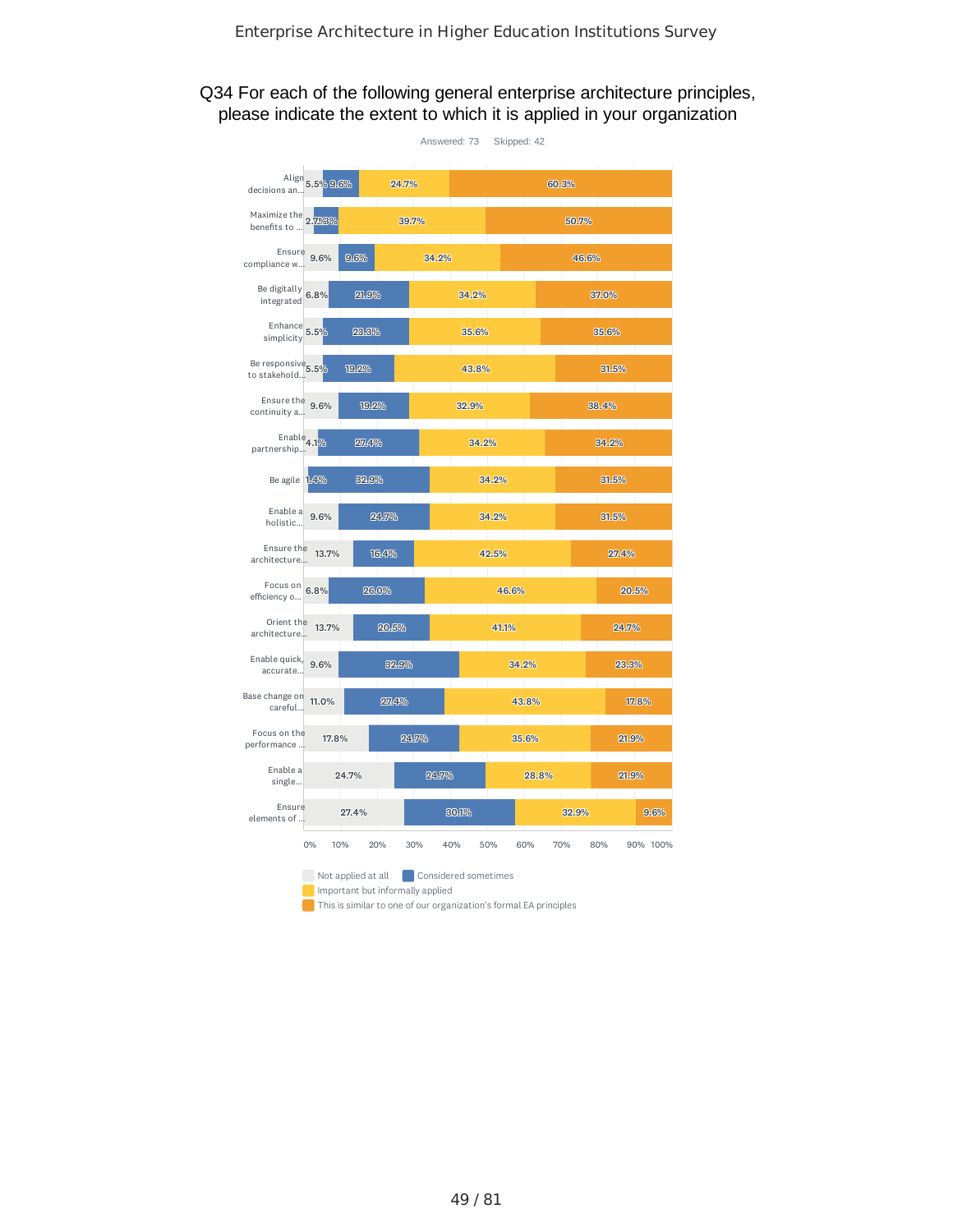## Q34 For each of the following general enterprise architecture principles, please indicate the extent to which it is applied in your organization

Answered: 73 Skipped: 42

| Principle | Not applied at all | Considered sometimes | Important but informally applied | This is similar to one of our organization's formal EA principles |
|---|---|---|---|---|
| Align decisions an... | 5.5% | 9.6% | 24.7% | 60.3% |
| Maximize the benefits to ... | 2.7% | 7.3% | 39.7% | 50.7% |
| Ensure compliance w... | 9.6% | 9.6% | 34.2% | 46.6% |
| Be digitally integrated | 6.8% | 21.9% | 34.2% | 37.0% |
| Enhance simplicity | 5.5% | 23.3% | 35.6% | 35.6% |
| Be responsive to stakehold... | 5.5% | 19.2% | 43.8% | 31.5% |
| Ensure the continuity a... | 9.6% | 19.2% | 32.9% | 38.4% |
| Enable partnership... | 4.1% | 27.4% | 34.2% | 34.2% |
| Be agile | 1.4% | 32.9% | 34.2% | 31.5% |
| Enable a holistic... | 9.6% | 24.7% | 34.2% | 31.5% |
| Ensure the architecture... | 13.7% | 16.4% | 42.5% | 27.4% |
| Focus on efficiency o... | 6.8% | 26.0% | 46.6% | 20.5% |
| Orient the architecture... | 13.7% | 20.5% | 41.1% | 24.7% |
| Enable quick, accurate... | 9.6% | 32.9% | 34.2% | 23.3% |
| Base change on careful... | 11.0% | 27.4% | 43.8% | 17.8% |
| Focus on the performance ... | 17.8% | 24.7% | 35.6% | 21.9% |
| Enable a single... | 24.7% | 24.7% | 28.8% | 21.9% |
| Ensure elements of ... | 27.4% | 30.1% | 32.9% | 9.6% |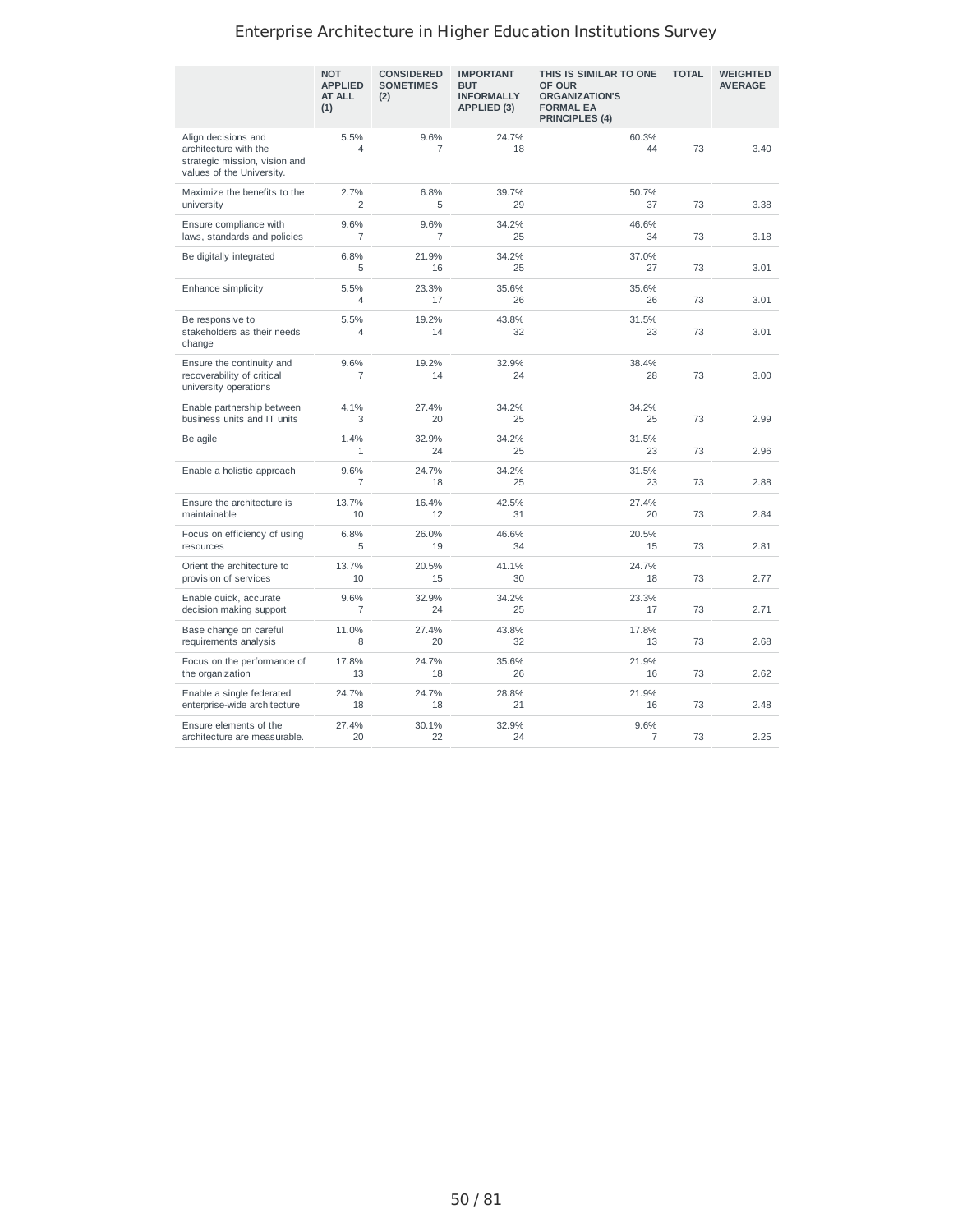# Enterprise Architecture in Higher Education Institutions Survey

| | NOT APPLIED AT ALL (1) | CONSIDERED SOMETIMES (2) | IMPORTANT BUT INFORMALLY APPLIED (3) | THIS IS SIMILAR TO ONE OF OUR ORGANIZATION'S FORMAL EA PRINCIPLES (4) | TOTAL | WEIGHTED AVERAGE |
|---|---|---|---|---|---|---|
| Align decisions and architecture with the strategic mission, vision and values of the University. | 5.5%<br>4 | 9.6%<br>7 | 24.7%<br>18 | 60.3%<br>44 | 73 | 3.40 |
| Maximize the benefits to the university | 2.7%<br>2 | 6.8%<br>5 | 39.7%<br>29 | 50.7%<br>37 | 73 | 3.38 |
| Ensure compliance with laws, standards and policies | 9.6%<br>7 | 9.6%<br>7 | 34.2%<br>25 | 46.6%<br>34 | 73 | 3.18 |
| Be digitally integrated | 6.8%<br>5 | 21.9%<br>16 | 34.2%<br>25 | 37.0%<br>27 | 73 | 3.01 |
| Enhance simplicity | 5.5%<br>4 | 23.3%<br>17 | 35.6%<br>26 | 35.6%<br>26 | 73 | 3.01 |
| Be responsive to stakeholders as their needs change | 5.5%<br>4 | 19.2%<br>14 | 43.8%<br>32 | 31.5%<br>23 | 73 | 3.01 |
| Ensure the continuity and recoverability of critical university operations | 9.6%<br>7 | 19.2%<br>14 | 32.9%<br>24 | 38.4%<br>28 | 73 | 3.00 |
| Enable partnership between business units and IT units | 4.1%<br>3 | 27.4%<br>20 | 34.2%<br>25 | 34.2%<br>25 | 73 | 2.99 |
| Be agile | 1.4%<br>1 | 32.9%<br>24 | 34.2%<br>25 | 31.5%<br>23 | 73 | 2.96 |
| Enable a holistic approach | 9.6%<br>7 | 24.7%<br>18 | 34.2%<br>25 | 31.5%<br>23 | 73 | 2.88 |
| Ensure the architecture is maintainable | 13.7%<br>10 | 16.4%<br>12 | 42.5%<br>31 | 27.4%<br>20 | 73 | 2.84 |
| Focus on efficiency of using resources | 6.8%<br>5 | 26.0%<br>19 | 46.6%<br>34 | 20.5%<br>15 | 73 | 2.81 |
| Orient the architecture to provision of services | 13.7%<br>10 | 20.5%<br>15 | 41.1%<br>30 | 24.7%<br>18 | 73 | 2.77 |
| Enable quick, accurate decision making support | 9.6%<br>7 | 32.9%<br>24 | 34.2%<br>25 | 23.3%<br>17 | 73 | 2.71 |
| Base change on careful requirements analysis | 11.0%<br>8 | 27.4%<br>20 | 43.8%<br>32 | 17.8%<br>13 | 73 | 2.68 |
| Focus on the performance of the organization | 17.8%<br>13 | 24.7%<br>18 | 35.6%<br>26 | 21.9%<br>16 | 73 | 2.62 |
| Enable a single federated enterprise-wide architecture | 24.7%<br>18 | 24.7%<br>18 | 28.8%<br>21 | 21.9%<br>16 | 73 | 2.48 |
| Ensure elements of the architecture are measurable. | 27.4%<br>20 | 30.1%<br>22 | 32.9%<br>24 | 9.6%<br>7 | 73 | 2.25 |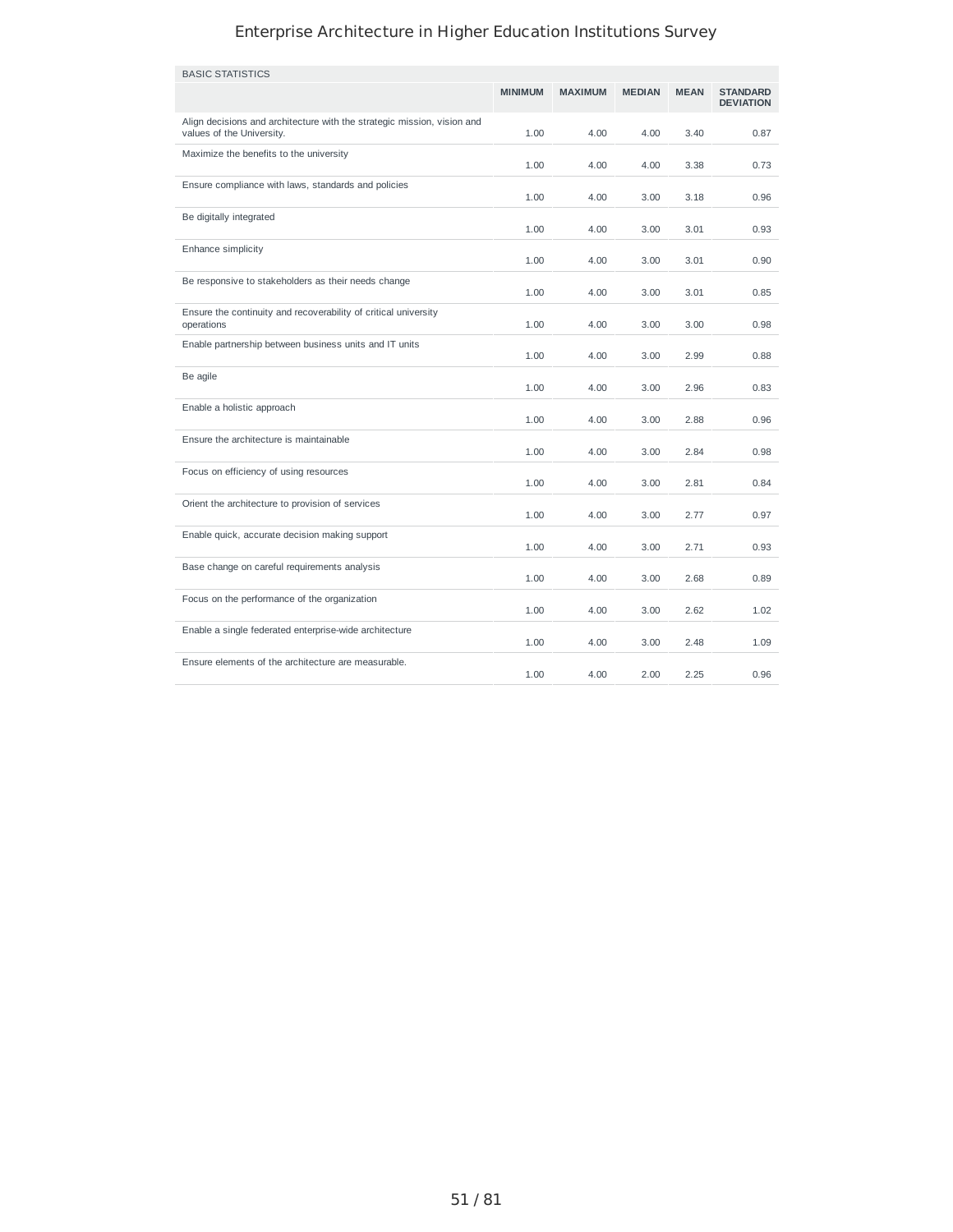| BASIC STATISTICS | MINIMUM | MAXIMUM | MEDIAN | MEAN | STANDARD DEVIATION |
|---|---|---|---|---|---|
| Align decisions and architecture with the strategic mission, vision and values of the University. | 1.00 | 4.00 | 4.00 | 3.40 | 0.87 |
| Maximize the benefits to the university | 1.00 | 4.00 | 4.00 | 3.38 | 0.73 |
| Ensure compliance with laws, standards and policies | 1.00 | 4.00 | 3.00 | 3.18 | 0.96 |
| Be digitally integrated | 1.00 | 4.00 | 3.00 | 3.01 | 0.93 |
| Enhance simplicity | 1.00 | 4.00 | 3.00 | 3.01 | 0.90 |
| Be responsive to stakeholders as their needs change | 1.00 | 4.00 | 3.00 | 3.01 | 0.85 |
| Ensure the continuity and recoverability of critical university operations | 1.00 | 4.00 | 3.00 | 3.00 | 0.98 |
| Enable partnership between business units and IT units | 1.00 | 4.00 | 3.00 | 2.99 | 0.88 |
| Be agile | 1.00 | 4.00 | 3.00 | 2.96 | 0.83 |
| Enable a holistic approach | 1.00 | 4.00 | 3.00 | 2.88 | 0.96 |
| Ensure the architecture is maintainable | 1.00 | 4.00 | 3.00 | 2.84 | 0.98 |
| Focus on efficiency of using resources | 1.00 | 4.00 | 3.00 | 2.81 | 0.84 |
| Orient the architecture to provision of services | 1.00 | 4.00 | 3.00 | 2.77 | 0.97 |
| Enable quick, accurate decision making support | 1.00 | 4.00 | 3.00 | 2.71 | 0.93 |
| Base change on careful requirements analysis | 1.00 | 4.00 | 3.00 | 2.68 | 0.89 |
| Focus on the performance of the organization | 1.00 | 4.00 | 3.00 | 2.62 | 1.02 |
| Enable a single federated enterprise-wide architecture | 1.00 | 4.00 | 3.00 | 2.48 | 1.09 |
| Ensure elements of the architecture are measurable. | 1.00 | 4.00 | 2.00 | 2.25 | 0.96 |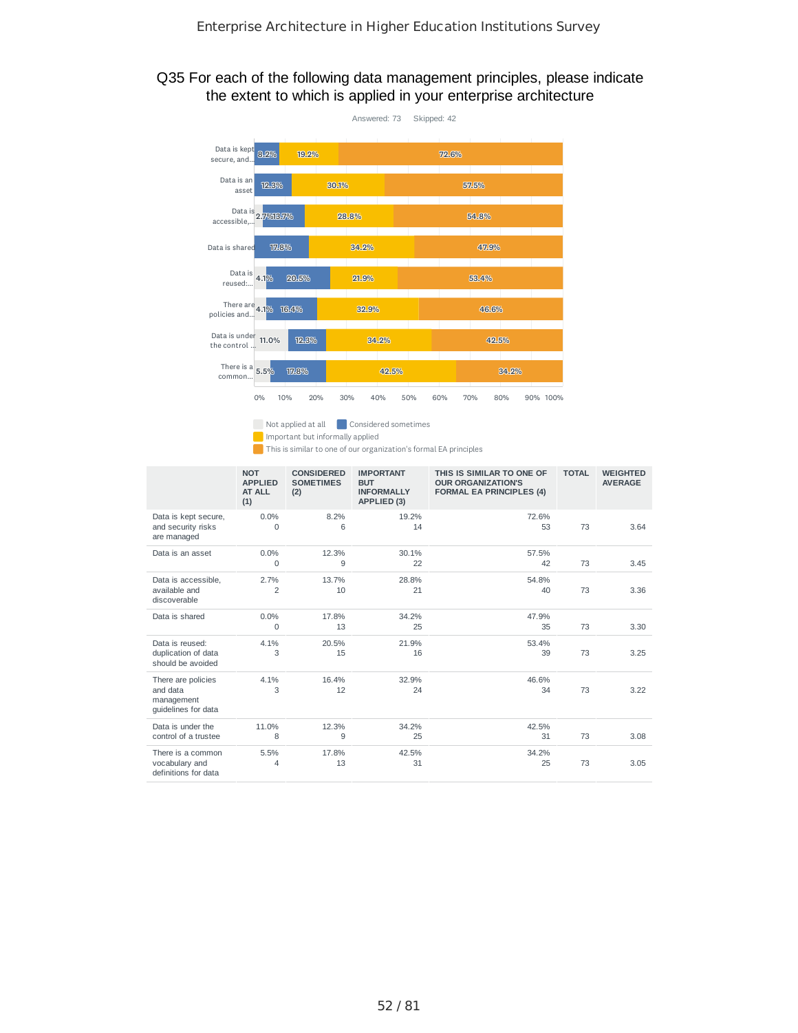## Q35 For each of the following data management principles, please indicate the extent to which is applied in your enterprise architecture

Answered: 73 Skipped: 42

| | NOT APPLIED AT ALL (1) | CONSIDERED SOMETIMES (2) | IMPORTANT BUT INFORMALLY APPLIED (3) | THIS IS SIMILAR TO ONE OF OUR ORGANIZATION'S FORMAL EA PRINCIPLES (4) | TOTAL | WEIGHTED AVERAGE |
|---|---|---|---|---|---|---|
| Data is kept secure, and security risks are managed | 0.0% 0 | 8.2% 6 | 19.2% 14 | 72.6% 53 | 73 | 3.64 |
| Data is an asset | 0.0% 0 | 12.3% 9 | 30.1% 22 | 57.5% 42 | 73 | 3.45 |
| Data is accessible, available and discoverable | 2.7% 2 | 13.7% 10 | 28.8% 21 | 54.8% 40 | 73 | 3.36 |
| Data is shared | 0.0% 0 | 17.8% 13 | 34.2% 25 | 47.9% 35 | 73 | 3.30 |
| Data is reused: duplication of data should be avoided | 4.1% 3 | 20.5% 15 | 21.9% 16 | 53.4% 39 | 73 | 3.25 |
| There are policies and data management guidelines for data | 4.1% 3 | 16.4% 12 | 32.9% 24 | 46.6% 34 | 73 | 3.22 |
| Data is under the control of a trustee | 11.0% 8 | 12.3% 9 | 34.2% 25 | 42.5% 31 | 73 | 3.08 |
| There is a common vocabulary and definitions for data | 5.5% 4 | 17.8% 13 | 42.5% 31 | 34.2% 25 | 73 | 3.05 |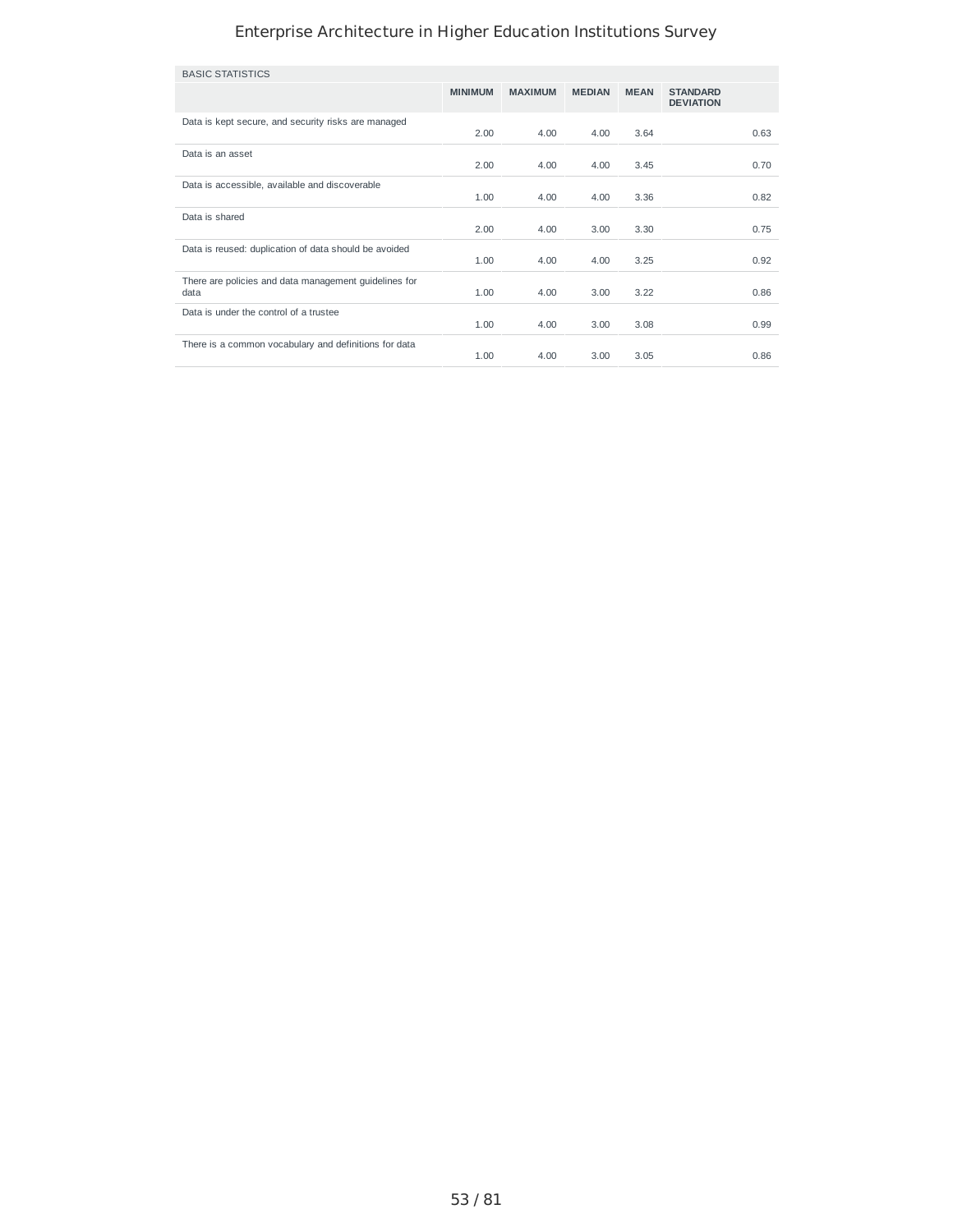| BASIC STATISTICS | MINIMUM | MAXIMUM | MEDIAN | MEAN | STANDARD DEVIATION |
|---|---|---|---|---|---|
| Data is kept secure, and security risks are managed | 2.00 | 4.00 | 4.00 | 3.64 | 0.63 |
| Data is an asset | 2.00 | 4.00 | 4.00 | 3.45 | 0.70 |
| Data is accessible, available and discoverable | 1.00 | 4.00 | 4.00 | 3.36 | 0.82 |
| Data is shared | 2.00 | 4.00 | 3.00 | 3.30 | 0.75 |
| Data is reused: duplication of data should be avoided | 1.00 | 4.00 | 4.00 | 3.25 | 0.92 |
| There are policies and data management guidelines for data | 1.00 | 4.00 | 3.00 | 3.22 | 0.86 |
| Data is under the control of a trustee | 1.00 | 4.00 | 3.00 | 3.08 | 0.99 |
| There is a common vocabulary and definitions for data | 1.00 | 4.00 | 3.00 | 3.05 | 0.86 |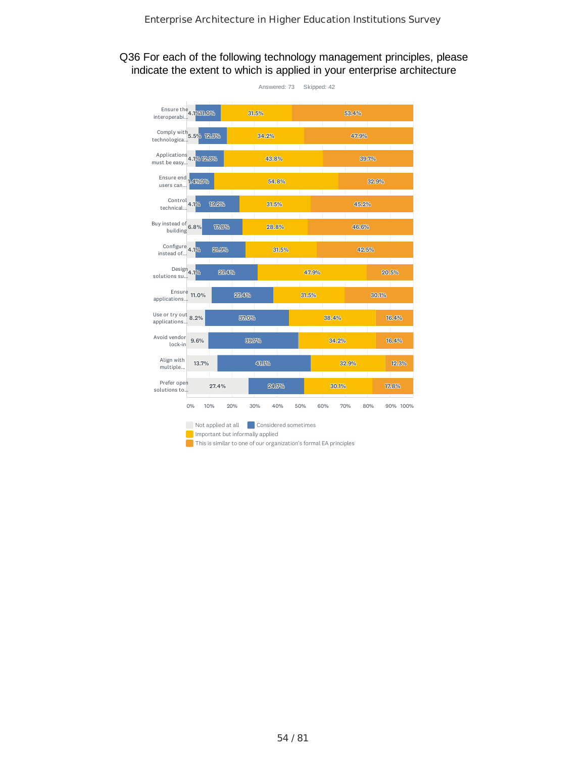## Q36 For each of the following technology management principles, please indicate the extent to which is applied in your enterprise architecture

Answered: 73 Skipped: 42

| | Not applied at all | Considered sometimes | Important but informally applied | This is similar to one of our organization's formal EA principles |
|---|---|---|---|---|
| Ensure the interoperabi... | 4.1% | 11.0% | 31.5% | 53.4% |
| Comply with technologica... | 5.5% | 12.3% | 34.2% | 47.9% |
| Applications must be easy... | 4.1% | 12.3% | 43.8% | 39.7% |
| Ensure end users can... | 1.4% | 11.0% | 54.8% | 32.9% |
| Control technical... | 4.1% | 19.2% | 31.5% | 45.2% |
| Buy instead of building | 6.8% | 17.8% | 28.8% | 46.6% |
| Configure instead of... | 4.1% | 21.9% | 31.5% | 42.5% |
| Design solutions su... | 4.1% | 27.4% | 47.9% | 20.5% |
| Ensure applications... | 11.0% | 27.4% | 31.5% | 30.1% |
| Use or try out applications... | 8.2% | 37.0% | 38.4% | 16.4% |
| Avoid vendor lock-in | 9.6% | 39.7% | 34.2% | 16.4% |
| Align with multiple... | 13.7% | 41.1% | 32.9% | 12.3% |
| Prefer open solutions to... | 27.4% | 24.7% | 30.1% | 17.8% |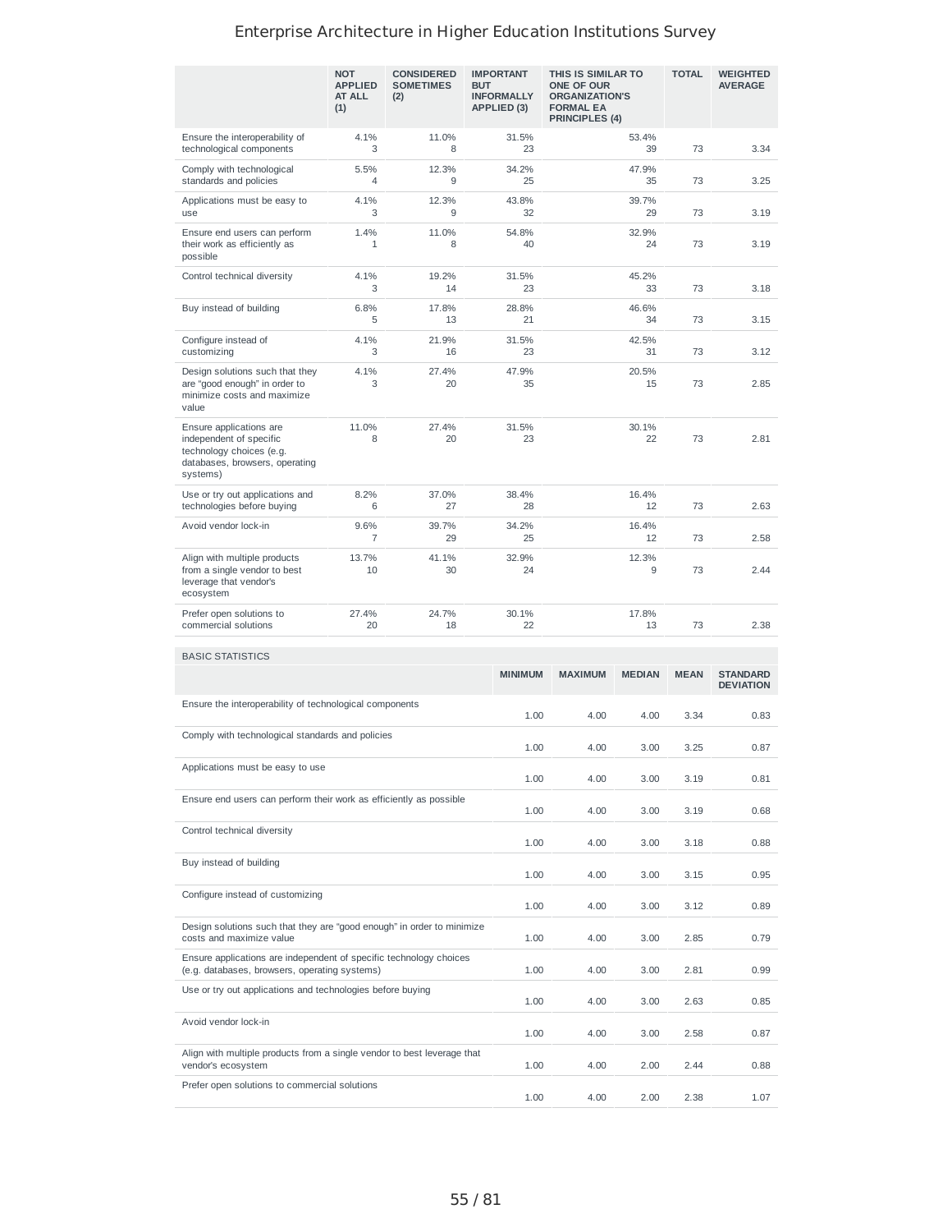Enterprise Architecture in Higher Education Institutions Survey

| | NOT APPLIED AT ALL (1) | CONSIDERED SOMETIMES (2) | IMPORTANT BUT INFORMALLY APPLIED (3) | THIS IS SIMILAR TO ONE OF OUR ORGANIZATION'S FORMAL EA PRINCIPLES (4) | TOTAL | WEIGHTED AVERAGE |
|---|---|---|---|---|---|---|
| Ensure the interoperability of technological components | 4.1% 3 | 11.0% 8 | 31.5% 23 | 53.4% 39 | 73 | 3.34 |
| Comply with technological standards and policies | 5.5% 4 | 12.3% 9 | 34.2% 25 | 47.9% 35 | 73 | 3.25 |
| Applications must be easy to use | 4.1% 3 | 12.3% 9 | 43.8% 32 | 39.7% 29 | 73 | 3.19 |
| Ensure end users can perform their work as efficiently as possible | 1.4% 1 | 11.0% 8 | 54.8% 40 | 32.9% 24 | 73 | 3.19 |
| Control technical diversity | 4.1% 3 | 19.2% 14 | 31.5% 23 | 45.2% 33 | 73 | 3.18 |
| Buy instead of building | 6.8% 5 | 17.8% 13 | 28.8% 21 | 46.6% 34 | 73 | 3.15 |
| Configure instead of customizing | 4.1% 3 | 21.9% 16 | 31.5% 23 | 42.5% 31 | 73 | 3.12 |
| Design solutions such that they are "good enough" in order to minimize costs and maximize value | 4.1% 3 | 27.4% 20 | 47.9% 35 | 20.5% 15 | 73 | 2.85 |
| Ensure applications are independent of specific technology choices (e.g. databases, browsers, operating systems) | 11.0% 8 | 27.4% 20 | 31.5% 23 | 30.1% 22 | 73 | 2.81 |
| Use or try out applications and technologies before buying | 8.2% 6 | 37.0% 27 | 38.4% 28 | 16.4% 12 | 73 | 2.63 |
| Avoid vendor lock-in | 9.6% 7 | 39.7% 29 | 34.2% 25 | 16.4% 12 | 73 | 2.58 |
| Align with multiple products from a single vendor to best leverage that vendor's ecosystem | 13.7% 10 | 41.1% 30 | 32.9% 24 | 12.3% 9 | 73 | 2.44 |
| Prefer open solutions to commercial solutions | 27.4% 20 | 24.7% 18 | 30.1% 22 | 17.8% 13 | 73 | 2.38 |

BASIC STATISTICS

| | MINIMUM | MAXIMUM | MEDIAN | MEAN | STANDARD DEVIATION |
|---|---|---|---|---|---|
| Ensure the interoperability of technological components | 1.00 | 4.00 | 4.00 | 3.34 | 0.83 |
| Comply with technological standards and policies | 1.00 | 4.00 | 3.00 | 3.25 | 0.87 |
| Applications must be easy to use | 1.00 | 4.00 | 3.00 | 3.19 | 0.81 |
| Ensure end users can perform their work as efficiently as possible | 1.00 | 4.00 | 3.00 | 3.19 | 0.68 |
| Control technical diversity | 1.00 | 4.00 | 3.00 | 3.18 | 0.88 |
| Buy instead of building | 1.00 | 4.00 | 3.00 | 3.15 | 0.95 |
| Configure instead of customizing | 1.00 | 4.00 | 3.00 | 3.12 | 0.89 |
| Design solutions such that they are "good enough" in order to minimize costs and maximize value | 1.00 | 4.00 | 3.00 | 2.85 | 0.79 |
| Ensure applications are independent of specific technology choices (e.g. databases, browsers, operating systems) | 1.00 | 4.00 | 3.00 | 2.81 | 0.99 |
| Use or try out applications and technologies before buying | 1.00 | 4.00 | 3.00 | 2.63 | 0.85 |
| Avoid vendor lock-in | 1.00 | 4.00 | 3.00 | 2.58 | 0.87 |
| Align with multiple products from a single vendor to best leverage that vendor's ecosystem | 1.00 | 4.00 | 2.00 | 2.44 | 0.88 |
| Prefer open solutions to commercial solutions | 1.00 | 4.00 | 2.00 | 2.38 | 1.07 |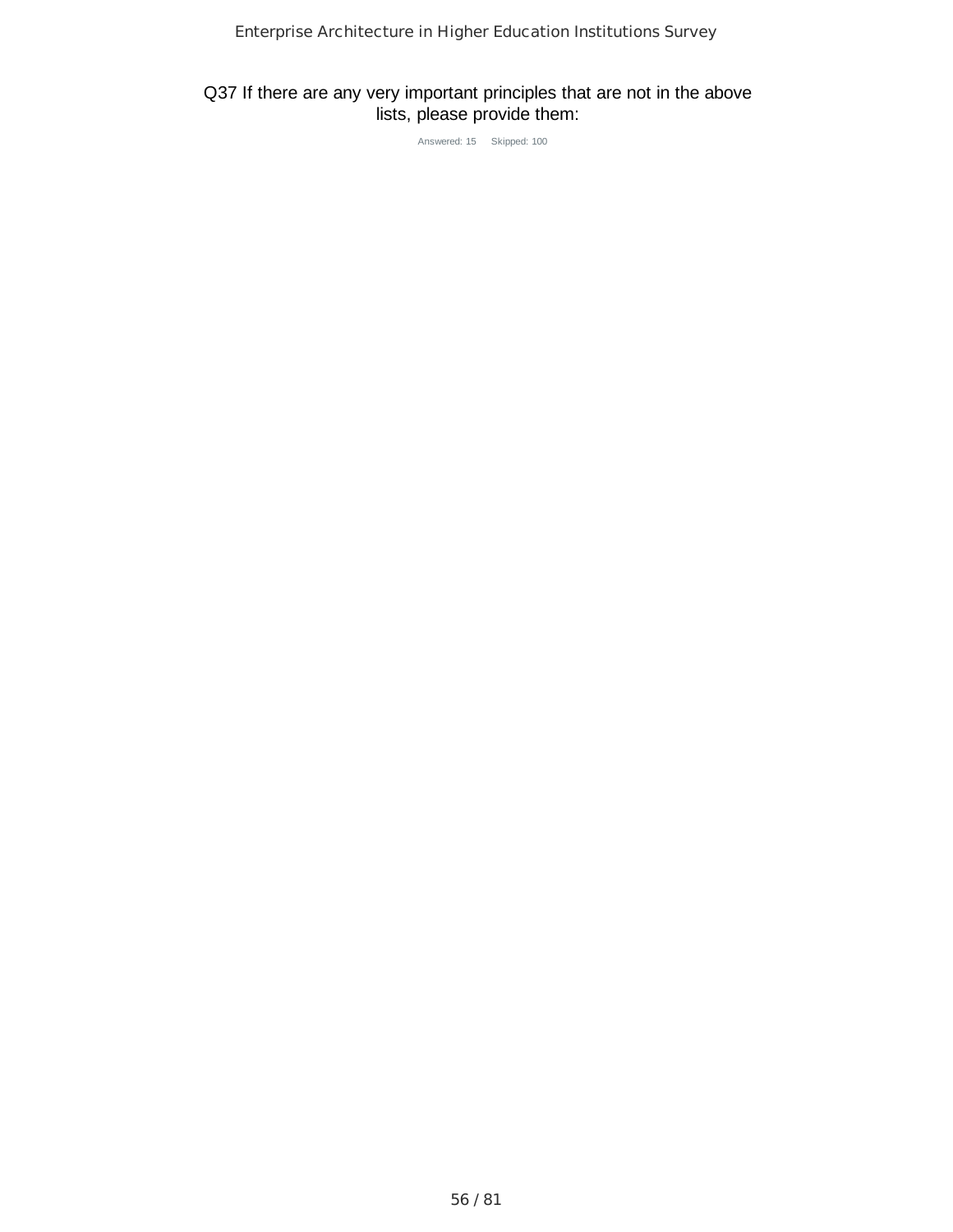## Q37 If there are any very important principles that are not in the above lists, please provide them:

Answered: 15 Skipped: 100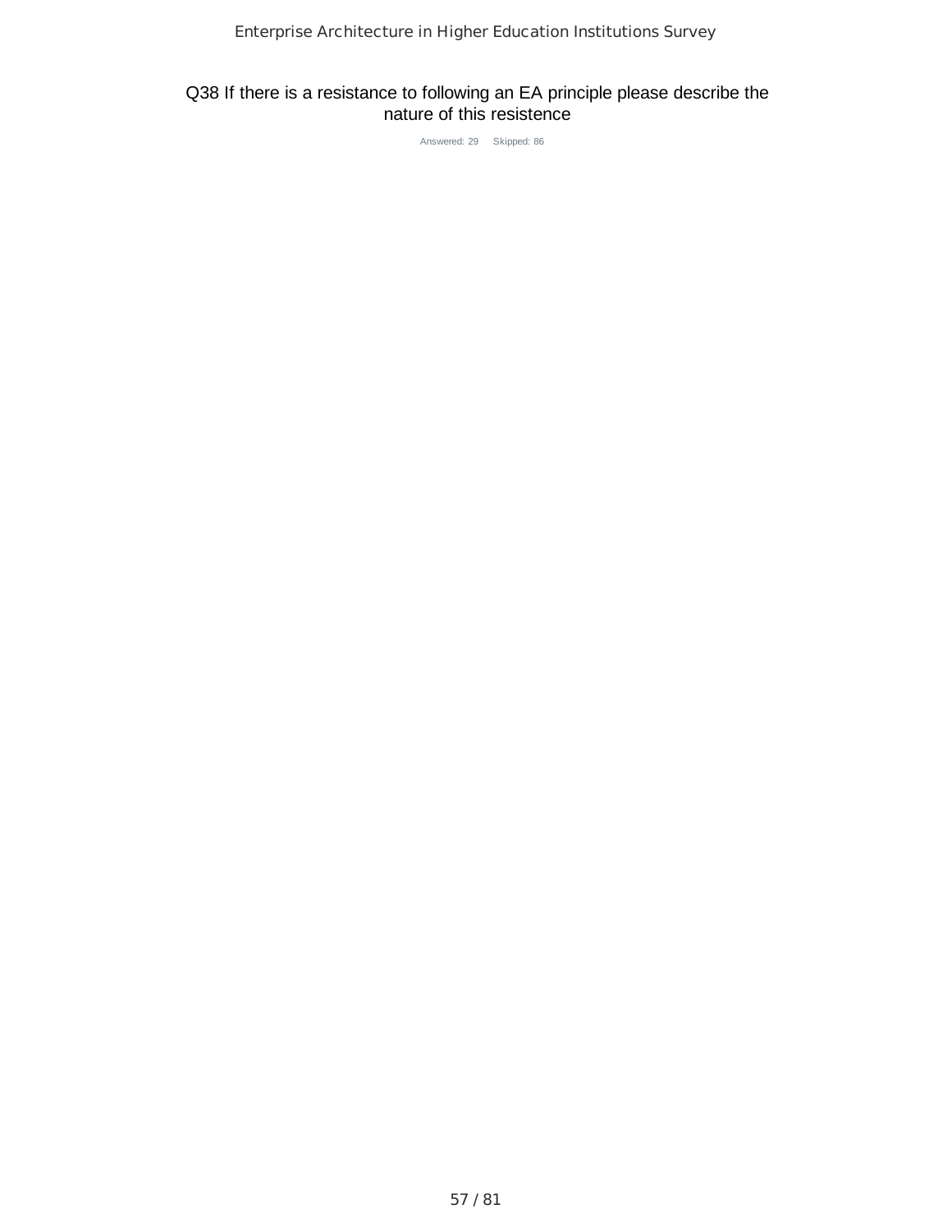## Q38 If there is a resistance to following an EA principle please describe the nature of this resistence

Answered: 29 Skipped: 86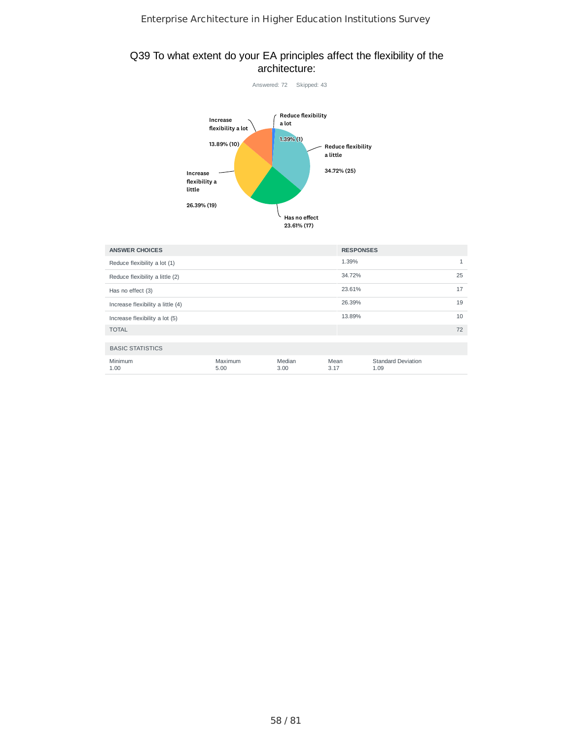## Q39 To what extent do your EA principles affect the flexibility of the architecture:

Answered: 72 Skipped: 43

| ANSWER CHOICES | RESPONSES | |
|---|---|---|
| Reduce flexibility a lot (1) | 1.39% | 1 |
| Reduce flexibility a little (2) | 34.72% | 25 |
| Has no effect (3) | 23.61% | 17 |
| Increase flexibility a little (4) | 26.39% | 19 |
| Increase flexibility a lot (5) | 13.89% | 10 |
| TOTAL | | 72 |

BASIC STATISTICS

| Minimum | Maximum | Median | Mean | Standard Deviation |
|---|---|---|---|---|
| 1.00 | 5.00 | 3.00 | 3.17 | 1.09 |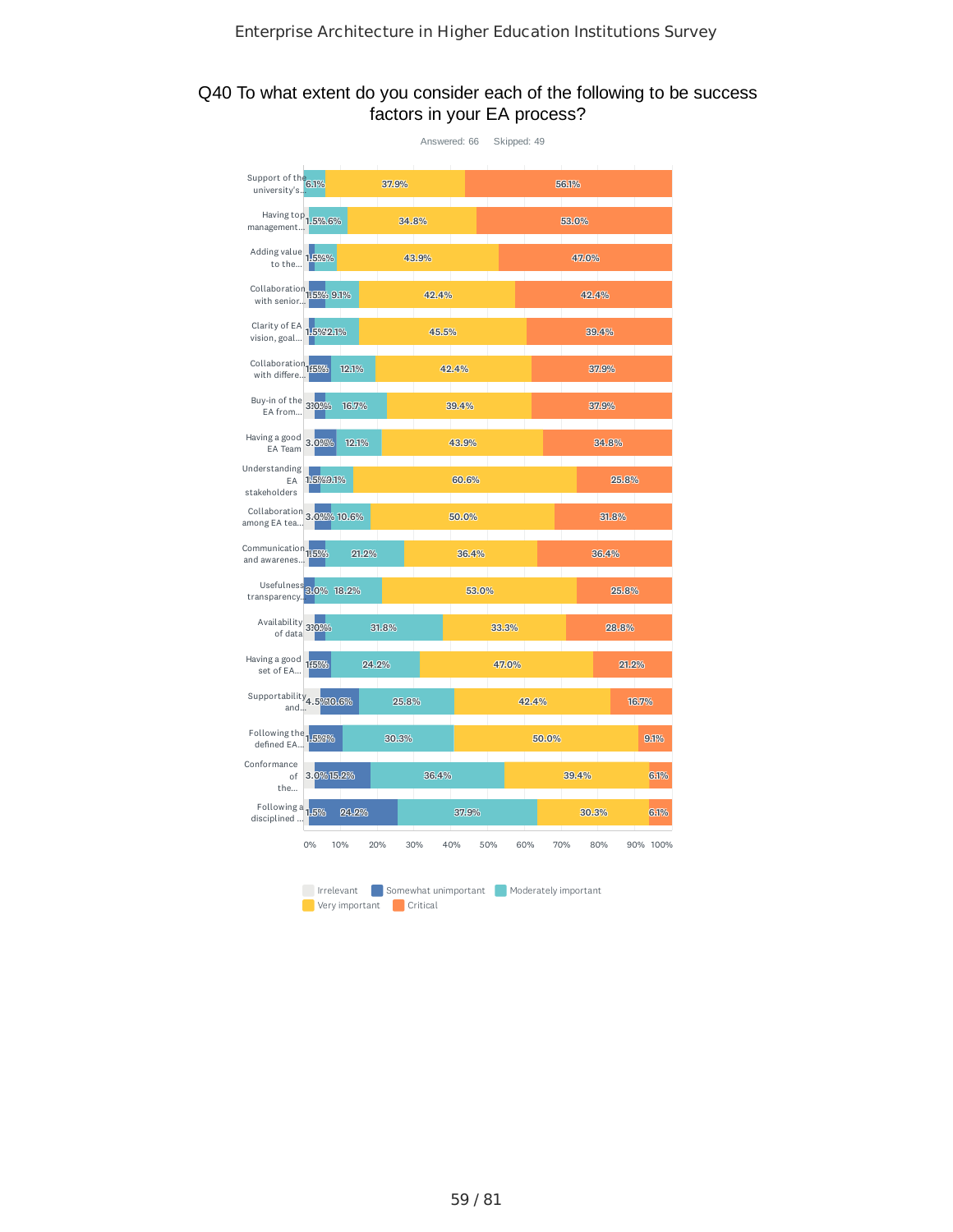Enterprise Architecture in Higher Education Institutions Survey

## Q40 To what extent do you consider each of the following to be success factors in your EA process?

Answered: 66 Skipped: 49

| | Irrelevant | Somewhat unimportant | Moderately important | Very important | Critical |
|---|---|---|---|---|---|
| Support of the university's... | | | 6.1% | 37.9% | 56.1% |
| Having top management... | | 1.5% | 7.6% | 34.8% | 53.0% |
| Adding value to the... | | 1.5% | 7.6% | 43.9% | 47.0% |
| Collaboration with senior... | | 1.5% | 9.1% | 42.4% | 42.4% |
| Clarity of EA vision, goal... | | 1.5% | 12.1% | 45.5% | 39.4% |
| Collaboration with differe... | | 1.5% | 12.1% | 42.4% | 37.9% |
| Buy-in of the EA from... | 3.0% | | 16.7% | 39.4% | 37.9% |
| Having a good EA Team | 3.0% | | 12.1% | 43.9% | 34.8% |
| Understanding EA stakeholders | | 1.5% | 9.1% | 60.6% | 25.8% |
| Collaboration among EA tea... | 3.0% | | 10.6% | 50.0% | 31.8% |
| Communication and awarenes... | | 1.5% | 21.2% | 36.4% | 36.4% |
| Usefulness transparency... | | 3.0% | 18.2% | 53.0% | 25.8% |
| Availability of data | 3.0% | | 31.8% | 33.3% | 28.8% |
| Having a good set of EA... | | 1.5% | 24.2% | 47.0% | 21.2% |
| Supportability and... | 4.5% | 10.6% | 25.8% | 42.4% | 16.7% |
| Following the defined EA... | | 1.5% | 30.3% | 50.0% | 9.1% |
| Conformance of the... | 3.0% | 15.2% | 36.4% | 39.4% | 6.1% |
| Following a disciplined ... | | 1.5% | 24.2% | 37.9% | 30.3% | 6.1% |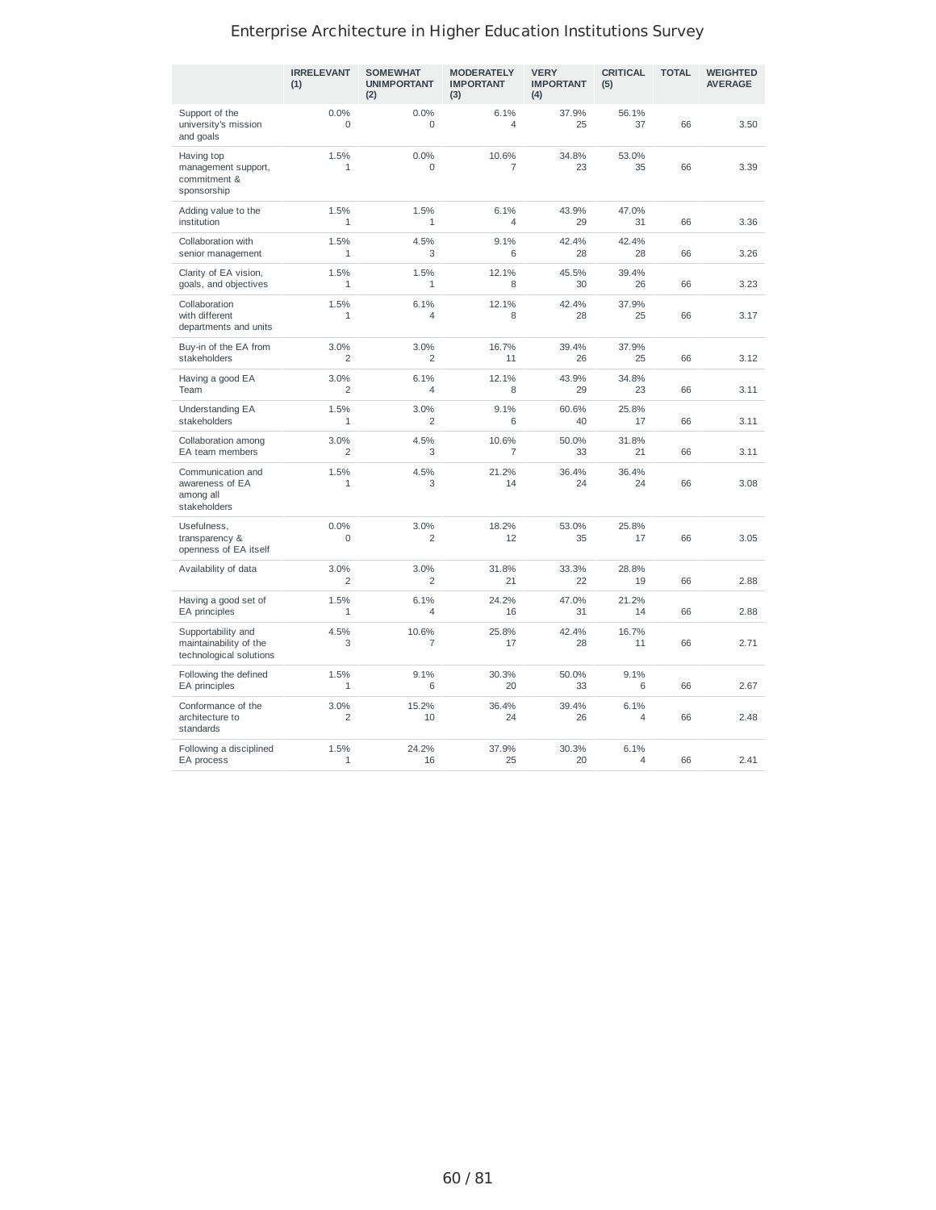# Enterprise Architecture in Higher Education Institutions Survey

| | IRRELEVANT (1) | SOMEWHAT UNIMPORTANT (2) | MODERATELY IMPORTANT (3) | VERY IMPORTANT (4) | CRITICAL (5) | TOTAL | WEIGHTED AVERAGE |
|---|---|---|---|---|---|---|---|
| Support of the university's mission and goals | 0.0% 0 | 0.0% 0 | 6.1% 4 | 37.9% 25 | 56.1% 37 | 66 | 3.50 |
| Having top management support, commitment & sponsorship | 1.5% 1 | 0.0% 0 | 10.6% 7 | 34.8% 23 | 53.0% 35 | 66 | 3.39 |
| Adding value to the institution | 1.5% 1 | 1.5% 1 | 6.1% 4 | 43.9% 29 | 47.0% 31 | 66 | 3.36 |
| Collaboration with senior management | 1.5% 1 | 4.5% 3 | 9.1% 6 | 42.4% 28 | 42.4% 28 | 66 | 3.26 |
| Clarity of EA vision, goals, and objectives | 1.5% 1 | 1.5% 1 | 12.1% 8 | 45.5% 30 | 39.4% 26 | 66 | 3.23 |
| Collaboration with different departments and units | 1.5% 1 | 6.1% 4 | 12.1% 8 | 42.4% 28 | 37.9% 25 | 66 | 3.17 |
| Buy-in of the EA from stakeholders | 3.0% 2 | 3.0% 2 | 16.7% 11 | 39.4% 26 | 37.9% 25 | 66 | 3.12 |
| Having a good EA Team | 3.0% 2 | 6.1% 4 | 12.1% 8 | 43.9% 29 | 34.8% 23 | 66 | 3.11 |
| Understanding EA stakeholders | 1.5% 1 | 3.0% 2 | 9.1% 6 | 60.6% 40 | 25.8% 17 | 66 | 3.11 |
| Collaboration among EA team members | 3.0% 2 | 4.5% 3 | 10.6% 7 | 50.0% 33 | 31.8% 21 | 66 | 3.11 |
| Communication and awareness of EA among all stakeholders | 1.5% 1 | 4.5% 3 | 21.2% 14 | 36.4% 24 | 36.4% 24 | 66 | 3.08 |
| Usefulness, transparency & openness of EA itself | 0.0% 0 | 3.0% 2 | 18.2% 12 | 53.0% 35 | 25.8% 17 | 66 | 3.05 |
| Availability of data | 3.0% 2 | 3.0% 2 | 31.8% 21 | 33.3% 22 | 28.8% 19 | 66 | 2.88 |
| Having a good set of EA principles | 1.5% 1 | 6.1% 4 | 24.2% 16 | 47.0% 31 | 21.2% 14 | 66 | 2.88 |
| Supportability and maintainability of the technological solutions | 4.5% 3 | 10.6% 7 | 25.8% 17 | 42.4% 28 | 16.7% 11 | 66 | 2.71 |
| Following the defined EA principles | 1.5% 1 | 9.1% 6 | 30.3% 20 | 50.0% 33 | 9.1% 6 | 66 | 2.67 |
| Conformance of the architecture to standards | 3.0% 2 | 15.2% 10 | 36.4% 24 | 39.4% 26 | 6.1% 4 | 66 | 2.48 |
| Following a disciplined EA process | 1.5% 1 | 24.2% 16 | 37.9% 25 | 30.3% 20 | 6.1% 4 | 66 | 2.41 |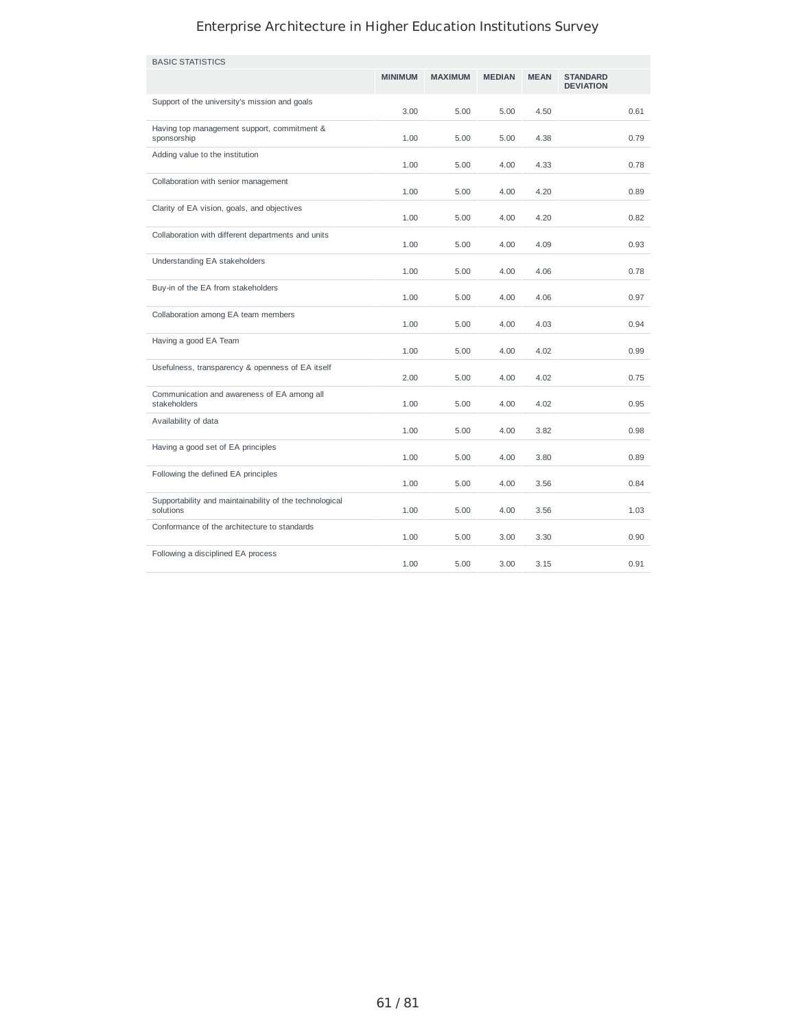| BASIC STATISTICS | MINIMUM | MAXIMUM | MEDIAN | MEAN | STANDARD DEVIATION |
|---|---|---|---|---|---|
| Support of the university's mission and goals | 3.00 | 5.00 | 5.00 | 4.50 | 0.61 |
| Having top management support, commitment & sponsorship | 1.00 | 5.00 | 5.00 | 4.38 | 0.79 |
| Adding value to the institution | 1.00 | 5.00 | 4.00 | 4.33 | 0.78 |
| Collaboration with senior management | 1.00 | 5.00 | 4.00 | 4.20 | 0.89 |
| Clarity of EA vision, goals, and objectives | 1.00 | 5.00 | 4.00 | 4.20 | 0.82 |
| Collaboration with different departments and units | 1.00 | 5.00 | 4.00 | 4.09 | 0.93 |
| Understanding EA stakeholders | 1.00 | 5.00 | 4.00 | 4.06 | 0.78 |
| Buy-in of the EA from stakeholders | 1.00 | 5.00 | 4.00 | 4.06 | 0.97 |
| Collaboration among EA team members | 1.00 | 5.00 | 4.00 | 4.03 | 0.94 |
| Having a good EA Team | 1.00 | 5.00 | 4.00 | 4.02 | 0.99 |
| Usefulness, transparency & openness of EA itself | 2.00 | 5.00 | 4.00 | 4.02 | 0.75 |
| Communication and awareness of EA among all stakeholders | 1.00 | 5.00 | 4.00 | 4.02 | 0.95 |
| Availability of data | 1.00 | 5.00 | 4.00 | 3.82 | 0.98 |
| Having a good set of EA principles | 1.00 | 5.00 | 4.00 | 3.80 | 0.89 |
| Following the defined EA principles | 1.00 | 5.00 | 4.00 | 3.56 | 0.84 |
| Supportability and maintainability of the technological solutions | 1.00 | 5.00 | 4.00 | 3.56 | 1.03 |
| Conformance of the architecture to standards | 1.00 | 5.00 | 3.00 | 3.30 | 0.90 |
| Following a disciplined EA process | 1.00 | 5.00 | 3.00 | 3.15 | 0.91 |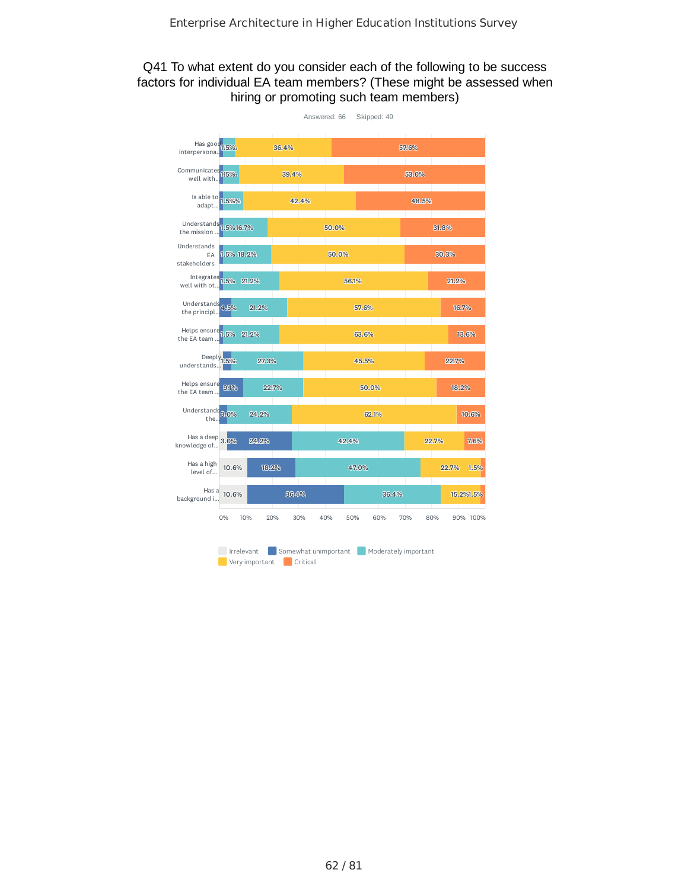Enterprise Architecture in Higher Education Institutions Survey

## Q41 To what extent do you consider each of the following to be success factors for individual EA team members? (These might be assessed when hiring or promoting such team members)

Answered: 66 Skipped: 49

| | Irrelevant | Somewhat unimportant | Moderately important | Very important | Critical |
|---|---|---|---|---|---|
| Has good interpersona... | | 1.5% | | 36.4% | 57.6% |
| Communicates well with... | | 1.5% | | 39.4% | 53.0% |
| Is able to adapt... | | 1.5% | % | 42.4% | 48.5% |
| Understands the mission ... | | 1.5% | 16.7% | 50.0% | 31.8% |
| Understands EA stakeholders | | 1.5% | 18.2% | 50.0% | 30.3% |
| Integrates well with ot... | | 1.5% | 21.2% | 56.1% | 21.2% |
| Understands the principl... | | 4.5% | 21.2% | 57.6% | 16.7% |
| Helps ensure the EA team ... | | 1.5% | 21.2% | 63.6% | 13.6% |
| Deeply understands... | 1.5% | | 27.3% | 45.5% | 22.7% |
| Helps ensure the EA team ... | | 9.1% | 22.7% | 50.0% | 18.2% |
| Understands the... | | 3.0% | 24.2% | 62.1% | 10.6% |
| Has a deep knowledge of... | 3.0% | 24.2% | 42.4% | 22.7% | 7.6% |
| Has a high level of... | 10.6% | 18.2% | 47.0% | 22.7% | 1.5% |
| Has a background i... | 10.6% | 36.4% | 36.4% | 15.2% | 1.5% |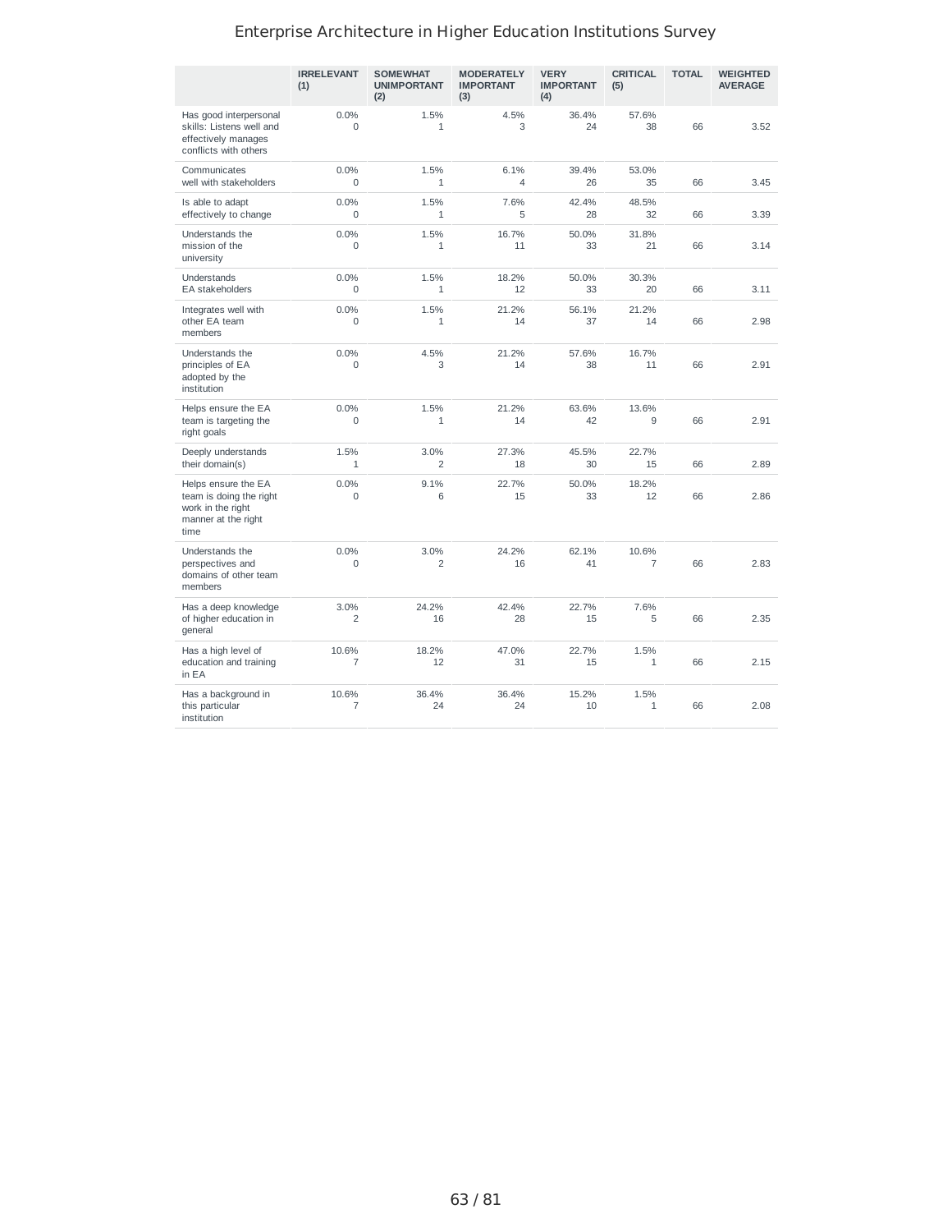# Enterprise Architecture in Higher Education Institutions Survey

| | IRRELEVANT (1) | SOMEWHAT UNIMPORTANT (2) | MODERATELY IMPORTANT (3) | VERY IMPORTANT (4) | CRITICAL (5) | TOTAL | WEIGHTED AVERAGE |
|---|---|---|---|---|---|---|---|
| Has good interpersonal skills: Listens well and effectively manages conflicts with others | 0.0% 0 | 1.5% 1 | 4.5% 3 | 36.4% 24 | 57.6% 38 | 66 | 3.52 |
| Communicates well with stakeholders | 0.0% 0 | 1.5% 1 | 6.1% 4 | 39.4% 26 | 53.0% 35 | 66 | 3.45 |
| Is able to adapt effectively to change | 0.0% 0 | 1.5% 1 | 7.6% 5 | 42.4% 28 | 48.5% 32 | 66 | 3.39 |
| Understands the mission of the university | 0.0% 0 | 1.5% 1 | 16.7% 11 | 50.0% 33 | 31.8% 21 | 66 | 3.14 |
| Understands EA stakeholders | 0.0% 0 | 1.5% 1 | 18.2% 12 | 50.0% 33 | 30.3% 20 | 66 | 3.11 |
| Integrates well with other EA team members | 0.0% 0 | 1.5% 1 | 21.2% 14 | 56.1% 37 | 21.2% 14 | 66 | 2.98 |
| Understands the principles of EA adopted by the institution | 0.0% 0 | 4.5% 3 | 21.2% 14 | 57.6% 38 | 16.7% 11 | 66 | 2.91 |
| Helps ensure the EA team is targeting the right goals | 0.0% 0 | 1.5% 1 | 21.2% 14 | 63.6% 42 | 13.6% 9 | 66 | 2.91 |
| Deeply understands their domain(s) | 1.5% 1 | 3.0% 2 | 27.3% 18 | 45.5% 30 | 22.7% 15 | 66 | 2.89 |
| Helps ensure the EA team is doing the right work in the right manner at the right time | 0.0% 0 | 9.1% 6 | 22.7% 15 | 50.0% 33 | 18.2% 12 | 66 | 2.86 |
| Understands the perspectives and domains of other team members | 0.0% 0 | 3.0% 2 | 24.2% 16 | 62.1% 41 | 10.6% 7 | 66 | 2.83 |
| Has a deep knowledge of higher education in general | 3.0% 2 | 24.2% 16 | 42.4% 28 | 22.7% 15 | 7.6% 5 | 66 | 2.35 |
| Has a high level of education and training in EA | 10.6% 7 | 18.2% 12 | 47.0% 31 | 22.7% 15 | 1.5% 1 | 66 | 2.15 |
| Has a background in this particular institution | 10.6% 7 | 36.4% 24 | 36.4% 24 | 15.2% 10 | 1.5% 1 | 66 | 2.08 |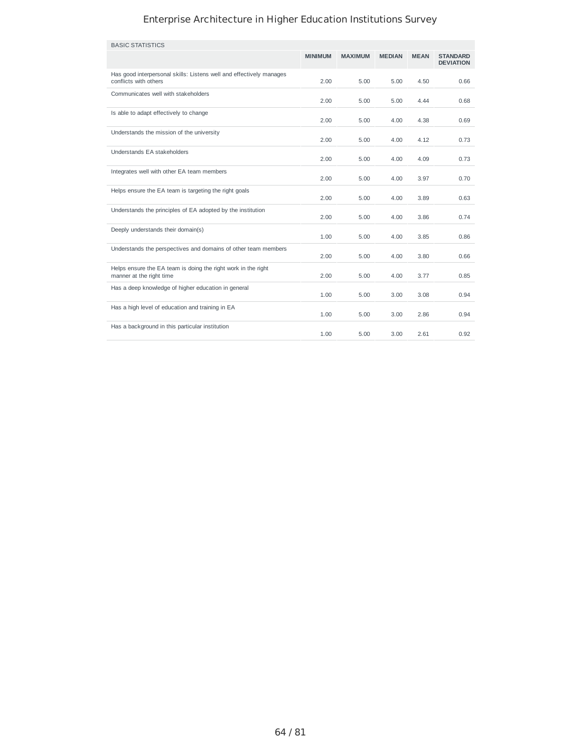| BASIC STATISTICS | MINIMUM | MAXIMUM | MEDIAN | MEAN | STANDARD DEVIATION |
|---|---|---|---|---|---|
| Has good interpersonal skills: Listens well and effectively manages conflicts with others | 2.00 | 5.00 | 5.00 | 4.50 | 0.66 |
| Communicates well with stakeholders | 2.00 | 5.00 | 5.00 | 4.44 | 0.68 |
| Is able to adapt effectively to change | 2.00 | 5.00 | 4.00 | 4.38 | 0.69 |
| Understands the mission of the university | 2.00 | 5.00 | 4.00 | 4.12 | 0.73 |
| Understands EA stakeholders | 2.00 | 5.00 | 4.00 | 4.09 | 0.73 |
| Integrates well with other EA team members | 2.00 | 5.00 | 4.00 | 3.97 | 0.70 |
| Helps ensure the EA team is targeting the right goals | 2.00 | 5.00 | 4.00 | 3.89 | 0.63 |
| Understands the principles of EA adopted by the institution | 2.00 | 5.00 | 4.00 | 3.86 | 0.74 |
| Deeply understands their domain(s) | 1.00 | 5.00 | 4.00 | 3.85 | 0.86 |
| Understands the perspectives and domains of other team members | 2.00 | 5.00 | 4.00 | 3.80 | 0.66 |
| Helps ensure the EA team is doing the right work in the right manner at the right time | 2.00 | 5.00 | 4.00 | 3.77 | 0.85 |
| Has a deep knowledge of higher education in general | 1.00 | 5.00 | 3.00 | 3.08 | 0.94 |
| Has a high level of education and training in EA | 1.00 | 5.00 | 3.00 | 2.86 | 0.94 |
| Has a background in this particular institution | 1.00 | 5.00 | 3.00 | 2.61 | 0.92 |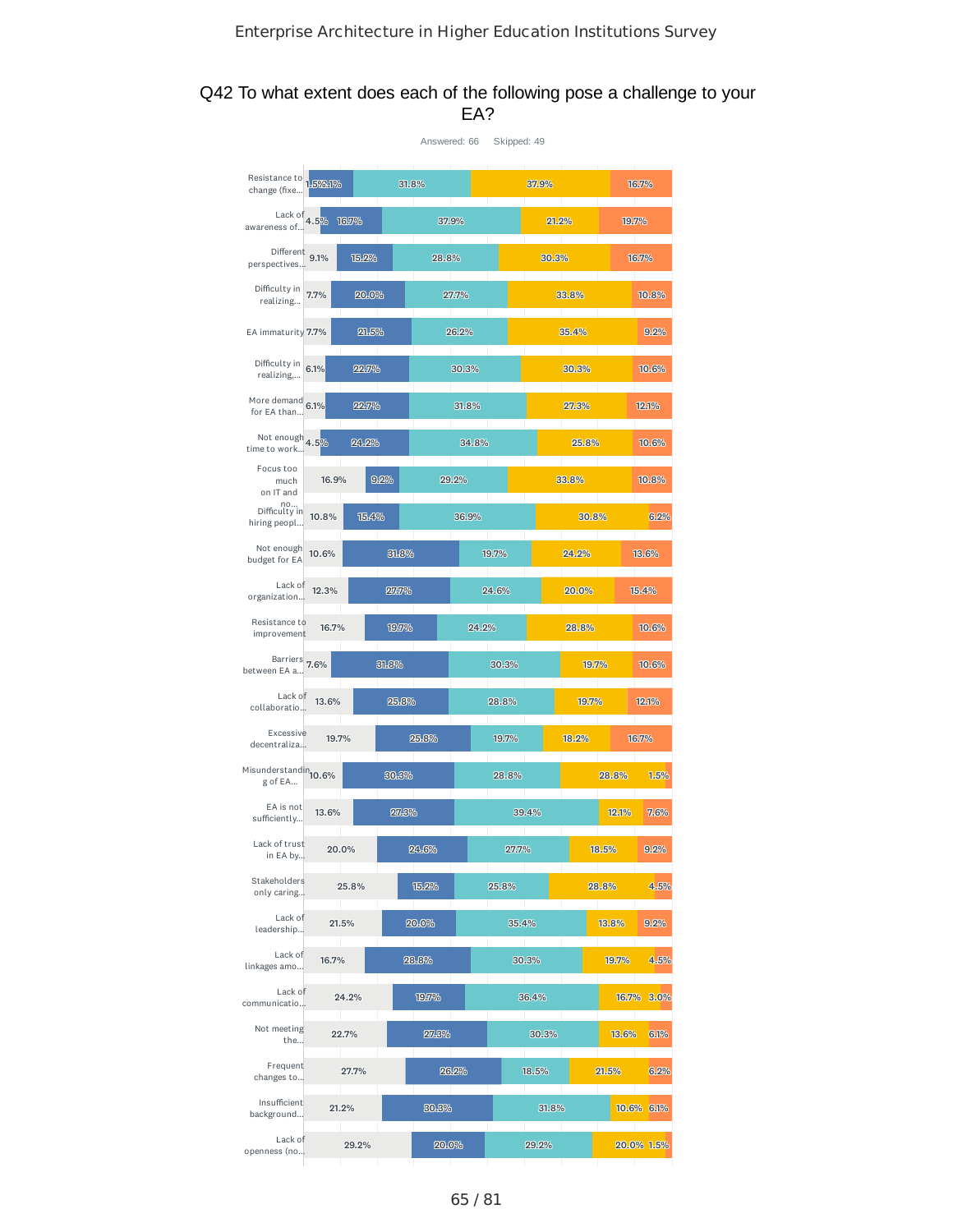## Q42 To what extent does each of the following pose a challenge to your EA?

Answered: 66 Skipped: 49

| | | | | | |
|---|---|---|---|---|---|
| Resistance to change (fixe... | 1.5% | 12.1% | 31.8% | 37.9% | 16.7% |
| Lack of awareness of... | 4.5% | 16.7% | 37.9% | 21.2% | 19.7% |
| Different perspectives... | 9.1% | 15.2% | 28.8% | 30.3% | 16.7% |
| Difficulty in realizing... | 7.7% | 20.0% | 27.7% | 33.8% | 10.8% |
| EA immaturity | 7.7% | 21.5% | 26.2% | 35.4% | 9.2% |
| Difficulty in realizing,... | 6.1% | 22.7% | 30.3% | 30.3% | 10.6% |
| More demand for EA than... | 6.1% | 22.7% | 31.8% | 27.3% | 12.1% |
| Not enough time to work... | 4.5% | 24.2% | 34.8% | 25.8% | 10.6% |
| Focus too much on IT and no... | 16.9% | 9.2% | 29.2% | 33.8% | 10.8% |
| Difficulty in hiring peopl... | 10.8% | 15.4% | 36.9% | 30.8% | 6.2% |
| Not enough budget for EA | 10.6% | 31.8% | 19.7% | 24.2% | 13.6% |
| Lack of organization... | 12.3% | 27.7% | 24.6% | 20.0% | 15.4% |
| Resistance to improvement | 16.7% | 19.7% | 24.2% | 28.8% | 10.6% |
| Barriers between EA a... | 7.6% | 31.8% | 30.3% | 19.7% | 10.6% |
| Lack of collaboratio... | 13.6% | 25.8% | 28.8% | 19.7% | 12.1% |
| Excessive decentraliza... | 19.7% | 25.8% | 19.7% | 18.2% | 16.7% |
| Misunderstanding of EA... | 10.6% | 30.3% | 28.8% | 28.8% | 1.5% |
| EA is not sufficiently... | 13.6% | 27.3% | 39.4% | 12.1% | 7.6% |
| Lack of trust in EA by... | 20.0% | 24.6% | 27.7% | 18.5% | 9.2% |
| Stakeholders only caring... | 25.8% | 15.2% | 25.8% | 28.8% | 4.5% |
| Lack of leadership... | 21.5% | 20.0% | 35.4% | 13.8% | 9.2% |
| Lack of linkages amo... | 16.7% | 28.8% | 30.3% | 19.7% | 4.5% |
| Lack of communicatio... | 24.2% | 19.7% | 36.4% | 16.7% | 3.0% |
| Not meeting the... | 22.7% | 27.3% | 30.3% | 13.6% | 6.1% |
| Frequent changes to... | 27.7% | 26.2% | 18.5% | 21.5% | 6.2% |
| Insufficient background... | 21.2% | 30.3% | 31.8% | 10.6% | 6.1% |
| Lack of openness (no... | 29.2% | 20.0% | 29.2% | 20.0% | 1.5% |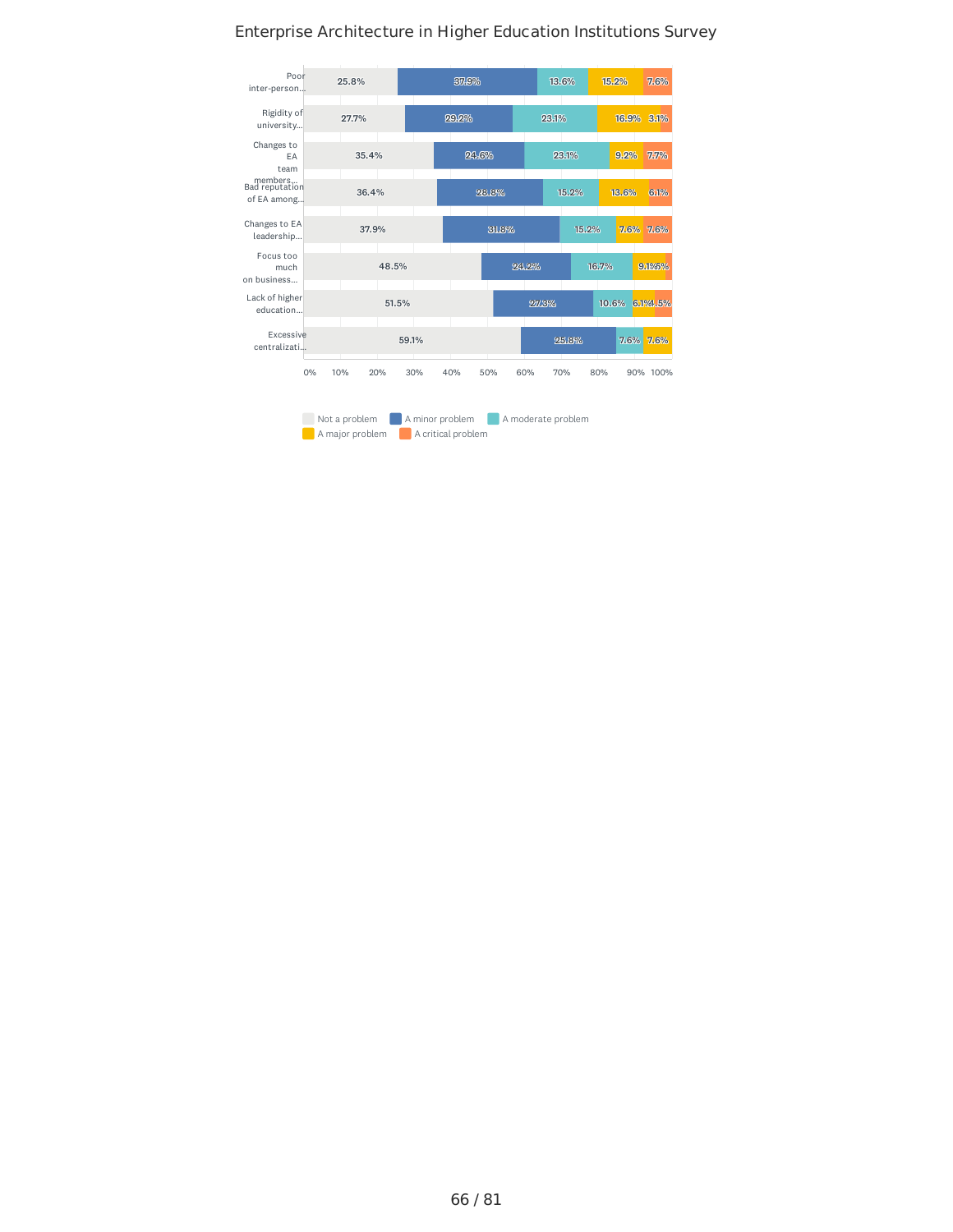Enterprise Architecture in Higher Education Institutions Survey

| | Not a problem | A minor problem | A moderate problem | A major problem | A critical problem |
|---|---|---|---|---|---|
| Poor inter-person... | 25.8% | 37.9% | 13.6% | 15.2% | 7.6% |
| Rigidity of university... | 27.7% | 29.2% | 23.1% | 16.9% | 3.1% |
| Changes to EA team members... | 35.4% | 24.6% | 23.1% | 9.2% | 7.7% |
| Bad reputation of EA among... | 36.4% | 28.8% | 15.2% | 13.6% | 6.1% |
| Changes to EA leadership... | 37.9% | 31.8% | 15.2% | 7.6% | 7.6% |
| Focus too much on business... | 48.5% | 24.2% | 16.7% | 9.1% | 1.5% |
| Lack of higher education... | 51.5% | 27.3% | 10.6% | 6.1% | 4.5% |
| Excessive centralizati... | 59.1% | 25.8% | 7.6% | 7.6% | |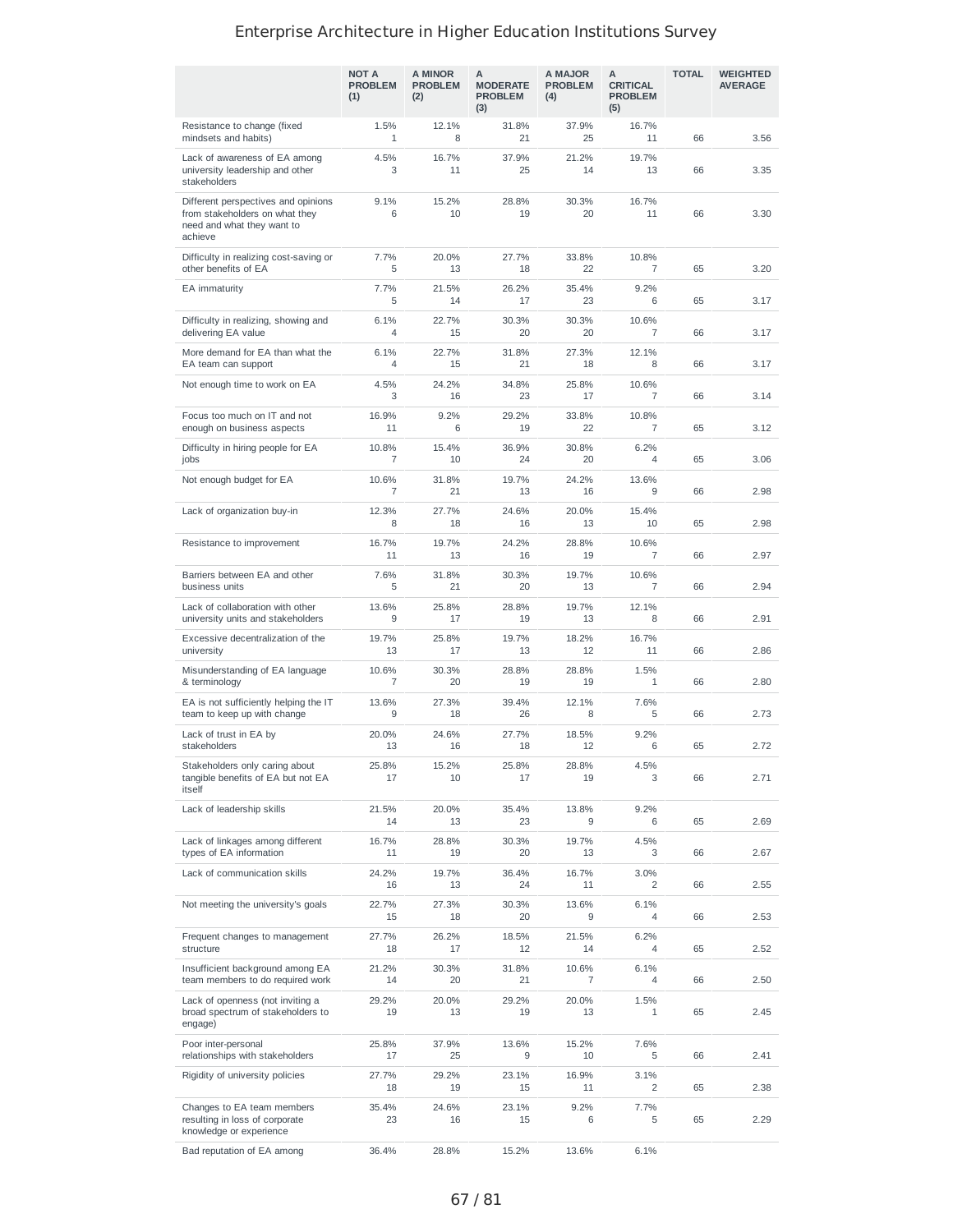# Enterprise Architecture in Higher Education Institutions Survey

| | NOT A PROBLEM (1) | A MINOR PROBLEM (2) | A MODERATE PROBLEM (3) | A MAJOR PROBLEM (4) | A CRITICAL PROBLEM (5) | TOTAL | WEIGHTED AVERAGE |
|---|---|---|---|---|---|---|---|
| Resistance to change (fixed mindsets and habits) | 1.5% 1 | 12.1% 8 | 31.8% 21 | 37.9% 25 | 16.7% 11 | 66 | 3.56 |
| Lack of awareness of EA among university leadership and other stakeholders | 4.5% 3 | 16.7% 11 | 37.9% 25 | 21.2% 14 | 19.7% 13 | 66 | 3.35 |
| Different perspectives and opinions from stakeholders on what they need and what they want to achieve | 9.1% 6 | 15.2% 10 | 28.8% 19 | 30.3% 20 | 16.7% 11 | 66 | 3.30 |
| Difficulty in realizing cost-saving or other benefits of EA | 7.7% 5 | 20.0% 13 | 27.7% 18 | 33.8% 22 | 10.8% 7 | 65 | 3.20 |
| EA immaturity | 7.7% 5 | 21.5% 14 | 26.2% 17 | 35.4% 23 | 9.2% 6 | 65 | 3.17 |
| Difficulty in realizing, showing and delivering EA value | 6.1% 4 | 22.7% 15 | 30.3% 20 | 30.3% 20 | 10.6% 7 | 66 | 3.17 |
| More demand for EA than what the EA team can support | 6.1% 4 | 22.7% 15 | 31.8% 21 | 27.3% 18 | 12.1% 8 | 66 | 3.17 |
| Not enough time to work on EA | 4.5% 3 | 24.2% 16 | 34.8% 23 | 25.8% 17 | 10.6% 7 | 66 | 3.14 |
| Focus too much on IT and not enough on business aspects | 16.9% 11 | 9.2% 6 | 29.2% 19 | 33.8% 22 | 10.8% 7 | 65 | 3.12 |
| Difficulty in hiring people for EA jobs | 10.8% 7 | 15.4% 10 | 36.9% 24 | 30.8% 20 | 6.2% 4 | 65 | 3.06 |
| Not enough budget for EA | 10.6% 7 | 31.8% 21 | 19.7% 13 | 24.2% 16 | 13.6% 9 | 66 | 2.98 |
| Lack of organization buy-in | 12.3% 8 | 27.7% 18 | 24.6% 16 | 20.0% 13 | 15.4% 10 | 65 | 2.98 |
| Resistance to improvement | 16.7% 11 | 19.7% 13 | 24.2% 16 | 28.8% 19 | 10.6% 7 | 66 | 2.97 |
| Barriers between EA and other business units | 7.6% 5 | 31.8% 21 | 30.3% 20 | 19.7% 13 | 10.6% 7 | 66 | 2.94 |
| Lack of collaboration with other university units and stakeholders | 13.6% 9 | 25.8% 17 | 28.8% 19 | 19.7% 13 | 12.1% 8 | 66 | 2.91 |
| Excessive decentralization of the university | 19.7% 13 | 25.8% 17 | 19.7% 13 | 18.2% 12 | 16.7% 11 | 66 | 2.86 |
| Misunderstanding of EA language & terminology | 10.6% 7 | 30.3% 20 | 28.8% 19 | 28.8% 19 | 1.5% 1 | 66 | 2.80 |
| EA is not sufficiently helping the IT team to keep up with change | 13.6% 9 | 27.3% 18 | 39.4% 26 | 12.1% 8 | 7.6% 5 | 66 | 2.73 |
| Lack of trust in EA by stakeholders | 20.0% 13 | 24.6% 16 | 27.7% 18 | 18.5% 12 | 9.2% 6 | 65 | 2.72 |
| Stakeholders only caring about tangible benefits of EA but not EA itself | 25.8% 17 | 15.2% 10 | 25.8% 17 | 28.8% 19 | 4.5% 3 | 66 | 2.71 |
| Lack of leadership skills | 21.5% 14 | 20.0% 13 | 35.4% 23 | 13.8% 9 | 9.2% 6 | 65 | 2.69 |
| Lack of linkages among different types of EA information | 16.7% 11 | 28.8% 19 | 30.3% 20 | 19.7% 13 | 4.5% 3 | 66 | 2.67 |
| Lack of communication skills | 24.2% 16 | 19.7% 13 | 36.4% 24 | 16.7% 11 | 3.0% 2 | 66 | 2.55 |
| Not meeting the university's goals | 22.7% 15 | 27.3% 18 | 30.3% 20 | 13.6% 9 | 6.1% 4 | 66 | 2.53 |
| Frequent changes to management structure | 27.7% 18 | 26.2% 17 | 18.5% 12 | 21.5% 14 | 6.2% 4 | 65 | 2.52 |
| Insufficient background among EA team members to do required work | 21.2% 14 | 30.3% 20 | 31.8% 21 | 10.6% 7 | 6.1% 4 | 66 | 2.50 |
| Lack of openness (not inviting a broad spectrum of stakeholders to engage) | 29.2% 19 | 20.0% 13 | 29.2% 19 | 20.0% 13 | 1.5% 1 | 65 | 2.45 |
| Poor inter-personal relationships with stakeholders | 25.8% 17 | 37.9% 25 | 13.6% 9 | 15.2% 10 | 7.6% 5 | 66 | 2.41 |
| Rigidity of university policies | 27.7% 18 | 29.2% 19 | 23.1% 15 | 16.9% 11 | 3.1% 2 | 65 | 2.38 |
| Changes to EA team members resulting in loss of corporate knowledge or experience | 35.4% 23 | 24.6% 16 | 23.1% 15 | 9.2% 6 | 7.7% 5 | 65 | 2.29 |
| Bad reputation of EA among | 36.4% | 28.8% | 15.2% | 13.6% | 6.1% | | |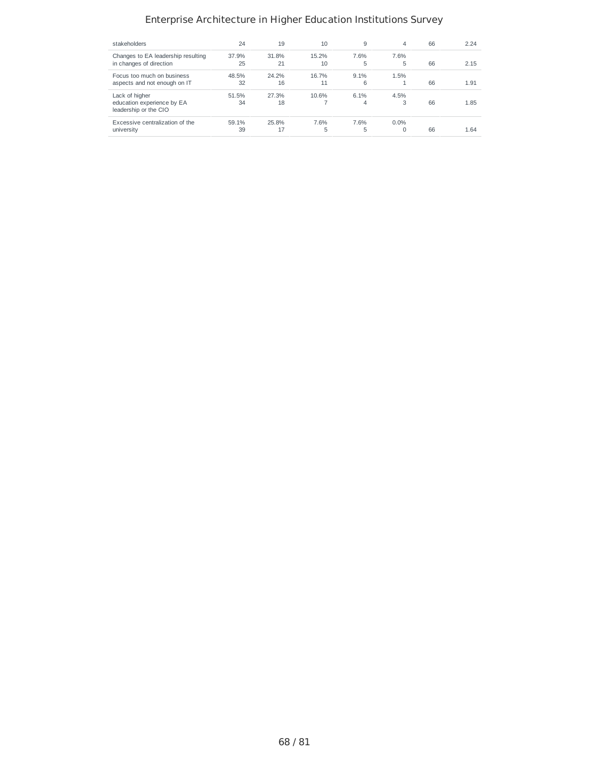| | | | | | | | |
|---|---|---|---|---|---|---|---|
| stakeholders | 24 | 19 | 10 | 9 | 4 | 66 | 2.24 |
| Changes to EA leadership resulting in changes of direction | 37.9%<br>25 | 31.8%<br>21 | 15.2%<br>10 | 7.6%<br>5 | 7.6%<br>5 | 66 | 2.15 |
| Focus too much on business aspects and not enough on IT | 48.5%<br>32 | 24.2%<br>16 | 16.7%<br>11 | 9.1%<br>6 | 1.5%<br>1 | 66 | 1.91 |
| Lack of higher education experience by EA leadership or the CIO | 51.5%<br>34 | 27.3%<br>18 | 10.6%<br>7 | 6.1%<br>4 | 4.5%<br>3 | 66 | 1.85 |
| Excessive centralization of the university | 59.1%<br>39 | 25.8%<br>17 | 7.6%<br>5 | 7.6%<br>5 | 0.0%<br>0 | 66 | 1.64 |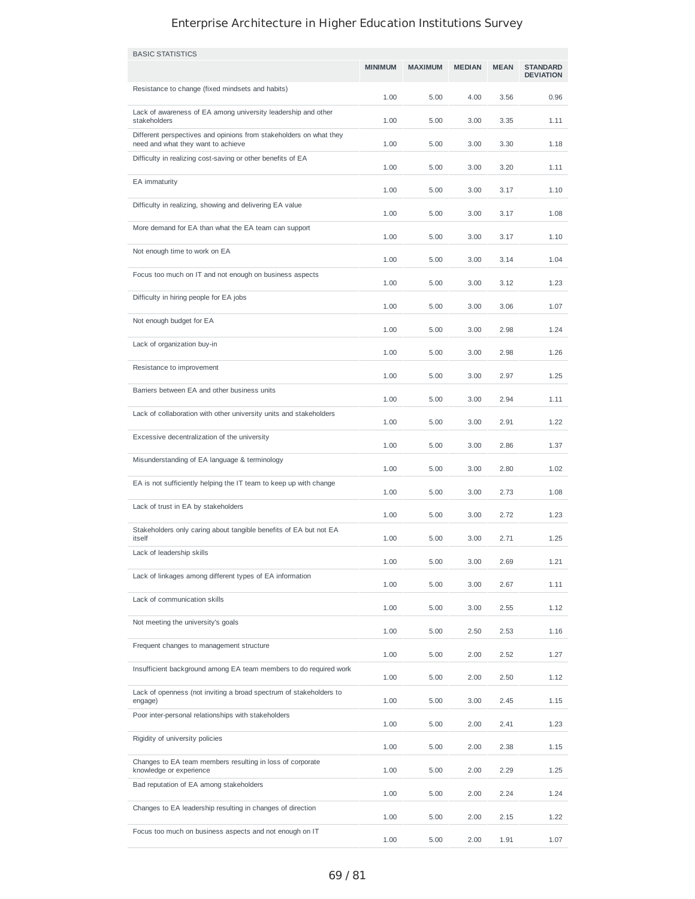# Enterprise Architecture in Higher Education Institutions Survey

| BASIC STATISTICS | MINIMUM | MAXIMUM | MEDIAN | MEAN | STANDARD DEVIATION |
|---|---|---|---|---|---|
| Resistance to change (fixed mindsets and habits) | 1.00 | 5.00 | 4.00 | 3.56 | 0.96 |
| Lack of awareness of EA among university leadership and other stakeholders | 1.00 | 5.00 | 3.00 | 3.35 | 1.11 |
| Different perspectives and opinions from stakeholders on what they need and what they want to achieve | 1.00 | 5.00 | 3.00 | 3.30 | 1.18 |
| Difficulty in realizing cost-saving or other benefits of EA | 1.00 | 5.00 | 3.00 | 3.20 | 1.11 |
| EA immaturity | 1.00 | 5.00 | 3.00 | 3.17 | 1.10 |
| Difficulty in realizing, showing and delivering EA value | 1.00 | 5.00 | 3.00 | 3.17 | 1.08 |
| More demand for EA than what the EA team can support | 1.00 | 5.00 | 3.00 | 3.17 | 1.10 |
| Not enough time to work on EA | 1.00 | 5.00 | 3.00 | 3.14 | 1.04 |
| Focus too much on IT and not enough on business aspects | 1.00 | 5.00 | 3.00 | 3.12 | 1.23 |
| Difficulty in hiring people for EA jobs | 1.00 | 5.00 | 3.00 | 3.06 | 1.07 |
| Not enough budget for EA | 1.00 | 5.00 | 3.00 | 2.98 | 1.24 |
| Lack of organization buy-in | 1.00 | 5.00 | 3.00 | 2.98 | 1.26 |
| Resistance to improvement | 1.00 | 5.00 | 3.00 | 2.97 | 1.25 |
| Barriers between EA and other business units | 1.00 | 5.00 | 3.00 | 2.94 | 1.11 |
| Lack of collaboration with other university units and stakeholders | 1.00 | 5.00 | 3.00 | 2.91 | 1.22 |
| Excessive decentralization of the university | 1.00 | 5.00 | 3.00 | 2.86 | 1.37 |
| Misunderstanding of EA language & terminology | 1.00 | 5.00 | 3.00 | 2.80 | 1.02 |
| EA is not sufficiently helping the IT team to keep up with change | 1.00 | 5.00 | 3.00 | 2.73 | 1.08 |
| Lack of trust in EA by stakeholders | 1.00 | 5.00 | 3.00 | 2.72 | 1.23 |
| Stakeholders only caring about tangible benefits of EA but not EA itself | 1.00 | 5.00 | 3.00 | 2.71 | 1.25 |
| Lack of leadership skills | 1.00 | 5.00 | 3.00 | 2.69 | 1.21 |
| Lack of linkages among different types of EA information | 1.00 | 5.00 | 3.00 | 2.67 | 1.11 |
| Lack of communication skills | 1.00 | 5.00 | 3.00 | 2.55 | 1.12 |
| Not meeting the university's goals | 1.00 | 5.00 | 2.50 | 2.53 | 1.16 |
| Frequent changes to management structure | 1.00 | 5.00 | 2.00 | 2.52 | 1.27 |
| Insufficient background among EA team members to do required work | 1.00 | 5.00 | 2.00 | 2.50 | 1.12 |
| Lack of openness (not inviting a broad spectrum of stakeholders to engage) | 1.00 | 5.00 | 3.00 | 2.45 | 1.15 |
| Poor inter-personal relationships with stakeholders | 1.00 | 5.00 | 2.00 | 2.41 | 1.23 |
| Rigidity of university policies | 1.00 | 5.00 | 2.00 | 2.38 | 1.15 |
| Changes to EA team members resulting in loss of corporate knowledge or experience | 1.00 | 5.00 | 2.00 | 2.29 | 1.25 |
| Bad reputation of EA among stakeholders | 1.00 | 5.00 | 2.00 | 2.24 | 1.24 |
| Changes to EA leadership resulting in changes of direction | 1.00 | 5.00 | 2.00 | 2.15 | 1.22 |
| Focus too much on business aspects and not enough on IT | 1.00 | 5.00 | 2.00 | 1.91 | 1.07 |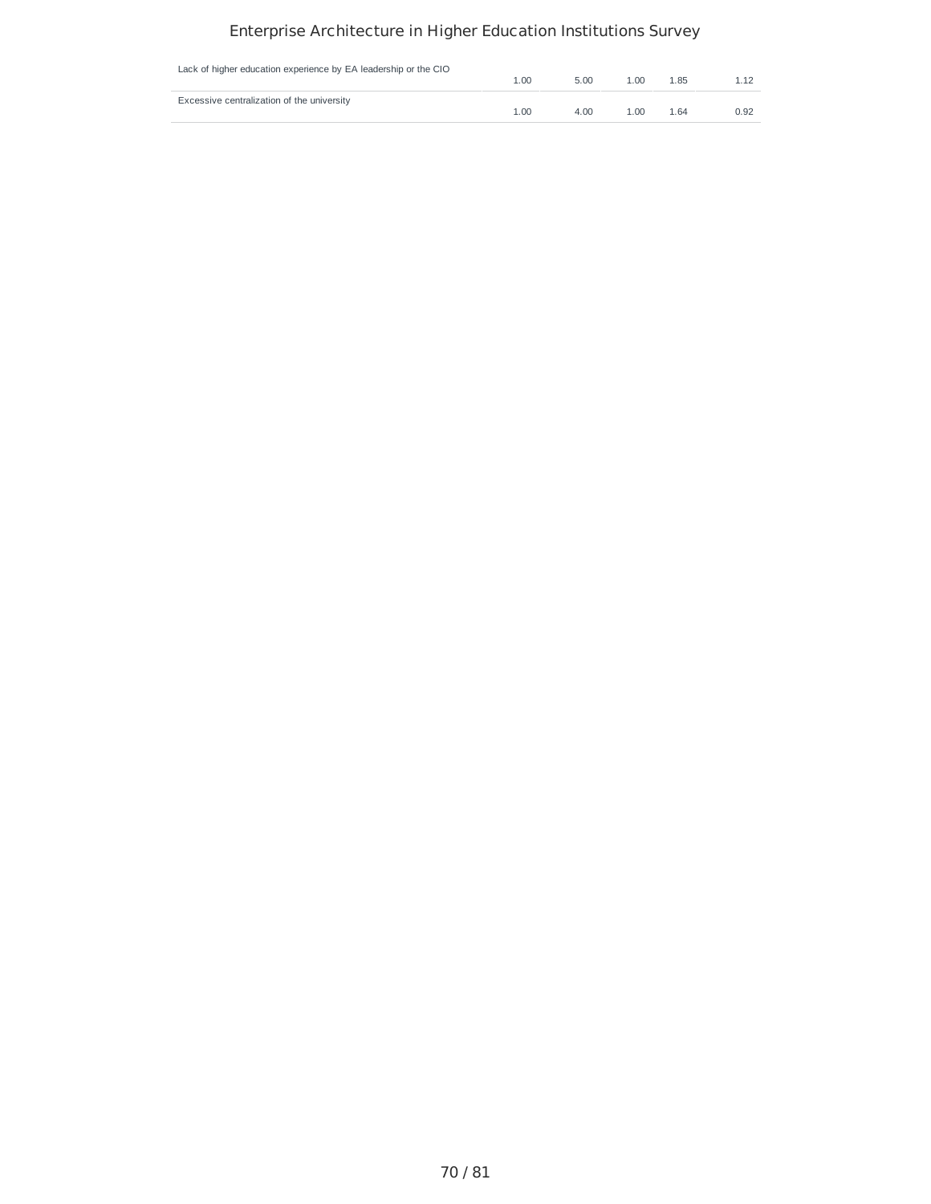| | | | | | |
|---|---|---|---|---|---|
| Lack of higher education experience by EA leadership or the CIO | 1.00 | 5.00 | 1.00 | 1.85 | 1.12 |
| Excessive centralization of the university | 1.00 | 4.00 | 1.00 | 1.64 | 0.92 |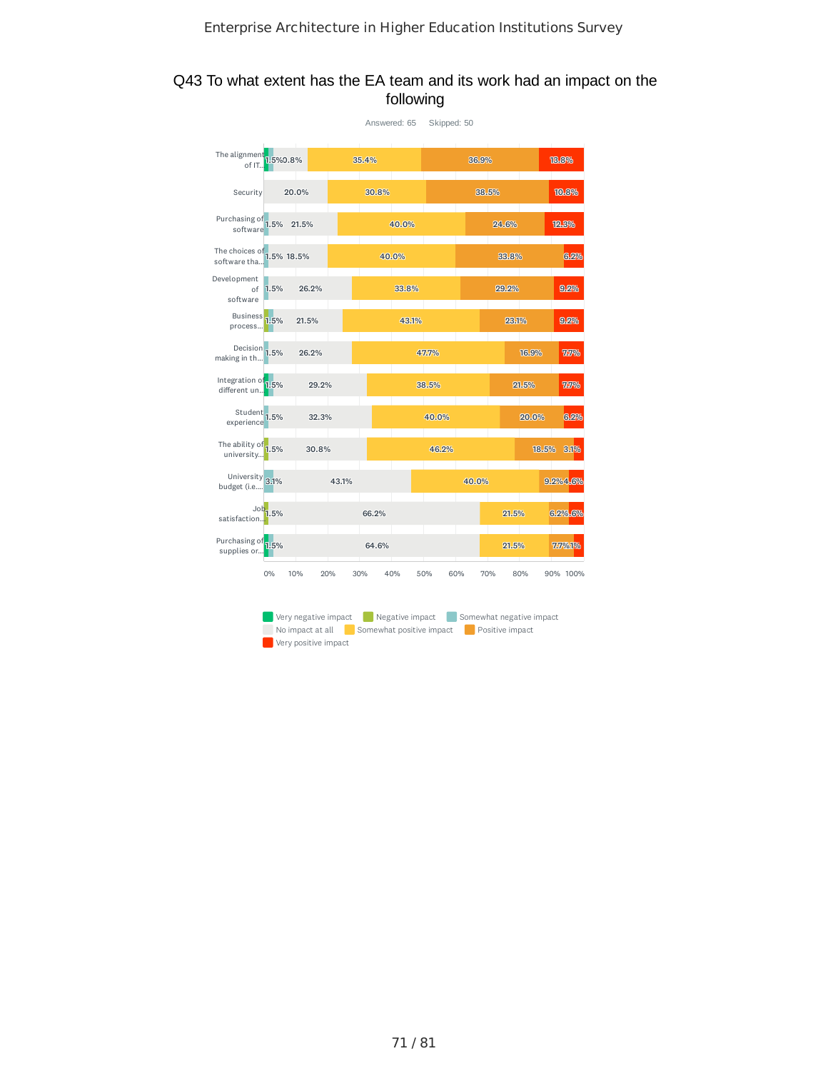## Q43 To what extent has the EA team and its work had an impact on the following

Answered: 65 Skipped: 50

| | Very negative impact | Negative impact | Somewhat negative impact | No impact at all | Somewhat positive impact | Positive impact | Very positive impact |
|---|---|---|---|---|---|---|---|
| The alignment of IT... | 1.5% | | | 10.8% | 35.4% | 36.9% | 13.8% |
| Security | | | | 20.0% | 30.8% | 38.5% | 10.8% |
| Purchasing of software | | | 1.5% | 21.5% | 40.0% | 24.6% | 12.3% |
| The choices of software tha... | | | 1.5% | 18.5% | 40.0% | 33.8% | 6.2% |
| Development of software | | | 1.5% | 26.2% | 33.8% | 29.2% | 9.2% |
| Business process... | | 1.5% | | 21.5% | 43.1% | 23.1% | 9.2% |
| Decision making in th... | | | 1.5% | 26.2% | 47.7% | 16.9% | 7.7% |
| Integration of different un... | 1.5% | | | 29.2% | 38.5% | 21.5% | 7.7% |
| Student experience | | | 1.5% | 32.3% | 40.0% | 20.0% | 6.2% |
| The ability of university... | | 1.5% | | 30.8% | 46.2% | 18.5% | 3.1% |
| University budget (i.e.... | | | 3.1% | 43.1% | 40.0% | 9.2% | 4.6% |
| Job satisfaction... | | 1.5% | | 66.2% | 21.5% | 6.2% | 4.6% |
| Purchasing of supplies or... | 1.5% | | | 64.6% | 21.5% | 7.7% | 3.1% |

Very negative impact | Negative impact | Somewhat negative impact | No impact at all | Somewhat positive impact | Positive impact | Very positive impact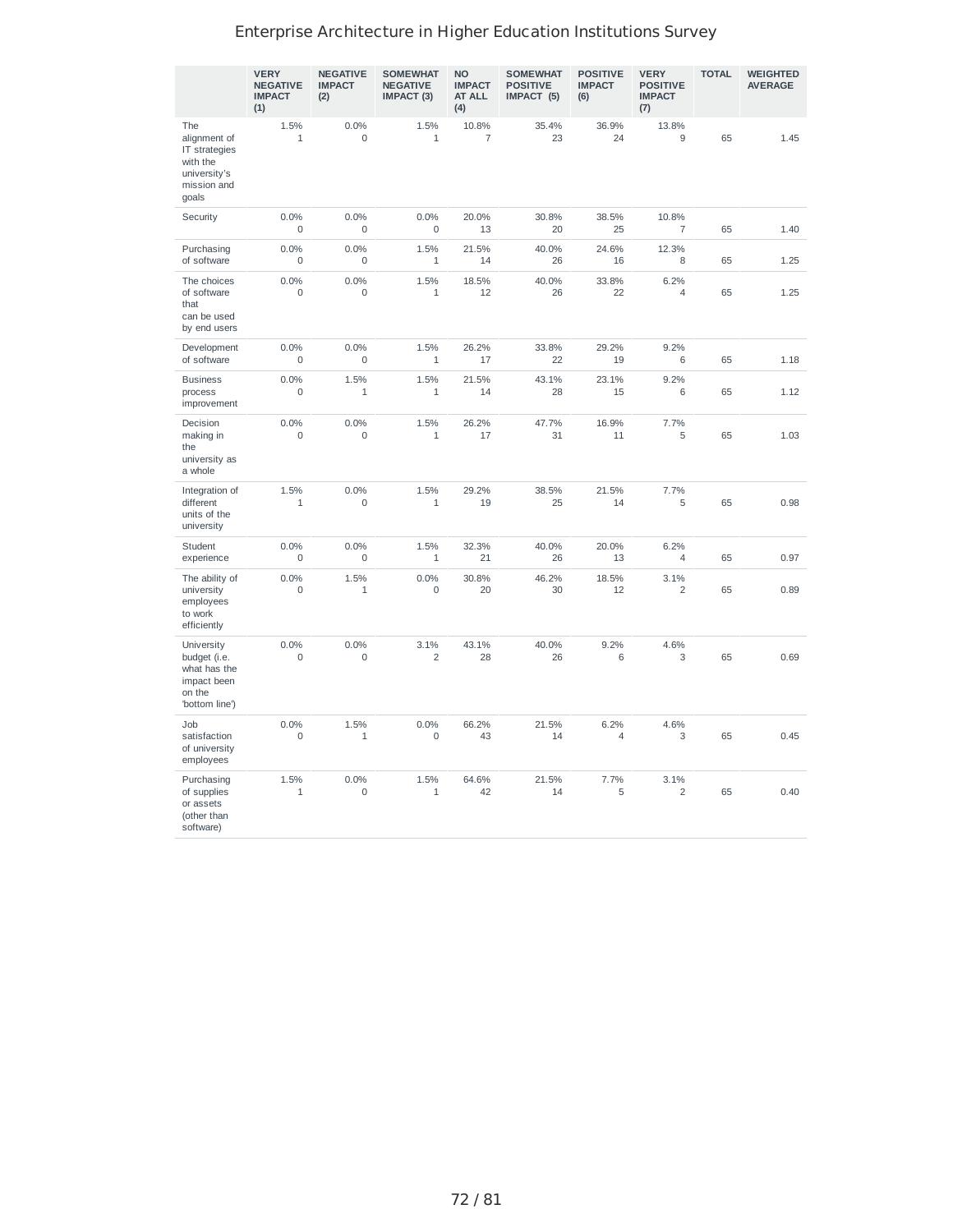# Enterprise Architecture in Higher Education Institutions Survey

| | VERY NEGATIVE IMPACT (1) | NEGATIVE IMPACT (2) | SOMEWHAT NEGATIVE IMPACT (3) | NO IMPACT AT ALL (4) | SOMEWHAT POSITIVE IMPACT (5) | POSITIVE IMPACT (6) | VERY POSITIVE IMPACT (7) | TOTAL | WEIGHTED AVERAGE |
|---|---|---|---|---|---|---|---|---|---|
| The alignment of IT strategies with the university's mission and goals | 1.5% 1 | 0.0% 0 | 1.5% 1 | 10.8% 7 | 35.4% 23 | 36.9% 24 | 13.8% 9 | 65 | 1.45 |
| Security | 0.0% 0 | 0.0% 0 | 0.0% 0 | 20.0% 13 | 30.8% 20 | 38.5% 25 | 10.8% 7 | 65 | 1.40 |
| Purchasing of software | 0.0% 0 | 0.0% 0 | 1.5% 1 | 21.5% 14 | 40.0% 26 | 24.6% 16 | 12.3% 8 | 65 | 1.25 |
| The choices of software that can be used by end users | 0.0% 0 | 0.0% 0 | 1.5% 1 | 18.5% 12 | 40.0% 26 | 33.8% 22 | 6.2% 4 | 65 | 1.25 |
| Development of software | 0.0% 0 | 0.0% 0 | 1.5% 1 | 26.2% 17 | 33.8% 22 | 29.2% 19 | 9.2% 6 | 65 | 1.18 |
| Business process improvement | 0.0% 0 | 1.5% 1 | 1.5% 1 | 21.5% 14 | 43.1% 28 | 23.1% 15 | 9.2% 6 | 65 | 1.12 |
| Decision making in the university as a whole | 0.0% 0 | 0.0% 0 | 1.5% 1 | 26.2% 17 | 47.7% 31 | 16.9% 11 | 7.7% 5 | 65 | 1.03 |
| Integration of different units of the university | 1.5% 1 | 0.0% 0 | 1.5% 1 | 29.2% 19 | 38.5% 25 | 21.5% 14 | 7.7% 5 | 65 | 0.98 |
| Student experience | 0.0% 0 | 0.0% 0 | 1.5% 1 | 32.3% 21 | 40.0% 26 | 20.0% 13 | 6.2% 4 | 65 | 0.97 |
| The ability of university employees to work efficiently | 0.0% 0 | 1.5% 1 | 0.0% 0 | 30.8% 20 | 46.2% 30 | 18.5% 12 | 3.1% 2 | 65 | 0.89 |
| University budget (i.e. what has the impact been on the 'bottom line') | 0.0% 0 | 0.0% 0 | 3.1% 2 | 43.1% 28 | 40.0% 26 | 9.2% 6 | 4.6% 3 | 65 | 0.69 |
| Job satisfaction of university employees | 0.0% 0 | 1.5% 1 | 0.0% 0 | 66.2% 43 | 21.5% 14 | 6.2% 4 | 4.6% 3 | 65 | 0.45 |
| Purchasing of supplies or assets (other than software) | 1.5% 1 | 0.0% 0 | 1.5% 1 | 64.6% 42 | 21.5% 14 | 7.7% 5 | 3.1% 2 | 65 | 0.40 |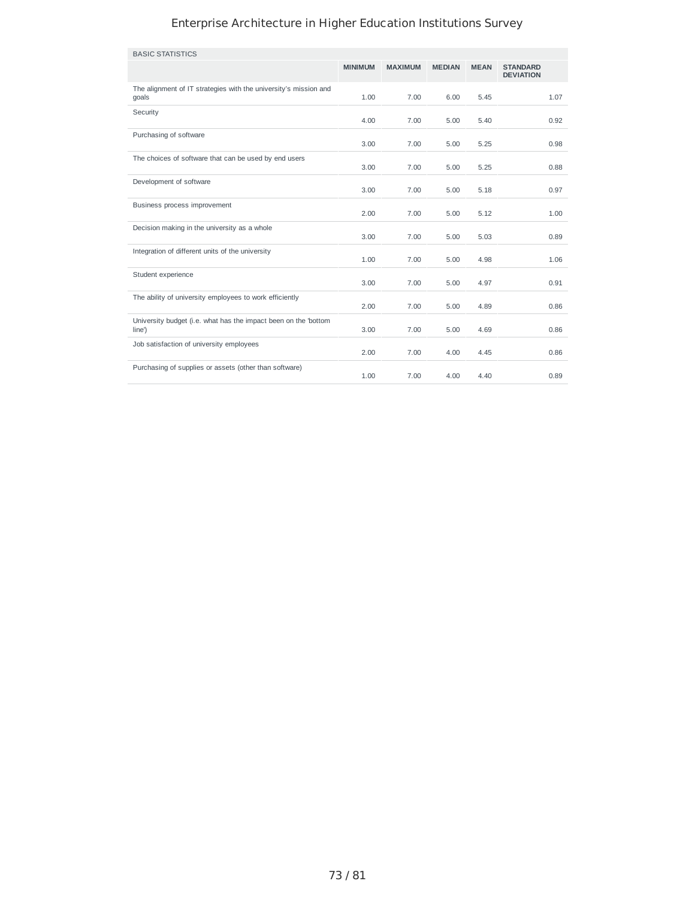| BASIC STATISTICS | | | | | |
|---|---|---|---|---|---|
| | MINIMUM | MAXIMUM | MEDIAN | MEAN | STANDARD DEVIATION |
| The alignment of IT strategies with the university's mission and goals | 1.00 | 7.00 | 6.00 | 5.45 | 1.07 |
| Security | 4.00 | 7.00 | 5.00 | 5.40 | 0.92 |
| Purchasing of software | 3.00 | 7.00 | 5.00 | 5.25 | 0.98 |
| The choices of software that can be used by end users | 3.00 | 7.00 | 5.00 | 5.25 | 0.88 |
| Development of software | 3.00 | 7.00 | 5.00 | 5.18 | 0.97 |
| Business process improvement | 2.00 | 7.00 | 5.00 | 5.12 | 1.00 |
| Decision making in the university as a whole | 3.00 | 7.00 | 5.00 | 5.03 | 0.89 |
| Integration of different units of the university | 1.00 | 7.00 | 5.00 | 4.98 | 1.06 |
| Student experience | 3.00 | 7.00 | 5.00 | 4.97 | 0.91 |
| The ability of university employees to work efficiently | 2.00 | 7.00 | 5.00 | 4.89 | 0.86 |
| University budget (i.e. what has the impact been on the 'bottom line') | 3.00 | 7.00 | 5.00 | 4.69 | 0.86 |
| Job satisfaction of university employees | 2.00 | 7.00 | 4.00 | 4.45 | 0.86 |
| Purchasing of supplies or assets (other than software) | 1.00 | 7.00 | 4.00 | 4.40 | 0.89 |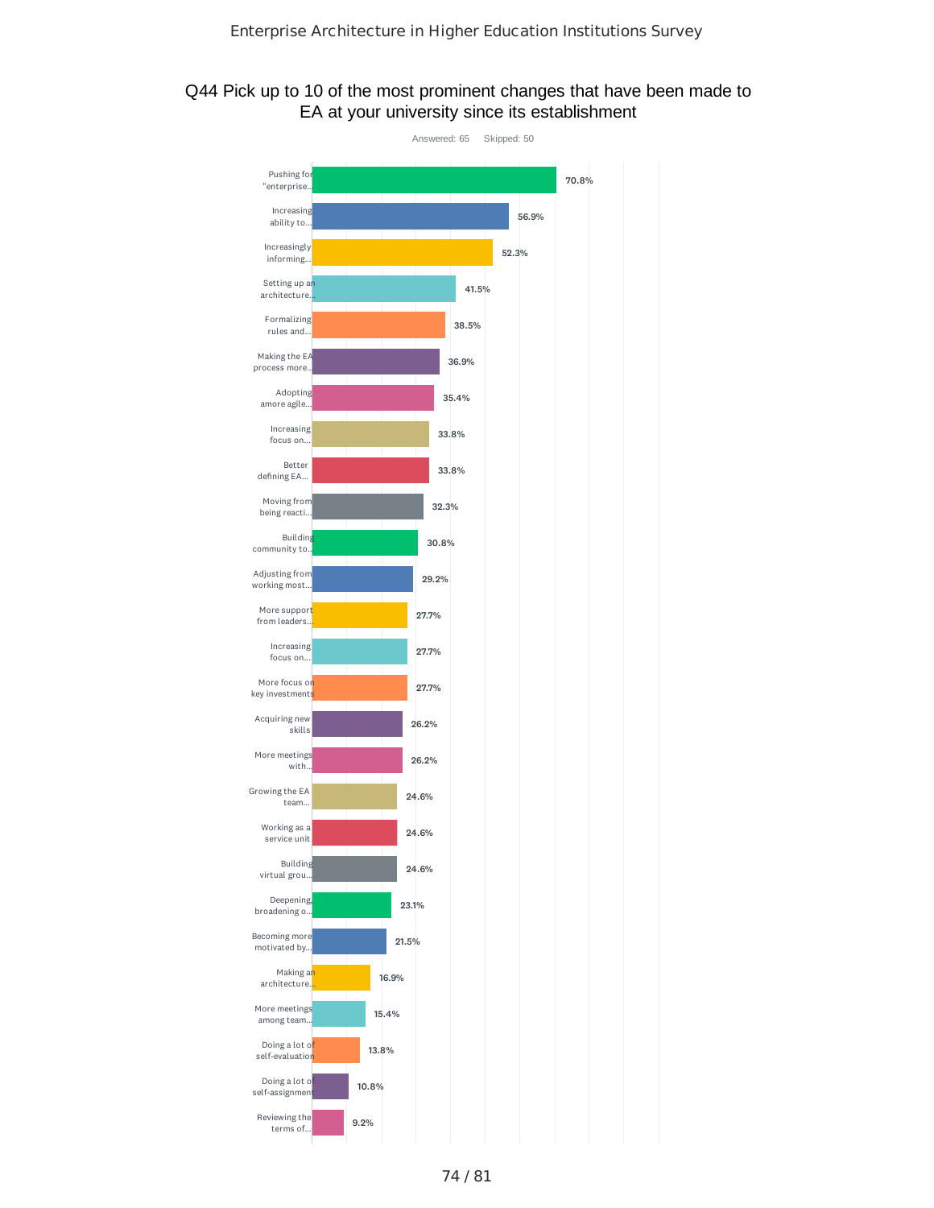## Q44 Pick up to 10 of the most prominent changes that have been made to EA at your university since its establishment

Answered: 65 Skipped: 50

| Answer | Percentage |
| --- | --- |
| Pushing for "enterprise... | 70.8% |
| Increasing ability to... | 56.9% |
| Increasingly informing... | 52.3% |
| Setting up an architecture... | 41.5% |
| Formalizing rules and... | 38.5% |
| Making the EA process more... | 36.9% |
| Adopting amore agile... | 35.4% |
| Increasing focus on... | 33.8% |
| Better defining EA... | 33.8% |
| Moving from being reacti... | 32.3% |
| Building community to... | 30.8% |
| Adjusting from working most... | 29.2% |
| More support from leaders... | 27.7% |
| Increasing focus on... | 27.7% |
| More focus on key investments | 27.7% |
| Acquiring new skills | 26.2% |
| More meetings with... | 26.2% |
| Growing the EA team... | 24.6% |
| Working as a service unit | 24.6% |
| Building virtual grou... | 24.6% |
| Deepening, broadening o... | 23.1% |
| Becoming more motivated by... | 21.5% |
| Making an architecture... | 16.9% |
| More meetings among team... | 15.4% |
| Doing a lot of self-evaluation | 13.8% |
| Doing a lot of self-assignment | 10.8% |
| Reviewing the terms of... | 9.2% |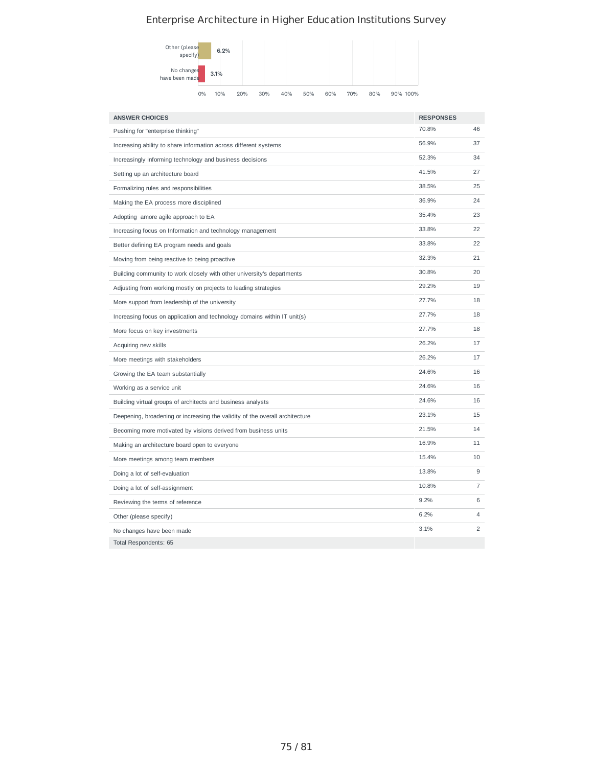# Enterprise Architecture in Higher Education Institutions Survey

| Label | Percentage |
|---|---|
| Other (please specify) | 6.2% |
| No changes have been made | 3.1% |

| ANSWER CHOICES | RESPONSES | |
|---|---|---|
| Pushing for "enterprise thinking" | 70.8% | 46 |
| Increasing ability to share information across different systems | 56.9% | 37 |
| Increasingly informing technology and business decisions | 52.3% | 34 |
| Setting up an architecture board | 41.5% | 27 |
| Formalizing rules and responsibilities | 38.5% | 25 |
| Making the EA process more disciplined | 36.9% | 24 |
| Adopting amore agile approach to EA | 35.4% | 23 |
| Increasing focus on Information and technology management | 33.8% | 22 |
| Better defining EA program needs and goals | 33.8% | 22 |
| Moving from being reactive to being proactive | 32.3% | 21 |
| Building community to work closely with other university's departments | 30.8% | 20 |
| Adjusting from working mostly on projects to leading strategies | 29.2% | 19 |
| More support from leadership of the university | 27.7% | 18 |
| Increasing focus on application and technology domains within IT unit(s) | 27.7% | 18 |
| More focus on key investments | 27.7% | 18 |
| Acquiring new skills | 26.2% | 17 |
| More meetings with stakeholders | 26.2% | 17 |
| Growing the EA team substantially | 24.6% | 16 |
| Working as a service unit | 24.6% | 16 |
| Building virtual groups of architects and business analysts | 24.6% | 16 |
| Deepening, broadening or increasing the validity of the overall architecture | 23.1% | 15 |
| Becoming more motivated by visions derived from business units | 21.5% | 14 |
| Making an architecture board open to everyone | 16.9% | 11 |
| More meetings among team members | 15.4% | 10 |
| Doing a lot of self-evaluation | 13.8% | 9 |
| Doing a lot of self-assignment | 10.8% | 7 |
| Reviewing the terms of reference | 9.2% | 6 |
| Other (please specify) | 6.2% | 4 |
| No changes have been made | 3.1% | 2 |
| Total Respondents: 65 | | |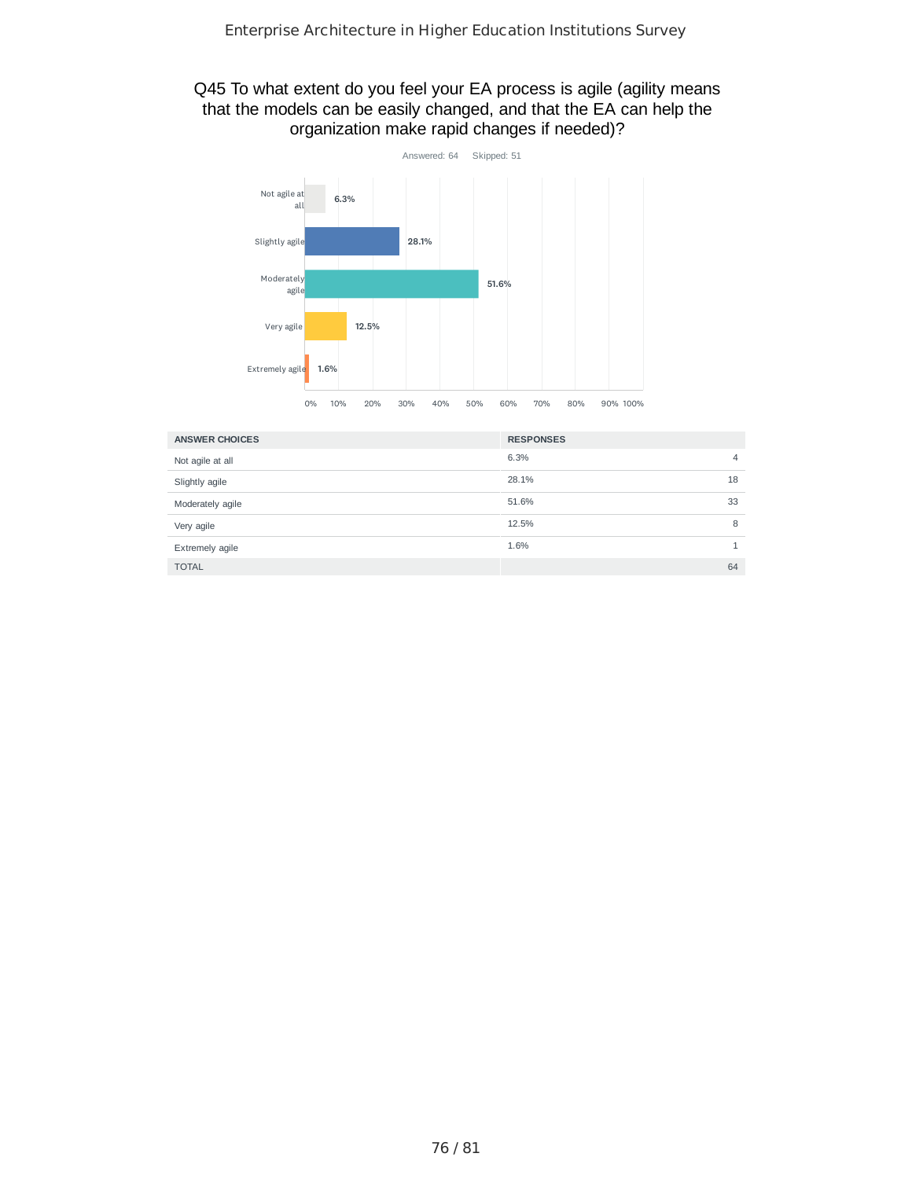## Q45 To what extent do you feel your EA process is agile (agility means that the models can be easily changed, and that the EA can help the organization make rapid changes if needed)?

Answered: 64 Skipped: 51

| ANSWER CHOICES | RESPONSES | |
|---|---|---|
| Not agile at all | 6.3% | 4 |
| Slightly agile | 28.1% | 18 |
| Moderately agile | 51.6% | 33 |
| Very agile | 12.5% | 8 |
| Extremely agile | 1.6% | 1 |
| TOTAL | | 64 |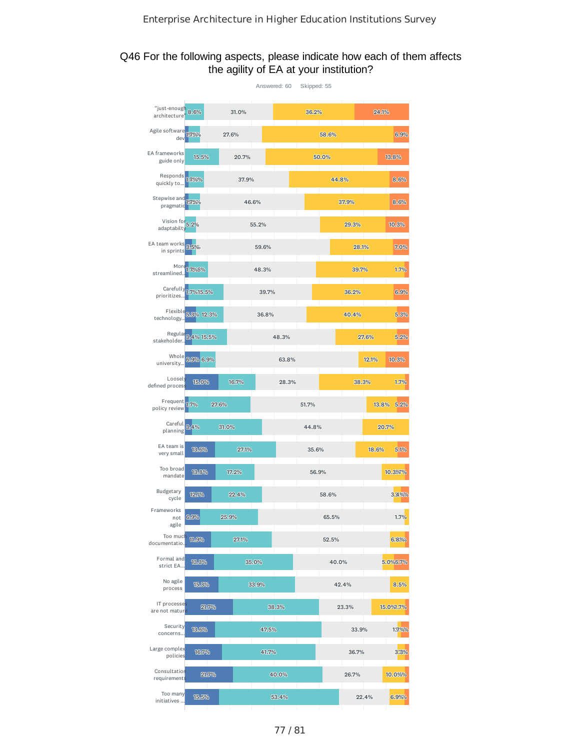Enterprise Architecture in Higher Education Institutions Survey

## Q46 For the following aspects, please indicate how each of them affects the agility of EA at your institution?

Answered: 60 Skipped: 55

| Aspect | | | | | |
|---|---|---|---|---|---|
| "just-enough architecture" | | 8.6% | 31.0% | 36.2% | 24.1% |
| Agile software dev | 1.7% | 1.7% | 27.6% | 58.6% | 6.9% |
| EA frameworks guide only | | 15.5% | 20.7% | 50.0% | 13.8% |
| Responds quickly to... | 1.7% | 1.7% | 37.9% | 44.8% | 8.6% |
| Stepwise and pragmatic | 1.7% | 1.7% | 46.6% | 37.9% | 8.6% |
| Vision for adaptabilty | | 5.2% | 55.2% | 29.3% | 10.3% |
| EA team works in sprints | 3.5% | | 59.6% | 28.1% | 7.0% |
| More streamlined... | 1.7% | 8.6% | 48.3% | 39.7% | 1.7% |
| Carefully prioritizes... | 1.7% | 15.5% | 39.7% | 36.2% | 6.9% |
| Flexible technology... | 5.3% | 12.3% | 36.8% | 40.4% | 5.3% |
| Regular stakeholder... | 3.4% | 15.5% | 48.3% | 27.6% | 5.2% |
| Whole university... | 6.9% | 6.9% | 63.8% | 12.1% | 10.3% |
| Loosely defined process | 15.0% | 16.7% | 28.3% | 38.3% | 1.7% |
| Frequent policy review | 1.7% | 27.6% | 51.7% | 13.8% | 5.2% |
| Careful planning | 3.4% | 31.0% | 44.8% | 20.7% | |
| EA team is very small | 13.6% | 27.1% | 35.6% | 18.6% | 5.1% |
| Too broad mandate | 13.8% | 17.2% | 56.9% | 10.3% | 1.7% |
| Budgetary cycle | 12.1% | 22.4% | 58.6% | 3.4% | 3.4% |
| Frameworks not agile | 6.9% | 25.9% | 65.5% | 1.7% | |
| Too much documentatio... | 11.9% | 27.1% | 52.5% | 6.8% | 1.7% |
| Formal and strict EA... | 13.3% | 35.0% | 40.0% | 5.0% | 6.7% |
| No agile process | 15.3% | 33.9% | 42.4% | 8.5% | |
| IT processes are not mature | 21.7% | 38.3% | 23.3% | 15.0% | 1.7% |
| Security concerns... | 13.6% | 47.5% | 33.9% | 1.7% | 3.4% |
| Large complex policies | 16.7% | 41.7% | 36.7% | 3.3% | 1.7% |
| Consultation requirements | 21.7% | 40.0% | 26.7% | 10.0% | 1.7% |
| Too many initiatives ... | 15.5% | 53.4% | 22.4% | 6.9% | 1.7% |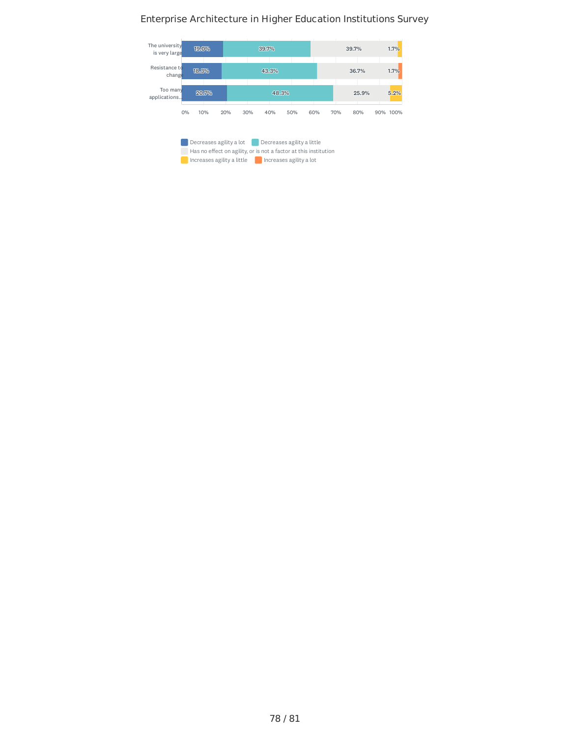# Enterprise Architecture in Higher Education Institutions Survey

| | Decreases agility a lot | Decreases agility a little | Has no effect on agility, or is not a factor at this institution | Increases agility a little | Increases agility a lot |
|---|---|---|---|---|---|
| The university is very large | 19.0% | 39.7% | 39.7% | 1.7% | |
| Resistance to change | 18.3% | 43.3% | 36.7% | | 1.7% |
| Too many applications... | 20.7% | 48.3% | 25.9% | 5.2% | |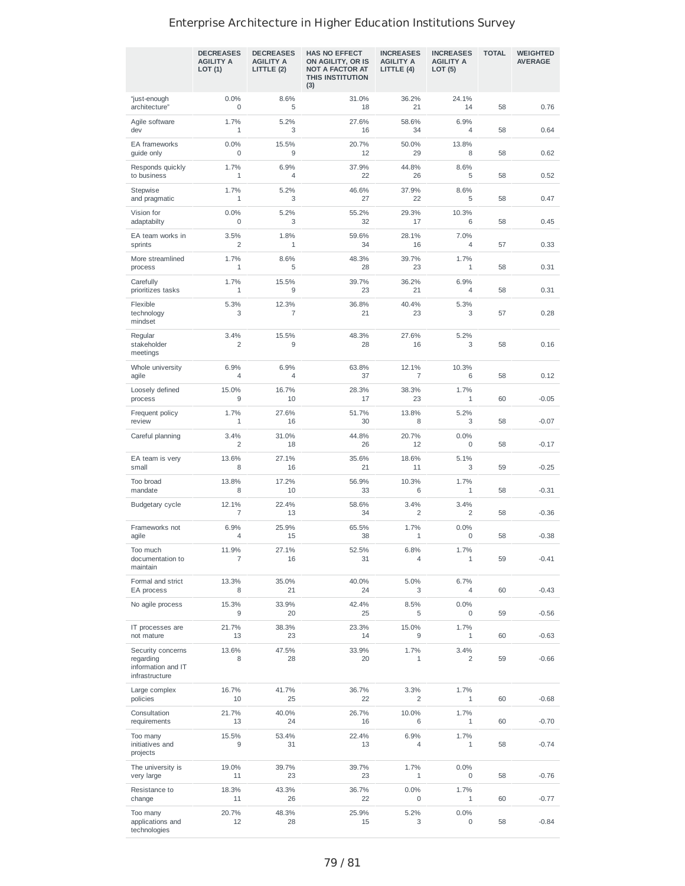# Enterprise Architecture in Higher Education Institutions Survey

| | DECREASES AGILITY A LOT (1) | DECREASES AGILITY A LITTLE (2) | HAS NO EFFECT ON AGILITY, OR IS NOT A FACTOR AT THIS INSTITUTION (3) | INCREASES AGILITY A LITTLE (4) | INCREASES AGILITY A LOT (5) | TOTAL | WEIGHTED AVERAGE |
|---|---|---|---|---|---|---|---|
| "just-enough architecture" | 0.0%<br>0 | 8.6%<br>5 | 31.0%<br>18 | 36.2%<br>21 | 24.1%<br>14 | 58 | 0.76 |
| Agile software dev | 1.7%<br>1 | 5.2%<br>3 | 27.6%<br>16 | 58.6%<br>34 | 6.9%<br>4 | 58 | 0.64 |
| EA frameworks guide only | 0.0%<br>0 | 15.5%<br>9 | 20.7%<br>12 | 50.0%<br>29 | 13.8%<br>8 | 58 | 0.62 |
| Responds quickly to business | 1.7%<br>1 | 6.9%<br>4 | 37.9%<br>22 | 44.8%<br>26 | 8.6%<br>5 | 58 | 0.52 |
| Stepwise and pragmatic | 1.7%<br>1 | 5.2%<br>3 | 46.6%<br>27 | 37.9%<br>22 | 8.6%<br>5 | 58 | 0.47 |
| Vision for adaptabilty | 0.0%<br>0 | 5.2%<br>3 | 55.2%<br>32 | 29.3%<br>17 | 10.3%<br>6 | 58 | 0.45 |
| EA team works in sprints | 3.5%<br>2 | 1.8%<br>1 | 59.6%<br>34 | 28.1%<br>16 | 7.0%<br>4 | 57 | 0.33 |
| More streamlined process | 1.7%<br>1 | 8.6%<br>5 | 48.3%<br>28 | 39.7%<br>23 | 1.7%<br>1 | 58 | 0.31 |
| Carefully prioritizes tasks | 1.7%<br>1 | 15.5%<br>9 | 39.7%<br>23 | 36.2%<br>21 | 6.9%<br>4 | 58 | 0.31 |
| Flexible technology mindset | 5.3%<br>3 | 12.3%<br>7 | 36.8%<br>21 | 40.4%<br>23 | 5.3%<br>3 | 57 | 0.28 |
| Regular stakeholder meetings | 3.4%<br>2 | 15.5%<br>9 | 48.3%<br>28 | 27.6%<br>16 | 5.2%<br>3 | 58 | 0.16 |
| Whole university agile | 6.9%<br>4 | 6.9%<br>4 | 63.8%<br>37 | 12.1%<br>7 | 10.3%<br>6 | 58 | 0.12 |
| Loosely defined process | 15.0%<br>9 | 16.7%<br>10 | 28.3%<br>17 | 38.3%<br>23 | 1.7%<br>1 | 60 | -0.05 |
| Frequent policy review | 1.7%<br>1 | 27.6%<br>16 | 51.7%<br>30 | 13.8%<br>8 | 5.2%<br>3 | 58 | -0.07 |
| Careful planning | 3.4%<br>2 | 31.0%<br>18 | 44.8%<br>26 | 20.7%<br>12 | 0.0%<br>0 | 58 | -0.17 |
| EA team is very small | 13.6%<br>8 | 27.1%<br>16 | 35.6%<br>21 | 18.6%<br>11 | 5.1%<br>3 | 59 | -0.25 |
| Too broad mandate | 13.8%<br>8 | 17.2%<br>10 | 56.9%<br>33 | 10.3%<br>6 | 1.7%<br>1 | 58 | -0.31 |
| Budgetary cycle | 12.1%<br>7 | 22.4%<br>13 | 58.6%<br>34 | 3.4%<br>2 | 3.4%<br>2 | 58 | -0.36 |
| Frameworks not agile | 6.9%<br>4 | 25.9%<br>15 | 65.5%<br>38 | 1.7%<br>1 | 0.0%<br>0 | 58 | -0.38 |
| Too much documentation to maintain | 11.9%<br>7 | 27.1%<br>16 | 52.5%<br>31 | 6.8%<br>4 | 1.7%<br>1 | 59 | -0.41 |
| Formal and strict EA process | 13.3%<br>8 | 35.0%<br>21 | 40.0%<br>24 | 5.0%<br>3 | 6.7%<br>4 | 60 | -0.43 |
| No agile process | 15.3%<br>9 | 33.9%<br>20 | 42.4%<br>25 | 8.5%<br>5 | 0.0%<br>0 | 59 | -0.56 |
| IT processes are not mature | 21.7%<br>13 | 38.3%<br>23 | 23.3%<br>14 | 15.0%<br>9 | 1.7%<br>1 | 60 | -0.63 |
| Security concerns regarding information and IT infrastructure | 13.6%<br>8 | 47.5%<br>28 | 33.9%<br>20 | 1.7%<br>1 | 3.4%<br>2 | 59 | -0.66 |
| Large complex policies | 16.7%<br>10 | 41.7%<br>25 | 36.7%<br>22 | 3.3%<br>2 | 1.7%<br>1 | 60 | -0.68 |
| Consultation requirements | 21.7%<br>13 | 40.0%<br>24 | 26.7%<br>16 | 10.0%<br>6 | 1.7%<br>1 | 60 | -0.70 |
| Too many initiatives and projects | 15.5%<br>9 | 53.4%<br>31 | 22.4%<br>13 | 6.9%<br>4 | 1.7%<br>1 | 58 | -0.74 |
| The university is very large | 19.0%<br>11 | 39.7%<br>23 | 39.7%<br>23 | 1.7%<br>1 | 0.0%<br>0 | 58 | -0.76 |
| Resistance to change | 18.3%<br>11 | 43.3%<br>26 | 36.7%<br>22 | 0.0%<br>0 | 1.7%<br>1 | 60 | -0.77 |
| Too many applications and technologies | 20.7%<br>12 | 48.3%<br>28 | 25.9%<br>15 | 5.2%<br>3 | 0.0%<br>0 | 58 | -0.84 |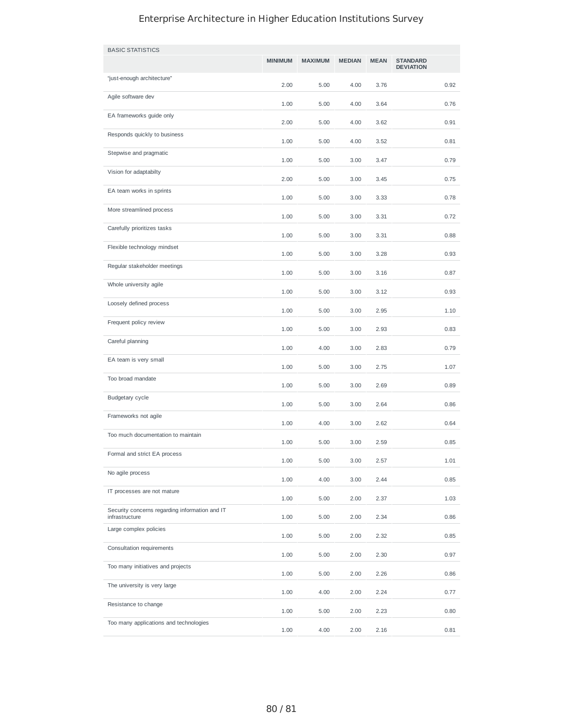| BASIC STATISTICS | MINIMUM | MAXIMUM | MEDIAN | MEAN | STANDARD DEVIATION |
|---|---|---|---|---|---|
| “just-enough architecture” | 2.00 | 5.00 | 4.00 | 3.76 | 0.92 |
| Agile software dev | 1.00 | 5.00 | 4.00 | 3.64 | 0.76 |
| EA frameworks guide only | 2.00 | 5.00 | 4.00 | 3.62 | 0.91 |
| Responds quickly to business | 1.00 | 5.00 | 4.00 | 3.52 | 0.81 |
| Stepwise and pragmatic | 1.00 | 5.00 | 3.00 | 3.47 | 0.79 |
| Vision for adaptabilty | 2.00 | 5.00 | 3.00 | 3.45 | 0.75 |
| EA team works in sprints | 1.00 | 5.00 | 3.00 | 3.33 | 0.78 |
| More streamlined process | 1.00 | 5.00 | 3.00 | 3.31 | 0.72 |
| Carefully prioritizes tasks | 1.00 | 5.00 | 3.00 | 3.31 | 0.88 |
| Flexible technology mindset | 1.00 | 5.00 | 3.00 | 3.28 | 0.93 |
| Regular stakeholder meetings | 1.00 | 5.00 | 3.00 | 3.16 | 0.87 |
| Whole university agile | 1.00 | 5.00 | 3.00 | 3.12 | 0.93 |
| Loosely defined process | 1.00 | 5.00 | 3.00 | 2.95 | 1.10 |
| Frequent policy review | 1.00 | 5.00 | 3.00 | 2.93 | 0.83 |
| Careful planning | 1.00 | 4.00 | 3.00 | 2.83 | 0.79 |
| EA team is very small | 1.00 | 5.00 | 3.00 | 2.75 | 1.07 |
| Too broad mandate | 1.00 | 5.00 | 3.00 | 2.69 | 0.89 |
| Budgetary cycle | 1.00 | 5.00 | 3.00 | 2.64 | 0.86 |
| Frameworks not agile | 1.00 | 4.00 | 3.00 | 2.62 | 0.64 |
| Too much documentation to maintain | 1.00 | 5.00 | 3.00 | 2.59 | 0.85 |
| Formal and strict EA process | 1.00 | 5.00 | 3.00 | 2.57 | 1.01 |
| No agile process | 1.00 | 4.00 | 3.00 | 2.44 | 0.85 |
| IT processes are not mature | 1.00 | 5.00 | 2.00 | 2.37 | 1.03 |
| Security concerns regarding information and IT infrastructure | 1.00 | 5.00 | 2.00 | 2.34 | 0.86 |
| Large complex policies | 1.00 | 5.00 | 2.00 | 2.32 | 0.85 |
| Consultation requirements | 1.00 | 5.00 | 2.00 | 2.30 | 0.97 |
| Too many initiatives and projects | 1.00 | 5.00 | 2.00 | 2.26 | 0.86 |
| The university is very large | 1.00 | 4.00 | 2.00 | 2.24 | 0.77 |
| Resistance to change | 1.00 | 5.00 | 2.00 | 2.23 | 0.80 |
| Too many applications and technologies | 1.00 | 4.00 | 2.00 | 2.16 | 0.81 |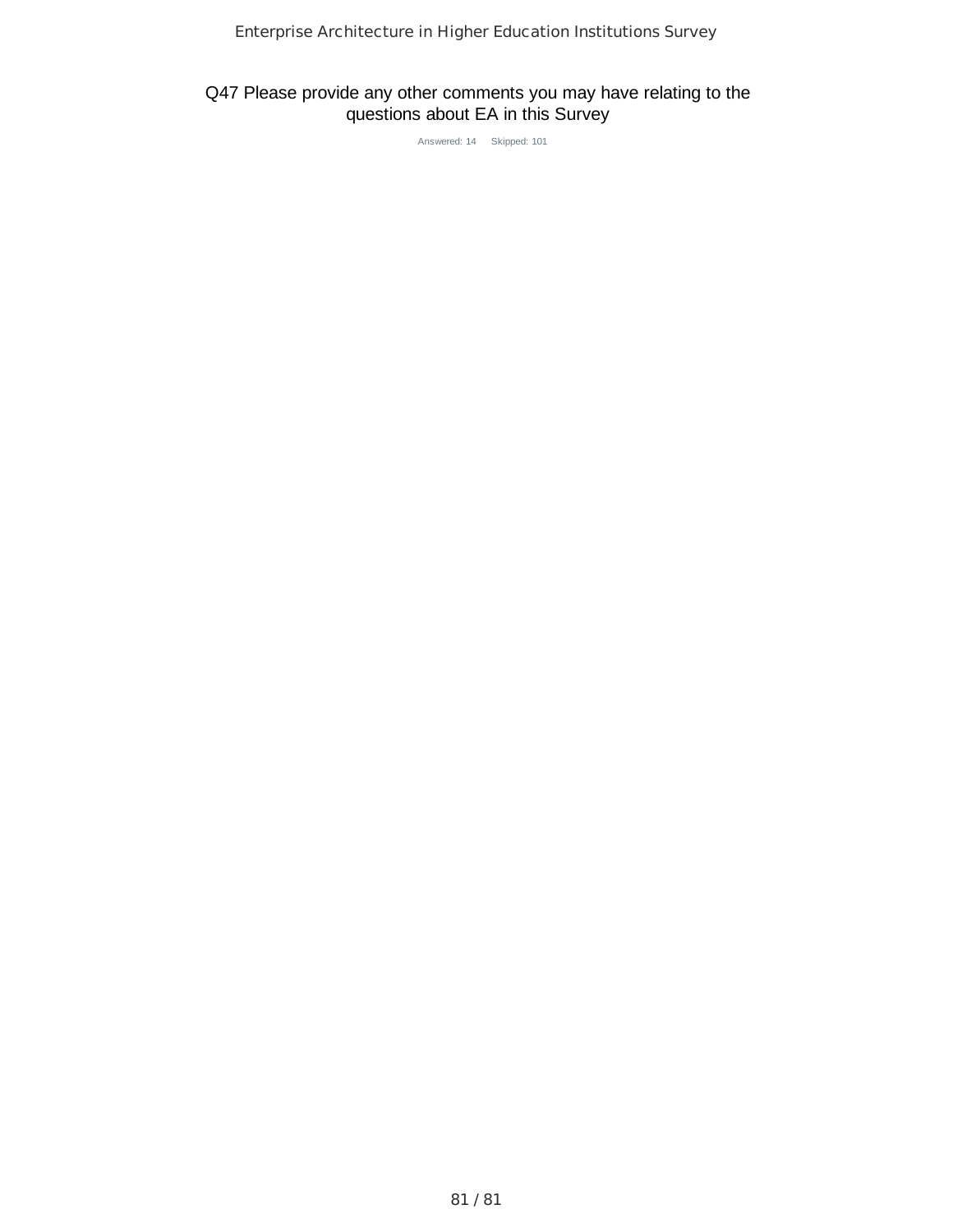## Q47 Please provide any other comments you may have relating to the questions about EA in this Survey

Answered: 14    Skipped: 101